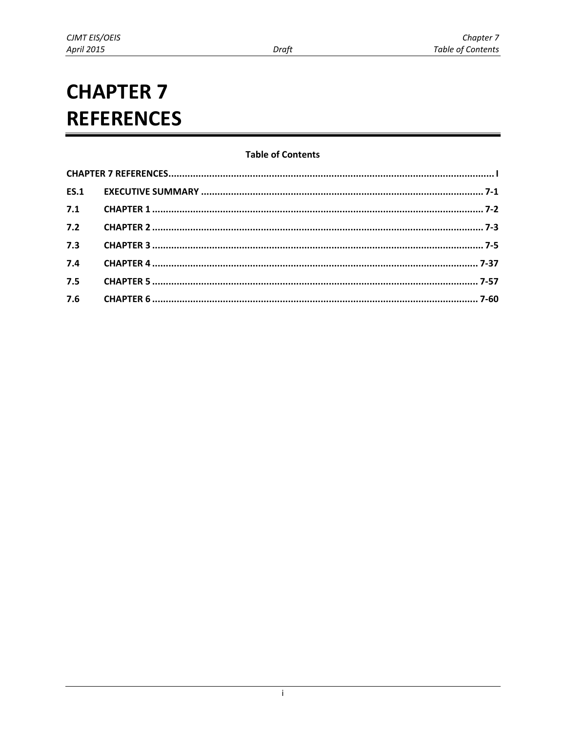# CHAPTER 7 REFERENCES

**Table of Contents**

| | | |
|---|---|---|
| **CHAPTER 7 REFERENCES** | | **I** |
| **ES.1** | **EXECUTIVE SUMMARY** | **7-1** |
| **7.1** | **CHAPTER 1** | **7-2** |
| **7.2** | **CHAPTER 2** | **7-3** |
| **7.3** | **CHAPTER 3** | **7-5** |
| **7.4** | **CHAPTER 4** | **7-37** |
| **7.5** | **CHAPTER 5** | **7-57** |
| **7.6** | **CHAPTER 6** | **7-60** |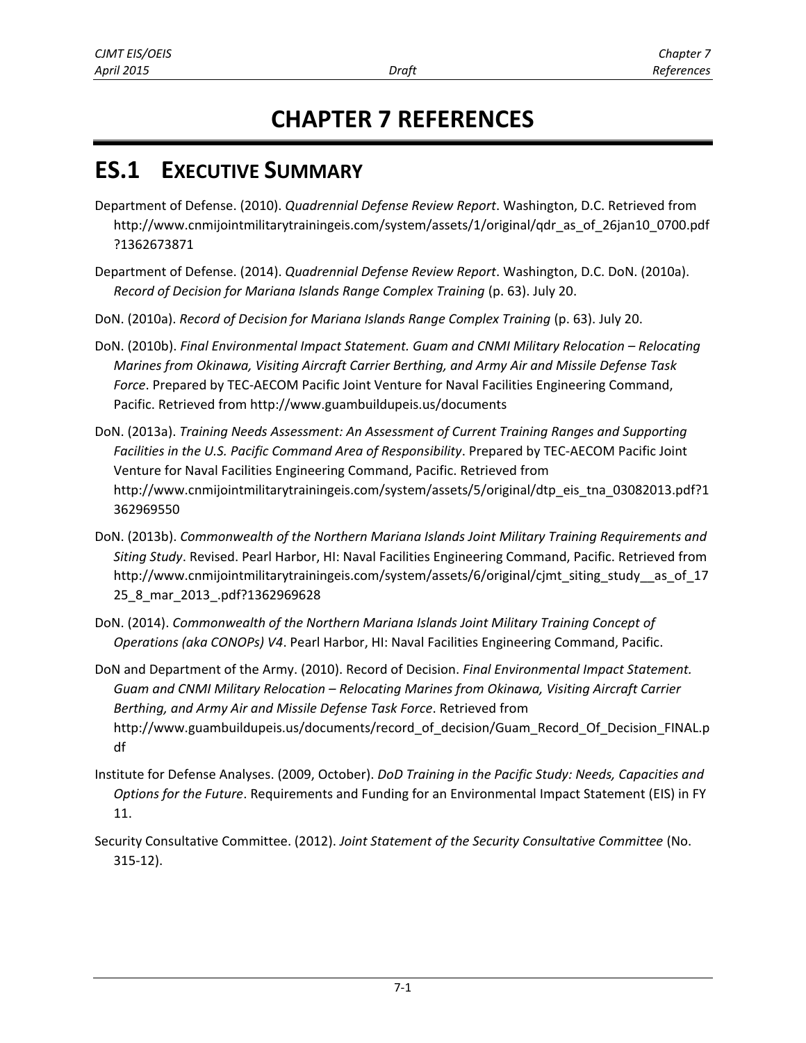# CHAPTER 7 REFERENCES

## ES.1 EXECUTIVE SUMMARY

Department of Defense. (2010). *Quadrennial Defense Review Report*. Washington, D.C. Retrieved from http://www.cnmijointmilitarytrainingeis.com/system/assets/1/original/qdr_as_of_26jan10_0700.pdf?1362673871

Department of Defense. (2014). *Quadrennial Defense Review Report*. Washington, D.C. DoN. (2010a). *Record of Decision for Mariana Islands Range Complex Training* (p. 63). July 20.

DoN. (2010a). *Record of Decision for Mariana Islands Range Complex Training* (p. 63). July 20.

DoN. (2010b). *Final Environmental Impact Statement. Guam and CNMI Military Relocation – Relocating Marines from Okinawa, Visiting Aircraft Carrier Berthing, and Army Air and Missile Defense Task Force*. Prepared by TEC-AECOM Pacific Joint Venture for Naval Facilities Engineering Command, Pacific. Retrieved from http://www.guambuildupeis.us/documents

DoN. (2013a). *Training Needs Assessment: An Assessment of Current Training Ranges and Supporting Facilities in the U.S. Pacific Command Area of Responsibility*. Prepared by TEC-AECOM Pacific Joint Venture for Naval Facilities Engineering Command, Pacific. Retrieved from http://www.cnmijointmilitarytrainingeis.com/system/assets/5/original/dtp_eis_tna_03082013.pdf?1362969550

DoN. (2013b). *Commonwealth of the Northern Mariana Islands Joint Military Training Requirements and Siting Study*. Revised. Pearl Harbor, HI: Naval Facilities Engineering Command, Pacific. Retrieved from http://www.cnmijointmilitarytrainingeis.com/system/assets/6/original/cjmt_siting_study__as_of_1725_8_mar_2013_.pdf?1362969628

DoN. (2014). *Commonwealth of the Northern Mariana Islands Joint Military Training Concept of Operations (aka CONOPs) V4*. Pearl Harbor, HI: Naval Facilities Engineering Command, Pacific.

DoN and Department of the Army. (2010). Record of Decision. *Final Environmental Impact Statement. Guam and CNMI Military Relocation – Relocating Marines from Okinawa, Visiting Aircraft Carrier Berthing, and Army Air and Missile Defense Task Force*. Retrieved from http://www.guambuildupeis.us/documents/record_of_decision/Guam_Record_Of_Decision_FINAL.pdf

Institute for Defense Analyses. (2009, October). *DoD Training in the Pacific Study: Needs, Capacities and Options for the Future*. Requirements and Funding for an Environmental Impact Statement (EIS) in FY 11.

Security Consultative Committee. (2012). *Joint Statement of the Security Consultative Committee* (No. 315-12).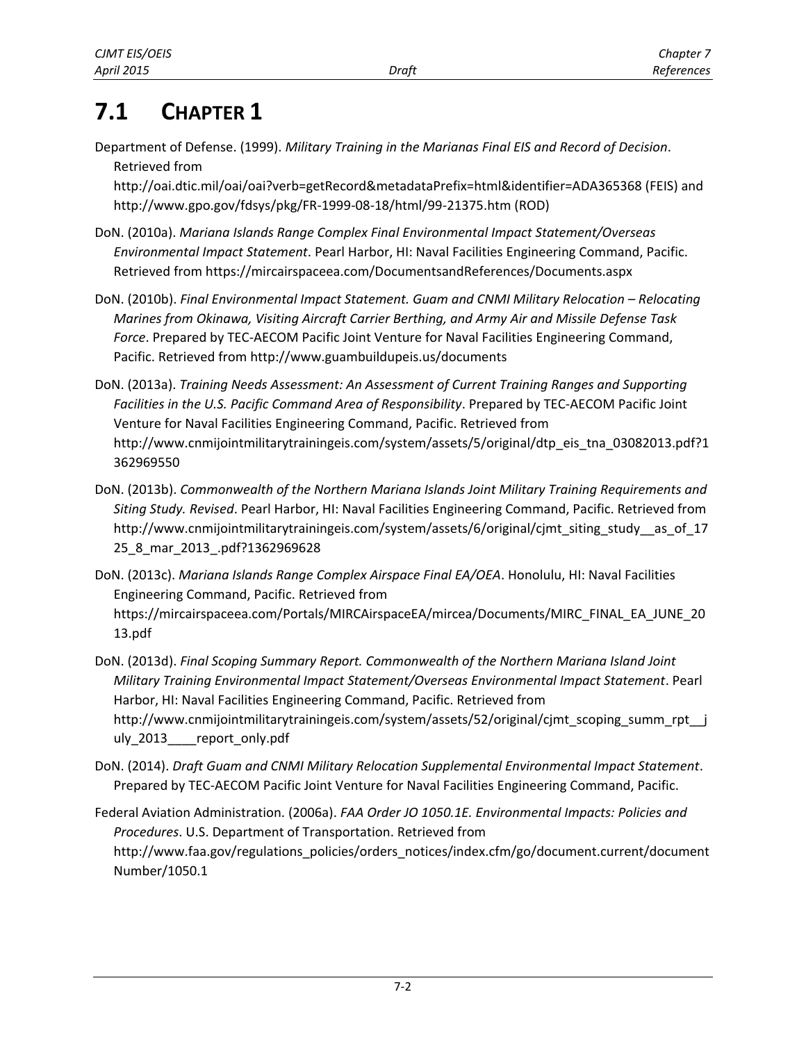# 7.1 CHAPTER 1

Department of Defense. (1999). *Military Training in the Marianas Final EIS and Record of Decision*. Retrieved from http://oai.dtic.mil/oai/oai?verb=getRecord&metadataPrefix=html&identifier=ADA365368 (FEIS) and http://www.gpo.gov/fdsys/pkg/FR-1999-08-18/html/99-21375.htm (ROD)

DoN. (2010a). *Mariana Islands Range Complex Final Environmental Impact Statement/Overseas Environmental Impact Statement*. Pearl Harbor, HI: Naval Facilities Engineering Command, Pacific. Retrieved from https://mircairspaceea.com/DocumentsandReferences/Documents.aspx

DoN. (2010b). *Final Environmental Impact Statement. Guam and CNMI Military Relocation – Relocating Marines from Okinawa, Visiting Aircraft Carrier Berthing, and Army Air and Missile Defense Task Force*. Prepared by TEC-AECOM Pacific Joint Venture for Naval Facilities Engineering Command, Pacific. Retrieved from http://www.guambuildupeis.us/documents

DoN. (2013a). *Training Needs Assessment: An Assessment of Current Training Ranges and Supporting Facilities in the U.S. Pacific Command Area of Responsibility*. Prepared by TEC-AECOM Pacific Joint Venture for Naval Facilities Engineering Command, Pacific. Retrieved from http://www.cnmijointmilitarytrainingeis.com/system/assets/5/original/dtp_eis_tna_03082013.pdf?1362969550

DoN. (2013b). *Commonwealth of the Northern Mariana Islands Joint Military Training Requirements and Siting Study. Revised*. Pearl Harbor, HI: Naval Facilities Engineering Command, Pacific. Retrieved from http://www.cnmijointmilitarytrainingeis.com/system/assets/6/original/cjmt_siting_study__as_of_1725_8_mar_2013_.pdf?1362969628

DoN. (2013c). *Mariana Islands Range Complex Airspace Final EA/OEA*. Honolulu, HI: Naval Facilities Engineering Command, Pacific. Retrieved from https://mircairspaceea.com/Portals/MIRCAirspaceEA/mircea/Documents/MIRC_FINAL_EA_JUNE_2013.pdf

DoN. (2013d). *Final Scoping Summary Report. Commonwealth of the Northern Mariana Island Joint Military Training Environmental Impact Statement/Overseas Environmental Impact Statement*. Pearl Harbor, HI: Naval Facilities Engineering Command, Pacific. Retrieved from http://www.cnmijointmilitarytrainingeis.com/system/assets/52/original/cjmt_scoping_summ_rpt__july_2013____report_only.pdf

DoN. (2014). *Draft Guam and CNMI Military Relocation Supplemental Environmental Impact Statement*. Prepared by TEC-AECOM Pacific Joint Venture for Naval Facilities Engineering Command, Pacific.

Federal Aviation Administration. (2006a). *FAA Order JO 1050.1E. Environmental Impacts: Policies and Procedures*. U.S. Department of Transportation. Retrieved from http://www.faa.gov/regulations_policies/orders_notices/index.cfm/go/document.current/documentNumber/1050.1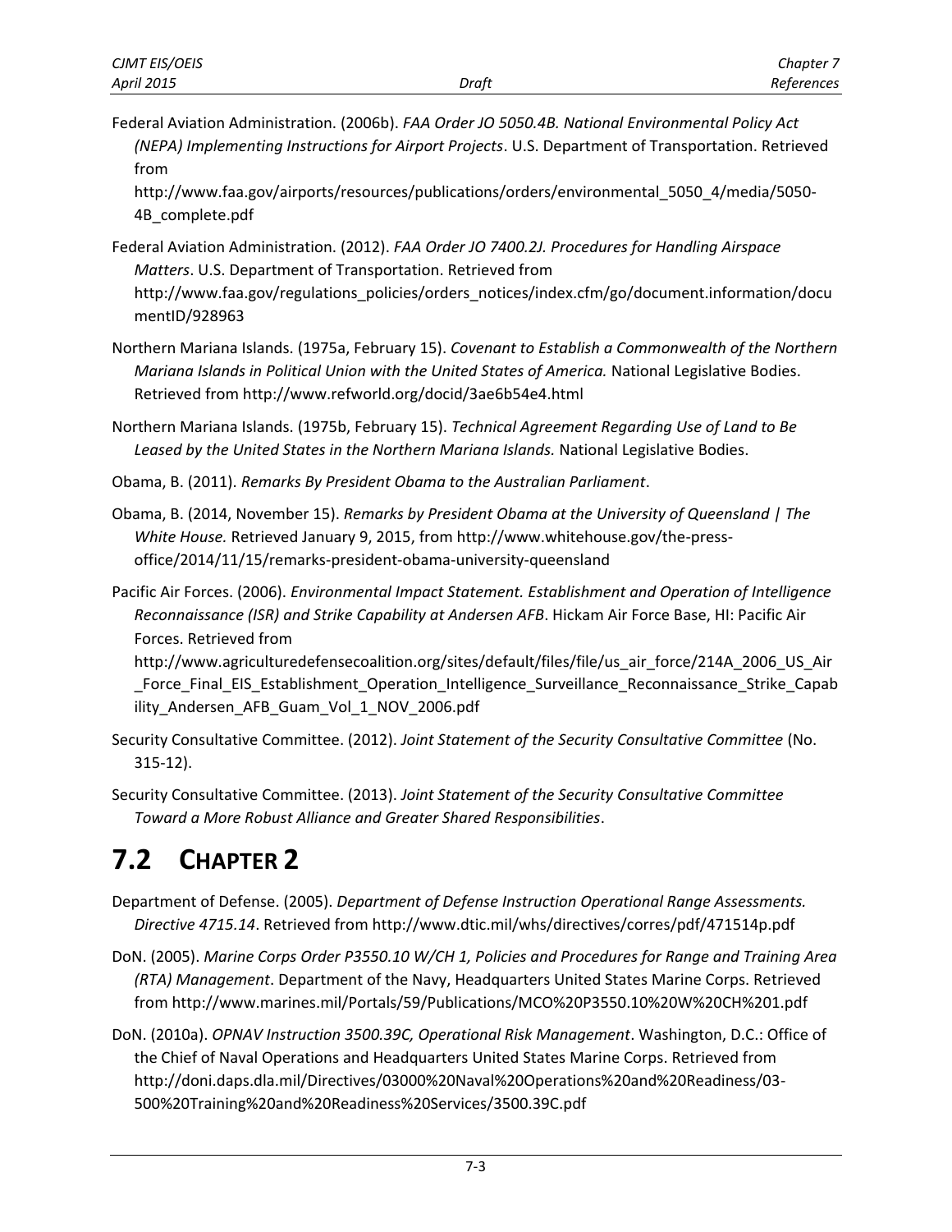Federal Aviation Administration. (2006b). *FAA Order JO 5050.4B. National Environmental Policy Act (NEPA) Implementing Instructions for Airport Projects*. U.S. Department of Transportation. Retrieved from http://www.faa.gov/airports/resources/publications/orders/environmental_5050_4/media/5050-4B_complete.pdf

Federal Aviation Administration. (2012). *FAA Order JO 7400.2J. Procedures for Handling Airspace Matters*. U.S. Department of Transportation. Retrieved from http://www.faa.gov/regulations_policies/orders_notices/index.cfm/go/document.information/documentID/928963

Northern Mariana Islands. (1975a, February 15). *Covenant to Establish a Commonwealth of the Northern Mariana Islands in Political Union with the United States of America.* National Legislative Bodies. Retrieved from http://www.refworld.org/docid/3ae6b54e4.html

Northern Mariana Islands. (1975b, February 15). *Technical Agreement Regarding Use of Land to Be Leased by the United States in the Northern Mariana Islands.* National Legislative Bodies.

Obama, B. (2011). *Remarks By President Obama to the Australian Parliament*.

Obama, B. (2014, November 15). *Remarks by President Obama at the University of Queensland | The White House.* Retrieved January 9, 2015, from http://www.whitehouse.gov/the-press-office/2014/11/15/remarks-president-obama-university-queensland

Pacific Air Forces. (2006). *Environmental Impact Statement. Establishment and Operation of Intelligence Reconnaissance (ISR) and Strike Capability at Andersen AFB*. Hickam Air Force Base, HI: Pacific Air Forces. Retrieved from http://www.agriculturedefensecoalition.org/sites/default/files/file/us_air_force/214A_2006_US_Air_Force_Final_EIS_Establishment_Operation_Intelligence_Surveillance_Reconnaissance_Strike_Capability_Andersen_AFB_Guam_Vol_1_NOV_2006.pdf

Security Consultative Committee. (2012). *Joint Statement of the Security Consultative Committee* (No. 315-12).

Security Consultative Committee. (2013). *Joint Statement of the Security Consultative Committee Toward a More Robust Alliance and Greater Shared Responsibilities*.

## 7.2 CHAPTER 2

Department of Defense. (2005). *Department of Defense Instruction Operational Range Assessments. Directive 4715.14*. Retrieved from http://www.dtic.mil/whs/directives/corres/pdf/471514p.pdf

DoN. (2005). *Marine Corps Order P3550.10 W/CH 1, Policies and Procedures for Range and Training Area (RTA) Management*. Department of the Navy, Headquarters United States Marine Corps. Retrieved from http://www.marines.mil/Portals/59/Publications/MCO%20P3550.10%20W%20CH%201.pdf

DoN. (2010a). *OPNAV Instruction 3500.39C, Operational Risk Management*. Washington, D.C.: Office of the Chief of Naval Operations and Headquarters United States Marine Corps. Retrieved from http://doni.daps.dla.mil/Directives/03000%20Naval%20Operations%20and%20Readiness/03-500%20Training%20and%20Readiness%20Services/3500.39C.pdf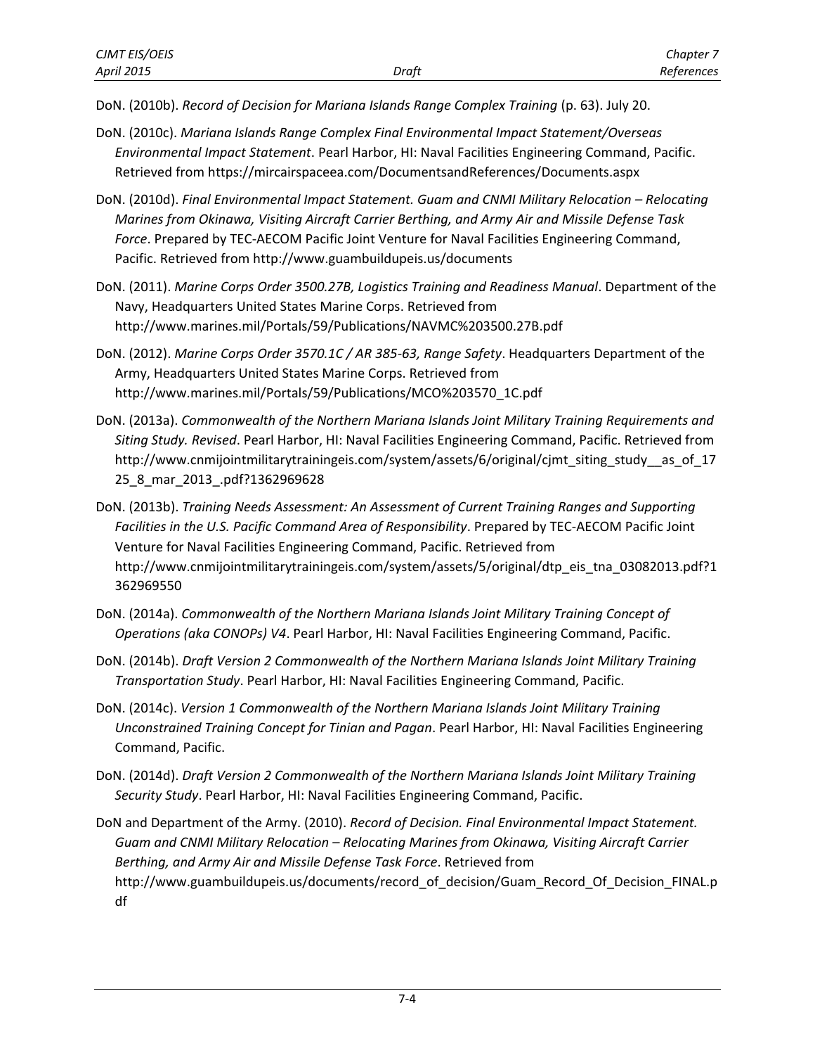DoN. (2010b). *Record of Decision for Mariana Islands Range Complex Training* (p. 63). July 20.

DoN. (2010c). *Mariana Islands Range Complex Final Environmental Impact Statement/Overseas Environmental Impact Statement*. Pearl Harbor, HI: Naval Facilities Engineering Command, Pacific. Retrieved from https://mircairspaceea.com/DocumentsandReferences/Documents.aspx

DoN. (2010d). *Final Environmental Impact Statement. Guam and CNMI Military Relocation – Relocating Marines from Okinawa, Visiting Aircraft Carrier Berthing, and Army Air and Missile Defense Task Force*. Prepared by TEC-AECOM Pacific Joint Venture for Naval Facilities Engineering Command, Pacific. Retrieved from http://www.guambuildupeis.us/documents

DoN. (2011). *Marine Corps Order 3500.27B, Logistics Training and Readiness Manual*. Department of the Navy, Headquarters United States Marine Corps. Retrieved from http://www.marines.mil/Portals/59/Publications/NAVMC%203500.27B.pdf

DoN. (2012). *Marine Corps Order 3570.1C / AR 385-63, Range Safety*. Headquarters Department of the Army, Headquarters United States Marine Corps. Retrieved from http://www.marines.mil/Portals/59/Publications/MCO%203570_1C.pdf

DoN. (2013a). *Commonwealth of the Northern Mariana Islands Joint Military Training Requirements and Siting Study. Revised*. Pearl Harbor, HI: Naval Facilities Engineering Command, Pacific. Retrieved from http://www.cnmijointmilitarytrainingeis.com/system/assets/6/original/cjmt_siting_study__as_of_1725_8_mar_2013_.pdf?1362969628

DoN. (2013b). *Training Needs Assessment: An Assessment of Current Training Ranges and Supporting Facilities in the U.S. Pacific Command Area of Responsibility*. Prepared by TEC-AECOM Pacific Joint Venture for Naval Facilities Engineering Command, Pacific. Retrieved from http://www.cnmijointmilitarytrainingeis.com/system/assets/5/original/dtp_eis_tna_03082013.pdf?1362969550

DoN. (2014a). *Commonwealth of the Northern Mariana Islands Joint Military Training Concept of Operations (aka CONOPs) V4*. Pearl Harbor, HI: Naval Facilities Engineering Command, Pacific.

DoN. (2014b). *Draft Version 2 Commonwealth of the Northern Mariana Islands Joint Military Training Transportation Study*. Pearl Harbor, HI: Naval Facilities Engineering Command, Pacific.

DoN. (2014c). *Version 1 Commonwealth of the Northern Mariana Islands Joint Military Training Unconstrained Training Concept for Tinian and Pagan*. Pearl Harbor, HI: Naval Facilities Engineering Command, Pacific.

DoN. (2014d). *Draft Version 2 Commonwealth of the Northern Mariana Islands Joint Military Training Security Study*. Pearl Harbor, HI: Naval Facilities Engineering Command, Pacific.

DoN and Department of the Army. (2010). *Record of Decision. Final Environmental Impact Statement. Guam and CNMI Military Relocation – Relocating Marines from Okinawa, Visiting Aircraft Carrier Berthing, and Army Air and Missile Defense Task Force*. Retrieved from http://www.guambuildupeis.us/documents/record_of_decision/Guam_Record_Of_Decision_FINAL.pdf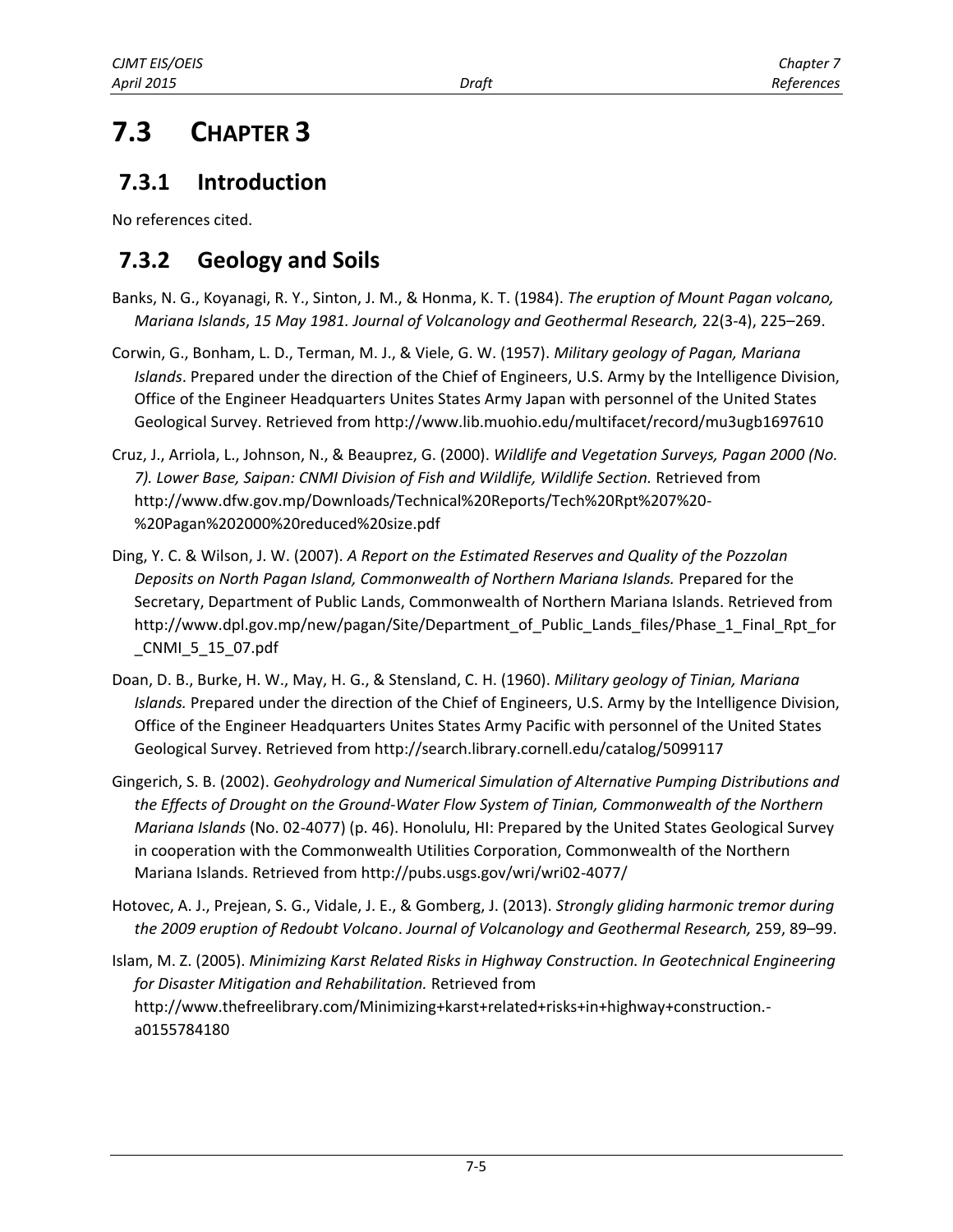# 7.3 CHAPTER 3

## 7.3.1 Introduction

No references cited.

## 7.3.2 Geology and Soils

Banks, N. G., Koyanagi, R. Y., Sinton, J. M., & Honma, K. T. (1984). *The eruption of Mount Pagan volcano, Mariana Islands*, *15 May 1981. Journal of Volcanology and Geothermal Research,* 22(3-4), 225–269.

Corwin, G., Bonham, L. D., Terman, M. J., & Viele, G. W. (1957). *Military geology of Pagan, Mariana Islands*. Prepared under the direction of the Chief of Engineers, U.S. Army by the Intelligence Division, Office of the Engineer Headquarters Unites States Army Japan with personnel of the United States Geological Survey. Retrieved from http://www.lib.muohio.edu/multifacet/record/mu3ugb1697610

Cruz, J., Arriola, L., Johnson, N., & Beauprez, G. (2000). *Wildlife and Vegetation Surveys, Pagan 2000 (No. 7). Lower Base, Saipan: CNMI Division of Fish and Wildlife, Wildlife Section.* Retrieved from http://www.dfw.gov.mp/Downloads/Technical%20Reports/Tech%20Rpt%207%20-%20Pagan%202000%20reduced%20size.pdf

Ding, Y. C. & Wilson, J. W. (2007). *A Report on the Estimated Reserves and Quality of the Pozzolan Deposits on North Pagan Island, Commonwealth of Northern Mariana Islands.* Prepared for the Secretary, Department of Public Lands, Commonwealth of Northern Mariana Islands. Retrieved from http://www.dpl.gov.mp/new/pagan/Site/Department_of_Public_Lands_files/Phase_1_Final_Rpt_for_CNMI_5_15_07.pdf

Doan, D. B., Burke, H. W., May, H. G., & Stensland, C. H. (1960). *Military geology of Tinian, Mariana Islands.* Prepared under the direction of the Chief of Engineers, U.S. Army by the Intelligence Division, Office of the Engineer Headquarters Unites States Army Pacific with personnel of the United States Geological Survey. Retrieved from http://search.library.cornell.edu/catalog/5099117

Gingerich, S. B. (2002). *Geohydrology and Numerical Simulation of Alternative Pumping Distributions and the Effects of Drought on the Ground-Water Flow System of Tinian, Commonwealth of the Northern Mariana Islands* (No. 02-4077) (p. 46). Honolulu, HI: Prepared by the United States Geological Survey in cooperation with the Commonwealth Utilities Corporation, Commonwealth of the Northern Mariana Islands. Retrieved from http://pubs.usgs.gov/wri/wri02-4077/

Hotovec, A. J., Prejean, S. G., Vidale, J. E., & Gomberg, J. (2013). *Strongly gliding harmonic tremor during the 2009 eruption of Redoubt Volcano*. *Journal of Volcanology and Geothermal Research,* 259, 89–99.

Islam, M. Z. (2005). *Minimizing Karst Related Risks in Highway Construction. In Geotechnical Engineering for Disaster Mitigation and Rehabilitation.* Retrieved from http://www.thefreelibrary.com/Minimizing+karst+related+risks+in+highway+construction.-a0155784180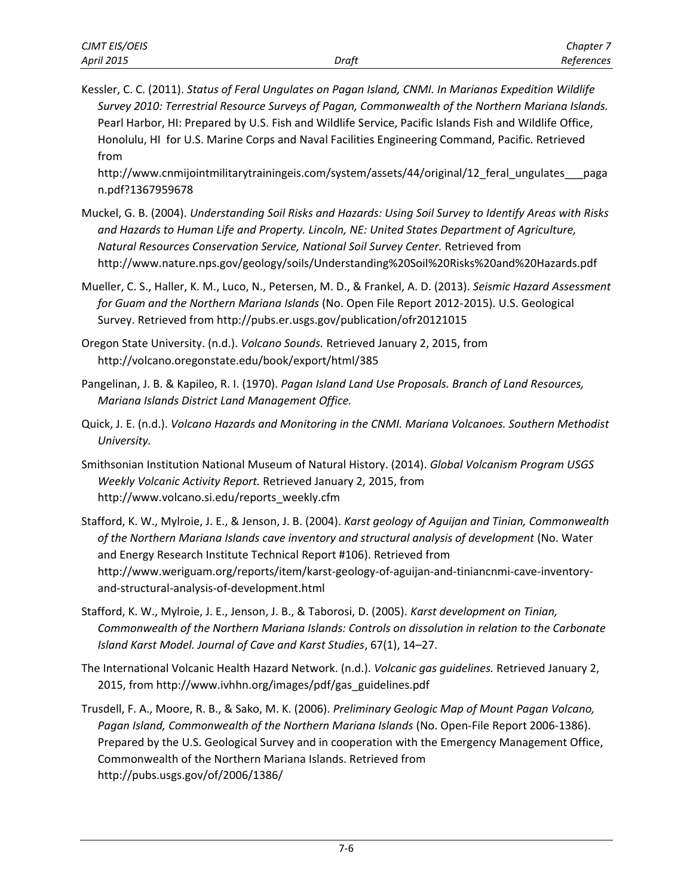Kessler, C. C. (2011). *Status of Feral Ungulates on Pagan Island, CNMI. In Marianas Expedition Wildlife Survey 2010: Terrestrial Resource Surveys of Pagan, Commonwealth of the Northern Mariana Islands.* Pearl Harbor, HI: Prepared by U.S. Fish and Wildlife Service, Pacific Islands Fish and Wildlife Office, Honolulu, HI for U.S. Marine Corps and Naval Facilities Engineering Command, Pacific. Retrieved from http://www.cnmijointmilitarytrainingeis.com/system/assets/44/original/12_feral_ungulates___pagan.pdf?1367959678

Muckel, G. B. (2004). *Understanding Soil Risks and Hazards: Using Soil Survey to Identify Areas with Risks and Hazards to Human Life and Property. Lincoln, NE: United States Department of Agriculture, Natural Resources Conservation Service, National Soil Survey Center.* Retrieved from http://www.nature.nps.gov/geology/soils/Understanding%20Soil%20Risks%20and%20Hazards.pdf

Mueller, C. S., Haller, K. M., Luco, N., Petersen, M. D., & Frankel, A. D. (2013). *Seismic Hazard Assessment for Guam and the Northern Mariana Islands* (No. Open File Report 2012-2015). U.S. Geological Survey. Retrieved from http://pubs.er.usgs.gov/publication/ofr20121015

Oregon State University. (n.d.). *Volcano Sounds.* Retrieved January 2, 2015, from http://volcano.oregonstate.edu/book/export/html/385

Pangelinan, J. B. & Kapileo, R. I. (1970). *Pagan Island Land Use Proposals. Branch of Land Resources, Mariana Islands District Land Management Office.*

Quick, J. E. (n.d.). *Volcano Hazards and Monitoring in the CNMI. Mariana Volcanoes. Southern Methodist University.*

Smithsonian Institution National Museum of Natural History. (2014). *Global Volcanism Program USGS Weekly Volcanic Activity Report.* Retrieved January 2, 2015, from http://www.volcano.si.edu/reports_weekly.cfm

Stafford, K. W., Mylroie, J. E., & Jenson, J. B. (2004). *Karst geology of Aguijan and Tinian, Commonwealth of the Northern Mariana Islands cave inventory and structural analysis of development* (No. Water and Energy Research Institute Technical Report #106). Retrieved from http://www.weriguam.org/reports/item/karst-geology-of-aguijan-and-tiniancnmi-cave-inventory-and-structural-analysis-of-development.html

Stafford, K. W., Mylroie, J. E., Jenson, J. B., & Taborosi, D. (2005). *Karst development on Tinian, Commonwealth of the Northern Mariana Islands: Controls on dissolution in relation to the Carbonate Island Karst Model. Journal of Cave and Karst Studies*, 67(1), 14–27.

The International Volcanic Health Hazard Network. (n.d.). *Volcanic gas guidelines.* Retrieved January 2, 2015, from http://www.ivhhn.org/images/pdf/gas_guidelines.pdf

Trusdell, F. A., Moore, R. B., & Sako, M. K. (2006). *Preliminary Geologic Map of Mount Pagan Volcano, Pagan Island, Commonwealth of the Northern Mariana Islands* (No. Open-File Report 2006-1386). Prepared by the U.S. Geological Survey and in cooperation with the Emergency Management Office, Commonwealth of the Northern Mariana Islands. Retrieved from http://pubs.usgs.gov/of/2006/1386/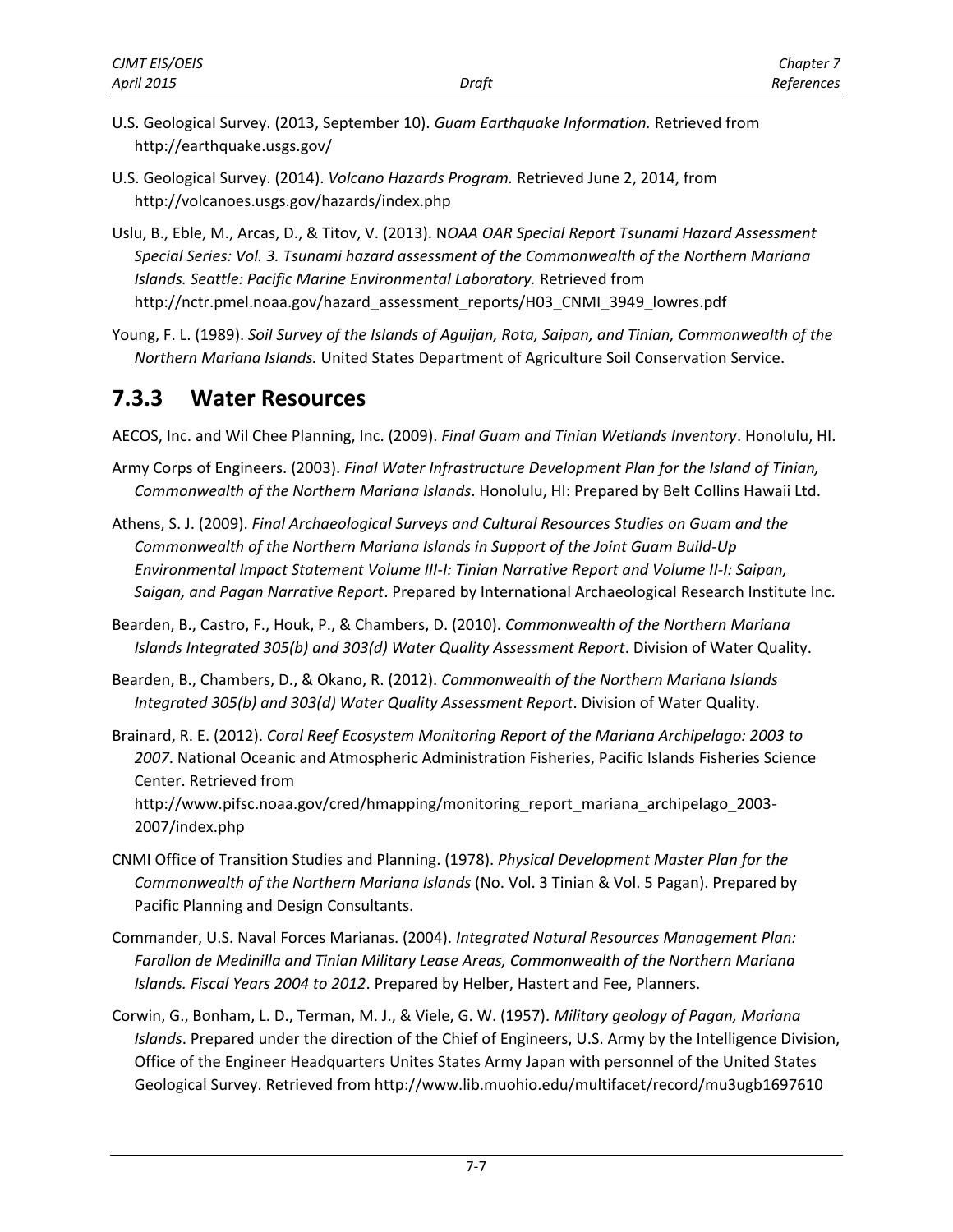U.S. Geological Survey. (2013, September 10). *Guam Earthquake Information.* Retrieved from http://earthquake.usgs.gov/

U.S. Geological Survey. (2014). *Volcano Hazards Program.* Retrieved June 2, 2014, from http://volcanoes.usgs.gov/hazards/index.php

Uslu, B., Eble, M., Arcas, D., & Titov, V. (2013). N*OAA OAR Special Report Tsunami Hazard Assessment Special Series: Vol. 3. Tsunami hazard assessment of the Commonwealth of the Northern Mariana Islands. Seattle: Pacific Marine Environmental Laboratory.* Retrieved from http://nctr.pmel.noaa.gov/hazard_assessment_reports/H03_CNMI_3949_lowres.pdf

Young, F. L. (1989). *Soil Survey of the Islands of Aguijan, Rota, Saipan, and Tinian, Commonwealth of the Northern Mariana Islands.* United States Department of Agriculture Soil Conservation Service.

## 7.3.3 Water Resources

AECOS, Inc. and Wil Chee Planning, Inc. (2009). *Final Guam and Tinian Wetlands Inventory*. Honolulu, HI.

Army Corps of Engineers. (2003). *Final Water Infrastructure Development Plan for the Island of Tinian, Commonwealth of the Northern Mariana Islands*. Honolulu, HI: Prepared by Belt Collins Hawaii Ltd.

Athens, S. J. (2009). *Final Archaeological Surveys and Cultural Resources Studies on Guam and the Commonwealth of the Northern Mariana Islands in Support of the Joint Guam Build-Up Environmental Impact Statement Volume III-I: Tinian Narrative Report and Volume II-I: Saipan, Saigan, and Pagan Narrative Report*. Prepared by International Archaeological Research Institute Inc.

Bearden, B., Castro, F., Houk, P., & Chambers, D. (2010). *Commonwealth of the Northern Mariana Islands Integrated 305(b) and 303(d) Water Quality Assessment Report*. Division of Water Quality.

Bearden, B., Chambers, D., & Okano, R. (2012). *Commonwealth of the Northern Mariana Islands Integrated 305(b) and 303(d) Water Quality Assessment Report*. Division of Water Quality.

Brainard, R. E. (2012). *Coral Reef Ecosystem Monitoring Report of the Mariana Archipelago: 2003 to 2007*. National Oceanic and Atmospheric Administration Fisheries, Pacific Islands Fisheries Science Center. Retrieved from http://www.pifsc.noaa.gov/cred/hmapping/monitoring_report_mariana_archipelago_2003-2007/index.php

CNMI Office of Transition Studies and Planning. (1978). *Physical Development Master Plan for the Commonwealth of the Northern Mariana Islands* (No. Vol. 3 Tinian & Vol. 5 Pagan). Prepared by Pacific Planning and Design Consultants.

Commander, U.S. Naval Forces Marianas. (2004). *Integrated Natural Resources Management Plan: Farallon de Medinilla and Tinian Military Lease Areas, Commonwealth of the Northern Mariana Islands. Fiscal Years 2004 to 2012*. Prepared by Helber, Hastert and Fee, Planners.

Corwin, G., Bonham, L. D., Terman, M. J., & Viele, G. W. (1957). *Military geology of Pagan, Mariana Islands*. Prepared under the direction of the Chief of Engineers, U.S. Army by the Intelligence Division, Office of the Engineer Headquarters Unites States Army Japan with personnel of the United States Geological Survey. Retrieved from http://www.lib.muohio.edu/multifacet/record/mu3ugb1697610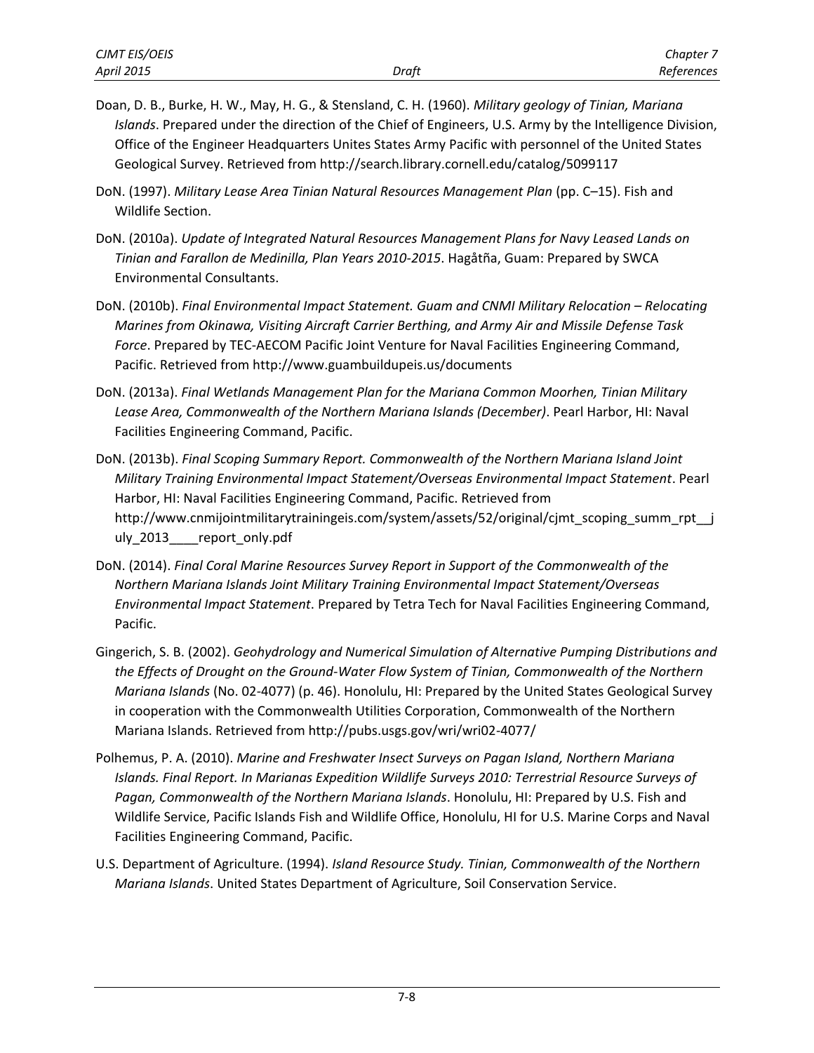Doan, D. B., Burke, H. W., May, H. G., & Stensland, C. H. (1960). *Military geology of Tinian, Mariana Islands*. Prepared under the direction of the Chief of Engineers, U.S. Army by the Intelligence Division, Office of the Engineer Headquarters Unites States Army Pacific with personnel of the United States Geological Survey. Retrieved from http://search.library.cornell.edu/catalog/5099117

DoN. (1997). *Military Lease Area Tinian Natural Resources Management Plan* (pp. C–15). Fish and Wildlife Section.

DoN. (2010a). *Update of Integrated Natural Resources Management Plans for Navy Leased Lands on Tinian and Farallon de Medinilla, Plan Years 2010-2015*. Hagåtña, Guam: Prepared by SWCA Environmental Consultants.

DoN. (2010b). *Final Environmental Impact Statement. Guam and CNMI Military Relocation – Relocating Marines from Okinawa, Visiting Aircraft Carrier Berthing, and Army Air and Missile Defense Task Force*. Prepared by TEC-AECOM Pacific Joint Venture for Naval Facilities Engineering Command, Pacific. Retrieved from http://www.guambuildupeis.us/documents

DoN. (2013a). *Final Wetlands Management Plan for the Mariana Common Moorhen, Tinian Military Lease Area, Commonwealth of the Northern Mariana Islands (December)*. Pearl Harbor, HI: Naval Facilities Engineering Command, Pacific.

DoN. (2013b). *Final Scoping Summary Report. Commonwealth of the Northern Mariana Island Joint Military Training Environmental Impact Statement/Overseas Environmental Impact Statement*. Pearl Harbor, HI: Naval Facilities Engineering Command, Pacific. Retrieved from http://www.cnmijointmilitarytrainingeis.com/system/assets/52/original/cjmt_scoping_summ_rpt__july_2013____report_only.pdf

DoN. (2014). *Final Coral Marine Resources Survey Report in Support of the Commonwealth of the Northern Mariana Islands Joint Military Training Environmental Impact Statement/Overseas Environmental Impact Statement*. Prepared by Tetra Tech for Naval Facilities Engineering Command, Pacific.

Gingerich, S. B. (2002). *Geohydrology and Numerical Simulation of Alternative Pumping Distributions and the Effects of Drought on the Ground-Water Flow System of Tinian, Commonwealth of the Northern Mariana Islands* (No. 02-4077) (p. 46). Honolulu, HI: Prepared by the United States Geological Survey in cooperation with the Commonwealth Utilities Corporation, Commonwealth of the Northern Mariana Islands. Retrieved from http://pubs.usgs.gov/wri/wri02-4077/

Polhemus, P. A. (2010). *Marine and Freshwater Insect Surveys on Pagan Island, Northern Mariana Islands. Final Report. In Marianas Expedition Wildlife Surveys 2010: Terrestrial Resource Surveys of Pagan, Commonwealth of the Northern Mariana Islands*. Honolulu, HI: Prepared by U.S. Fish and Wildlife Service, Pacific Islands Fish and Wildlife Office, Honolulu, HI for U.S. Marine Corps and Naval Facilities Engineering Command, Pacific.

U.S. Department of Agriculture. (1994). *Island Resource Study. Tinian, Commonwealth of the Northern Mariana Islands*. United States Department of Agriculture, Soil Conservation Service.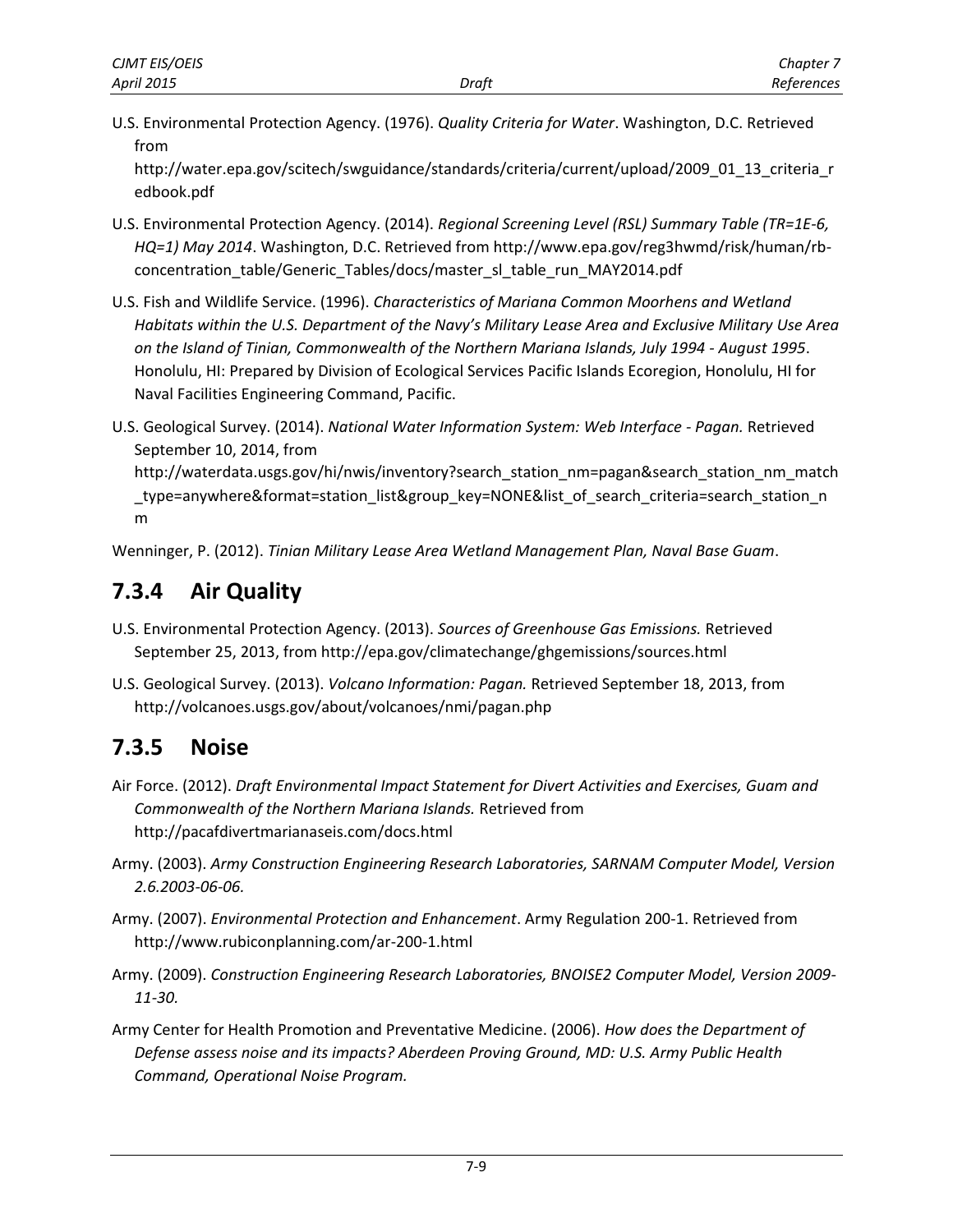U.S. Environmental Protection Agency. (1976). *Quality Criteria for Water*. Washington, D.C. Retrieved from http://water.epa.gov/scitech/swguidance/standards/criteria/current/upload/2009_01_13_criteria_redbook.pdf

U.S. Environmental Protection Agency. (2014). *Regional Screening Level (RSL) Summary Table (TR=1E-6, HQ=1) May 2014*. Washington, D.C. Retrieved from http://www.epa.gov/reg3hwmd/risk/human/rb-concentration_table/Generic_Tables/docs/master_sl_table_run_MAY2014.pdf

U.S. Fish and Wildlife Service. (1996). *Characteristics of Mariana Common Moorhens and Wetland Habitats within the U.S. Department of the Navy's Military Lease Area and Exclusive Military Use Area on the Island of Tinian, Commonwealth of the Northern Mariana Islands, July 1994 - August 1995*. Honolulu, HI: Prepared by Division of Ecological Services Pacific Islands Ecoregion, Honolulu, HI for Naval Facilities Engineering Command, Pacific.

U.S. Geological Survey. (2014). *National Water Information System: Web Interface - Pagan.* Retrieved September 10, 2014, from http://waterdata.usgs.gov/hi/nwis/inventory?search_station_nm=pagan&search_station_nm_match_type=anywhere&format=station_list&group_key=NONE&list_of_search_criteria=search_station_nm

Wenninger, P. (2012). *Tinian Military Lease Area Wetland Management Plan, Naval Base Guam*.

## 7.3.4 Air Quality

U.S. Environmental Protection Agency. (2013). *Sources of Greenhouse Gas Emissions.* Retrieved September 25, 2013, from http://epa.gov/climatechange/ghgemissions/sources.html

U.S. Geological Survey. (2013). *Volcano Information: Pagan.* Retrieved September 18, 2013, from http://volcanoes.usgs.gov/about/volcanoes/nmi/pagan.php

## 7.3.5 Noise

Air Force. (2012). *Draft Environmental Impact Statement for Divert Activities and Exercises, Guam and Commonwealth of the Northern Mariana Islands.* Retrieved from http://pacafdivertmarianaseis.com/docs.html

Army. (2003). *Army Construction Engineering Research Laboratories, SARNAM Computer Model, Version 2.6.2003-06-06.*

Army. (2007). *Environmental Protection and Enhancement*. Army Regulation 200-1. Retrieved from http://www.rubiconplanning.com/ar-200-1.html

Army. (2009). *Construction Engineering Research Laboratories, BNOISE2 Computer Model, Version 2009-11-30.*

Army Center for Health Promotion and Preventative Medicine. (2006). *How does the Department of Defense assess noise and its impacts? Aberdeen Proving Ground, MD: U.S. Army Public Health Command, Operational Noise Program.*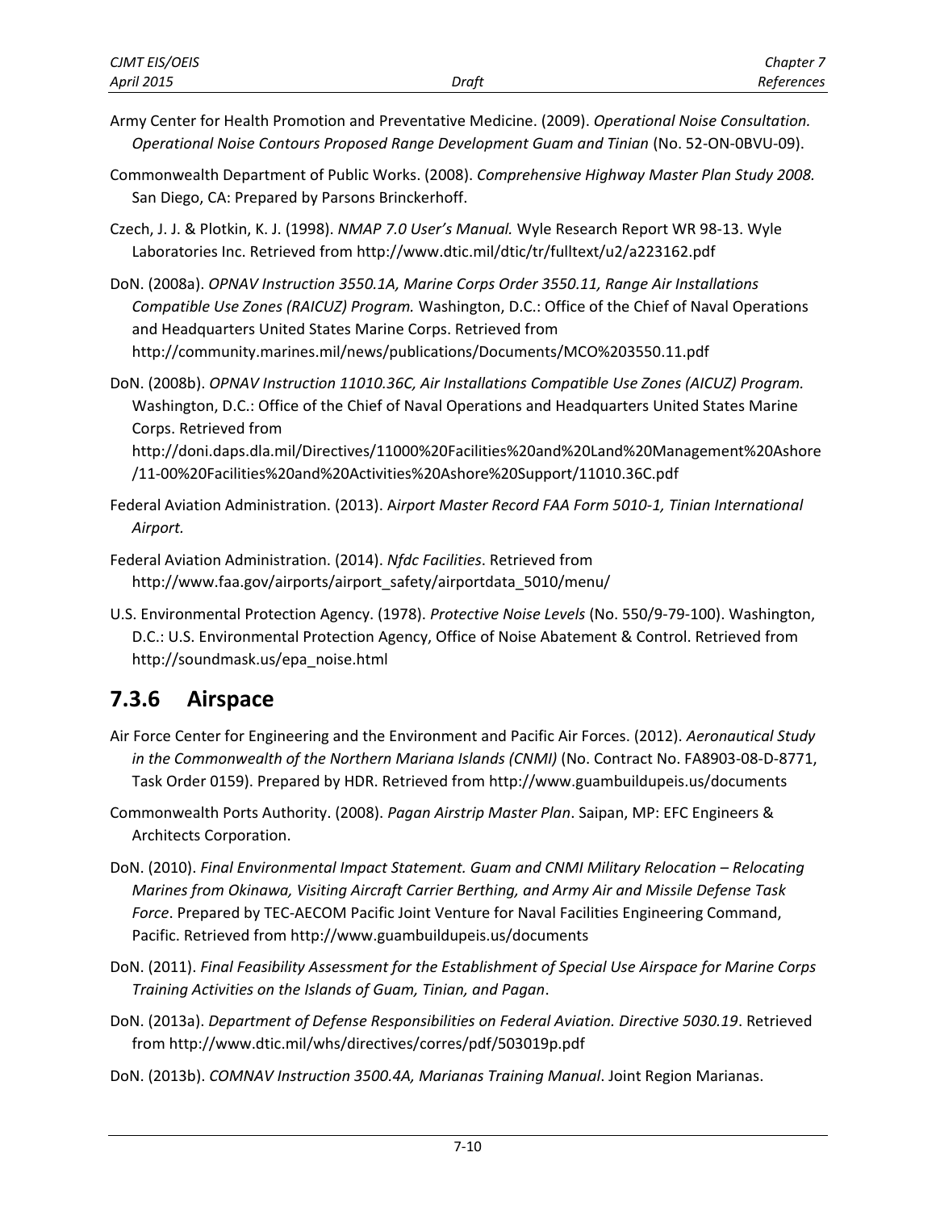Army Center for Health Promotion and Preventative Medicine. (2009). *Operational Noise Consultation. Operational Noise Contours Proposed Range Development Guam and Tinian* (No. 52-ON-0BVU-09).

Commonwealth Department of Public Works. (2008). *Comprehensive Highway Master Plan Study 2008.* San Diego, CA: Prepared by Parsons Brinckerhoff.

Czech, J. J. & Plotkin, K. J. (1998). *NMAP 7.0 User's Manual.* Wyle Research Report WR 98-13. Wyle Laboratories Inc. Retrieved from http://www.dtic.mil/dtic/tr/fulltext/u2/a223162.pdf

DoN. (2008a). *OPNAV Instruction 3550.1A, Marine Corps Order 3550.11, Range Air Installations Compatible Use Zones (RAICUZ) Program.* Washington, D.C.: Office of the Chief of Naval Operations and Headquarters United States Marine Corps. Retrieved from http://community.marines.mil/news/publications/Documents/MCO%203550.11.pdf

DoN. (2008b). *OPNAV Instruction 11010.36C, Air Installations Compatible Use Zones (AICUZ) Program.* Washington, D.C.: Office of the Chief of Naval Operations and Headquarters United States Marine Corps. Retrieved from http://doni.daps.dla.mil/Directives/11000%20Facilities%20and%20Land%20Management%20Ashore/11-00%20Facilities%20and%20Activities%20Ashore%20Support/11010.36C.pdf

Federal Aviation Administration. (2013). A*irport Master Record FAA Form 5010-1, Tinian International Airport.*

Federal Aviation Administration. (2014). *Nfdc Facilities*. Retrieved from http://www.faa.gov/airports/airport_safety/airportdata_5010/menu/

U.S. Environmental Protection Agency. (1978). *Protective Noise Levels* (No. 550/9-79-100). Washington, D.C.: U.S. Environmental Protection Agency, Office of Noise Abatement & Control. Retrieved from http://soundmask.us/epa_noise.html

## 7.3.6 Airspace

Air Force Center for Engineering and the Environment and Pacific Air Forces. (2012). *Aeronautical Study in the Commonwealth of the Northern Mariana Islands (CNMI)* (No. Contract No. FA8903-08-D-8771, Task Order 0159). Prepared by HDR. Retrieved from http://www.guambuildupeis.us/documents

Commonwealth Ports Authority. (2008). *Pagan Airstrip Master Plan*. Saipan, MP: EFC Engineers & Architects Corporation.

DoN. (2010). *Final Environmental Impact Statement. Guam and CNMI Military Relocation – Relocating Marines from Okinawa, Visiting Aircraft Carrier Berthing, and Army Air and Missile Defense Task Force*. Prepared by TEC-AECOM Pacific Joint Venture for Naval Facilities Engineering Command, Pacific. Retrieved from http://www.guambuildupeis.us/documents

DoN. (2011). *Final Feasibility Assessment for the Establishment of Special Use Airspace for Marine Corps Training Activities on the Islands of Guam, Tinian, and Pagan*.

DoN. (2013a). *Department of Defense Responsibilities on Federal Aviation. Directive 5030.19*. Retrieved from http://www.dtic.mil/whs/directives/corres/pdf/503019p.pdf

DoN. (2013b). *COMNAV Instruction 3500.4A, Marianas Training Manual*. Joint Region Marianas.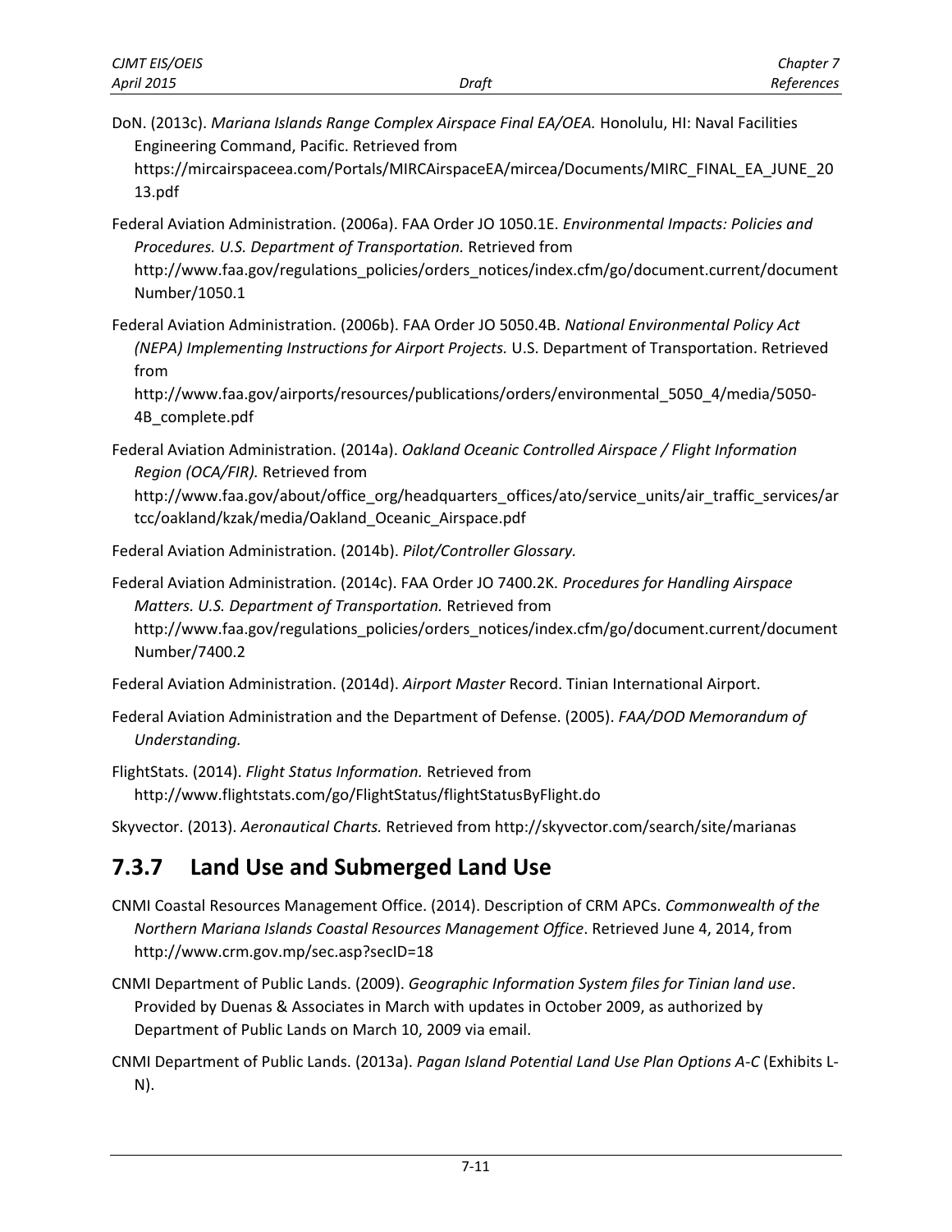DoN. (2013c). *Mariana Islands Range Complex Airspace Final EA/OEA.* Honolulu, HI: Naval Facilities Engineering Command, Pacific. Retrieved from https://mircairspaceea.com/Portals/MIRCAirspaceEA/mircea/Documents/MIRC_FINAL_EA_JUNE_2013.pdf

Federal Aviation Administration. (2006a). FAA Order JO 1050.1E. *Environmental Impacts: Policies and Procedures. U.S. Department of Transportation.* Retrieved from http://www.faa.gov/regulations_policies/orders_notices/index.cfm/go/document.current/documentNumber/1050.1

Federal Aviation Administration. (2006b). FAA Order JO 5050.4B. *National Environmental Policy Act (NEPA) Implementing Instructions for Airport Projects.* U.S. Department of Transportation. Retrieved from http://www.faa.gov/airports/resources/publications/orders/environmental_5050_4/media/5050-4B_complete.pdf

Federal Aviation Administration. (2014a). *Oakland Oceanic Controlled Airspace / Flight Information Region (OCA/FIR).* Retrieved from http://www.faa.gov/about/office_org/headquarters_offices/ato/service_units/air_traffic_services/artcc/oakland/kzak/media/Oakland_Oceanic_Airspace.pdf

Federal Aviation Administration. (2014b). *Pilot/Controller Glossary.*

Federal Aviation Administration. (2014c). FAA Order JO 7400.2K. *Procedures for Handling Airspace Matters. U.S. Department of Transportation.* Retrieved from http://www.faa.gov/regulations_policies/orders_notices/index.cfm/go/document.current/documentNumber/7400.2

Federal Aviation Administration. (2014d). *Airport Master* Record. Tinian International Airport.

Federal Aviation Administration and the Department of Defense. (2005). *FAA/DOD Memorandum of Understanding.*

FlightStats. (2014). *Flight Status Information.* Retrieved from http://www.flightstats.com/go/FlightStatus/flightStatusByFlight.do

Skyvector. (2013). *Aeronautical Charts.* Retrieved from http://skyvector.com/search/site/marianas

## 7.3.7 Land Use and Submerged Land Use

CNMI Coastal Resources Management Office. (2014). Description of CRM APCs. *Commonwealth of the Northern Mariana Islands Coastal Resources Management Office*. Retrieved June 4, 2014, from http://www.crm.gov.mp/sec.asp?secID=18

CNMI Department of Public Lands. (2009). *Geographic Information System files for Tinian land use*. Provided by Duenas & Associates in March with updates in October 2009, as authorized by Department of Public Lands on March 10, 2009 via email.

CNMI Department of Public Lands. (2013a). *Pagan Island Potential Land Use Plan Options A-C* (Exhibits L-N).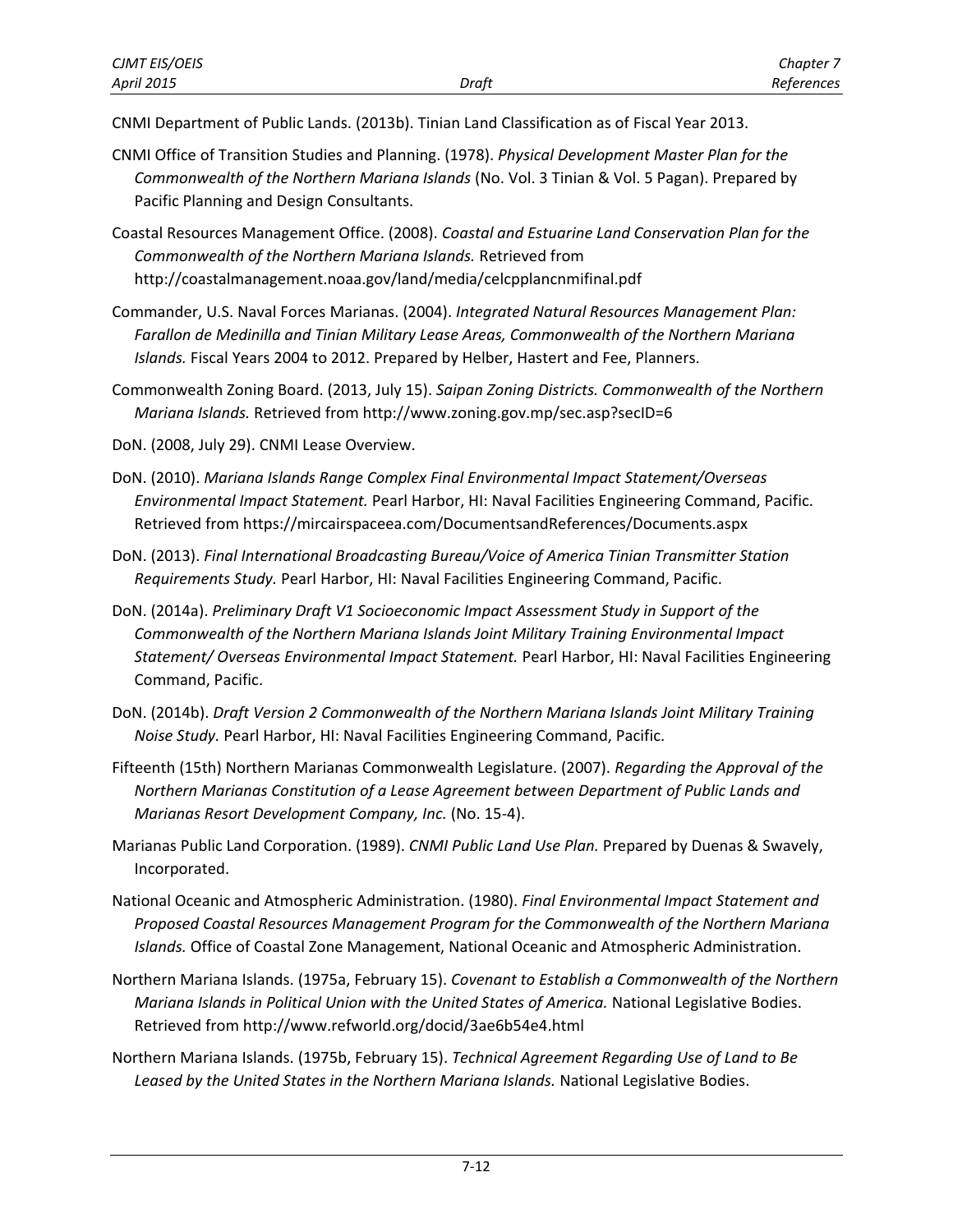CNMI Department of Public Lands. (2013b). Tinian Land Classification as of Fiscal Year 2013.

CNMI Office of Transition Studies and Planning. (1978). *Physical Development Master Plan for the Commonwealth of the Northern Mariana Islands* (No. Vol. 3 Tinian & Vol. 5 Pagan). Prepared by Pacific Planning and Design Consultants.

Coastal Resources Management Office. (2008). *Coastal and Estuarine Land Conservation Plan for the Commonwealth of the Northern Mariana Islands.* Retrieved from http://coastalmanagement.noaa.gov/land/media/celcpplancnmifinal.pdf

Commander, U.S. Naval Forces Marianas. (2004). *Integrated Natural Resources Management Plan: Farallon de Medinilla and Tinian Military Lease Areas, Commonwealth of the Northern Mariana Islands.* Fiscal Years 2004 to 2012. Prepared by Helber, Hastert and Fee, Planners.

Commonwealth Zoning Board. (2013, July 15). *Saipan Zoning Districts. Commonwealth of the Northern Mariana Islands.* Retrieved from http://www.zoning.gov.mp/sec.asp?secID=6

DoN. (2008, July 29). CNMI Lease Overview.

DoN. (2010). *Mariana Islands Range Complex Final Environmental Impact Statement/Overseas Environmental Impact Statement.* Pearl Harbor, HI: Naval Facilities Engineering Command, Pacific. Retrieved from https://mircairspaceea.com/DocumentsandReferences/Documents.aspx

DoN. (2013). *Final International Broadcasting Bureau/Voice of America Tinian Transmitter Station Requirements Study.* Pearl Harbor, HI: Naval Facilities Engineering Command, Pacific.

DoN. (2014a). *Preliminary Draft V1 Socioeconomic Impact Assessment Study in Support of the Commonwealth of the Northern Mariana Islands Joint Military Training Environmental Impact Statement/ Overseas Environmental Impact Statement.* Pearl Harbor, HI: Naval Facilities Engineering Command, Pacific.

DoN. (2014b). *Draft Version 2 Commonwealth of the Northern Mariana Islands Joint Military Training Noise Study.* Pearl Harbor, HI: Naval Facilities Engineering Command, Pacific.

Fifteenth (15th) Northern Marianas Commonwealth Legislature. (2007). *Regarding the Approval of the Northern Marianas Constitution of a Lease Agreement between Department of Public Lands and Marianas Resort Development Company, Inc.* (No. 15-4).

Marianas Public Land Corporation. (1989). *CNMI Public Land Use Plan.* Prepared by Duenas & Swavely, Incorporated.

National Oceanic and Atmospheric Administration. (1980). *Final Environmental Impact Statement and Proposed Coastal Resources Management Program for the Commonwealth of the Northern Mariana Islands.* Office of Coastal Zone Management, National Oceanic and Atmospheric Administration.

Northern Mariana Islands. (1975a, February 15). *Covenant to Establish a Commonwealth of the Northern Mariana Islands in Political Union with the United States of America.* National Legislative Bodies. Retrieved from http://www.refworld.org/docid/3ae6b54e4.html

Northern Mariana Islands. (1975b, February 15). *Technical Agreement Regarding Use of Land to Be Leased by the United States in the Northern Mariana Islands.* National Legislative Bodies.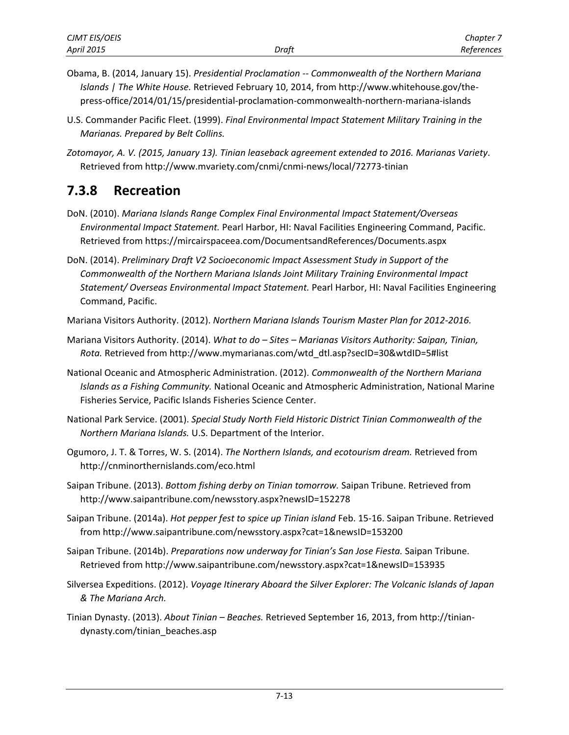Obama, B. (2014, January 15). *Presidential Proclamation -- Commonwealth of the Northern Mariana Islands | The White House.* Retrieved February 10, 2014, from http://www.whitehouse.gov/the-press-office/2014/01/15/presidential-proclamation-commonwealth-northern-mariana-islands

U.S. Commander Pacific Fleet. (1999). *Final Environmental Impact Statement Military Training in the Marianas. Prepared by Belt Collins.*

*Zotomayor, A. V. (2015, January 13). Tinian leaseback agreement extended to 2016. Marianas Variety*. Retrieved from http://www.mvariety.com/cnmi/cnmi-news/local/72773-tinian

### 7.3.8 Recreation

DoN. (2010). *Mariana Islands Range Complex Final Environmental Impact Statement/Overseas Environmental Impact Statement.* Pearl Harbor, HI: Naval Facilities Engineering Command, Pacific. Retrieved from https://mircairspaceea.com/DocumentsandReferences/Documents.aspx

DoN. (2014). *Preliminary Draft V2 Socioeconomic Impact Assessment Study in Support of the Commonwealth of the Northern Mariana Islands Joint Military Training Environmental Impact Statement/ Overseas Environmental Impact Statement.* Pearl Harbor, HI: Naval Facilities Engineering Command, Pacific.

Mariana Visitors Authority. (2012). *Northern Mariana Islands Tourism Master Plan for 2012-2016.*

Mariana Visitors Authority. (2014). *What to do – Sites – Marianas Visitors Authority: Saipan, Tinian, Rota.* Retrieved from http://www.mymarianas.com/wtd_dtl.asp?secID=30&wtdID=5#list

National Oceanic and Atmospheric Administration. (2012). *Commonwealth of the Northern Mariana Islands as a Fishing Community.* National Oceanic and Atmospheric Administration, National Marine Fisheries Service, Pacific Islands Fisheries Science Center.

National Park Service. (2001). *Special Study North Field Historic District Tinian Commonwealth of the Northern Mariana Islands.* U.S. Department of the Interior.

Ogumoro, J. T. & Torres, W. S. (2014). *The Northern Islands, and ecotourism dream.* Retrieved from http://cnminorthernislands.com/eco.html

Saipan Tribune. (2013). *Bottom fishing derby on Tinian tomorrow.* Saipan Tribune. Retrieved from http://www.saipantribune.com/newsstory.aspx?newsID=152278

Saipan Tribune. (2014a). *Hot pepper fest to spice up Tinian island* Feb. 15-16. Saipan Tribune. Retrieved from http://www.saipantribune.com/newsstory.aspx?cat=1&newsID=153200

Saipan Tribune. (2014b). *Preparations now underway for Tinian's San Jose Fiesta.* Saipan Tribune. Retrieved from http://www.saipantribune.com/newsstory.aspx?cat=1&newsID=153935

Silversea Expeditions. (2012). *Voyage Itinerary Aboard the Silver Explorer: The Volcanic Islands of Japan & The Mariana Arch.*

Tinian Dynasty. (2013). *About Tinian – Beaches.* Retrieved September 16, 2013, from http://tinian-dynasty.com/tinian_beaches.asp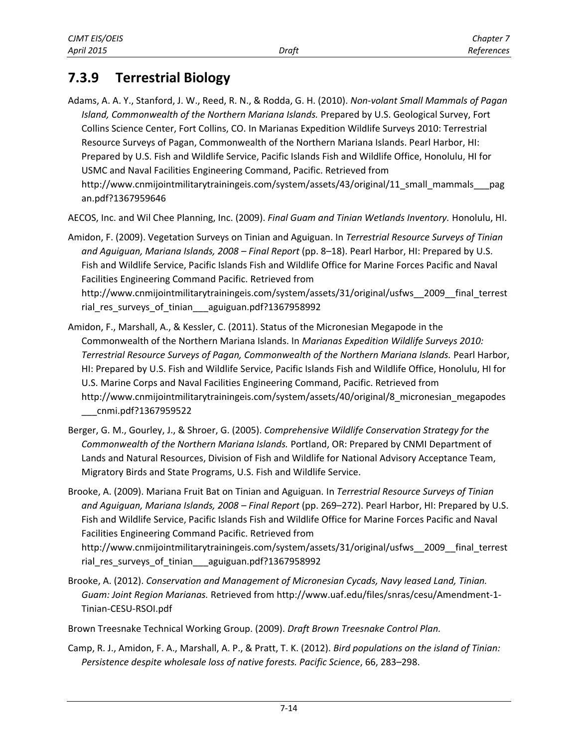## 7.3.9 Terrestrial Biology

Adams, A. A. Y., Stanford, J. W., Reed, R. N., & Rodda, G. H. (2010). *Non-volant Small Mammals of Pagan Island, Commonwealth of the Northern Mariana Islands.* Prepared by U.S. Geological Survey, Fort Collins Science Center, Fort Collins, CO. In Marianas Expedition Wildlife Surveys 2010: Terrestrial Resource Surveys of Pagan, Commonwealth of the Northern Mariana Islands. Pearl Harbor, HI: Prepared by U.S. Fish and Wildlife Service, Pacific Islands Fish and Wildlife Office, Honolulu, HI for USMC and Naval Facilities Engineering Command, Pacific. Retrieved from http://www.cnmijointmilitarytrainingeis.com/system/assets/43/original/11_small_mammals___pagan.pdf?1367959646

AECOS, Inc. and Wil Chee Planning, Inc. (2009). *Final Guam and Tinian Wetlands Inventory.* Honolulu, HI.

Amidon, F. (2009). Vegetation Surveys on Tinian and Aguiguan. In *Terrestrial Resource Surveys of Tinian and Aguiguan, Mariana Islands, 2008 – Final Report* (pp. 8–18). Pearl Harbor, HI: Prepared by U.S. Fish and Wildlife Service, Pacific Islands Fish and Wildlife Office for Marine Forces Pacific and Naval Facilities Engineering Command Pacific. Retrieved from http://www.cnmijointmilitarytrainingeis.com/system/assets/31/original/usfws__2009__final_terrestrial_res_surveys_of_tinian___aguiguan.pdf?1367958992

Amidon, F., Marshall, A., & Kessler, C. (2011). Status of the Micronesian Megapode in the Commonwealth of the Northern Mariana Islands. In *Marianas Expedition Wildlife Surveys 2010: Terrestrial Resource Surveys of Pagan, Commonwealth of the Northern Mariana Islands.* Pearl Harbor, HI: Prepared by U.S. Fish and Wildlife Service, Pacific Islands Fish and Wildlife Office, Honolulu, HI for U.S. Marine Corps and Naval Facilities Engineering Command, Pacific. Retrieved from http://www.cnmijointmilitarytrainingeis.com/system/assets/40/original/8_micronesian_megapodes___cnmi.pdf?1367959522

Berger, G. M., Gourley, J., & Shroer, G. (2005). *Comprehensive Wildlife Conservation Strategy for the Commonwealth of the Northern Mariana Islands.* Portland, OR: Prepared by CNMI Department of Lands and Natural Resources, Division of Fish and Wildlife for National Advisory Acceptance Team, Migratory Birds and State Programs, U.S. Fish and Wildlife Service.

Brooke, A. (2009). Mariana Fruit Bat on Tinian and Aguiguan. In *Terrestrial Resource Surveys of Tinian and Aguiguan, Mariana Islands, 2008 – Final Report* (pp. 269–272). Pearl Harbor, HI: Prepared by U.S. Fish and Wildlife Service, Pacific Islands Fish and Wildlife Office for Marine Forces Pacific and Naval Facilities Engineering Command Pacific. Retrieved from http://www.cnmijointmilitarytrainingeis.com/system/assets/31/original/usfws__2009__final_terrestrial_res_surveys_of_tinian___aguiguan.pdf?1367958992

Brooke, A. (2012). *Conservation and Management of Micronesian Cycads, Navy leased Land, Tinian. Guam: Joint Region Marianas.* Retrieved from http://www.uaf.edu/files/snras/cesu/Amendment-1-Tinian-CESU-RSOI.pdf

Brown Treesnake Technical Working Group. (2009). *Draft Brown Treesnake Control Plan.*

Camp, R. J., Amidon, F. A., Marshall, A. P., & Pratt, T. K. (2012). *Bird populations on the island of Tinian: Persistence despite wholesale loss of native forests. Pacific Science*, 66, 283–298.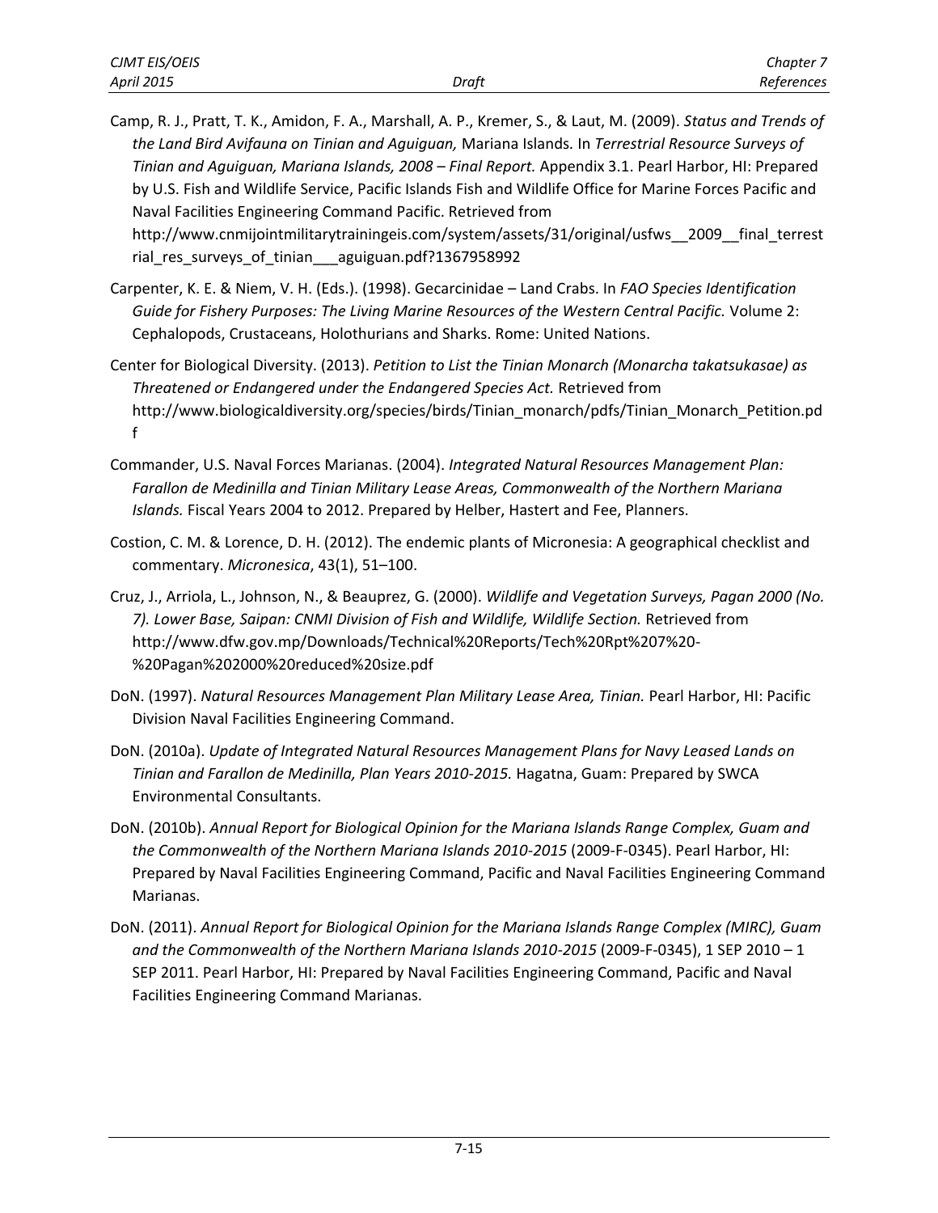Camp, R. J., Pratt, T. K., Amidon, F. A., Marshall, A. P., Kremer, S., & Laut, M. (2009). *Status and Trends of the Land Bird Avifauna on Tinian and Aguiguan,* Mariana Islands. In *Terrestrial Resource Surveys of Tinian and Aguiguan, Mariana Islands, 2008 – Final Report.* Appendix 3.1. Pearl Harbor, HI: Prepared by U.S. Fish and Wildlife Service, Pacific Islands Fish and Wildlife Office for Marine Forces Pacific and Naval Facilities Engineering Command Pacific. Retrieved from http://www.cnmijointmilitarytrainingeis.com/system/assets/31/original/usfws__2009__final_terrestrial_res_surveys_of_tinian___aguiguan.pdf?1367958992

Carpenter, K. E. & Niem, V. H. (Eds.). (1998). Gecarcinidae – Land Crabs. In *FAO Species Identification Guide for Fishery Purposes: The Living Marine Resources of the Western Central Pacific.* Volume 2: Cephalopods, Crustaceans, Holothurians and Sharks. Rome: United Nations.

Center for Biological Diversity. (2013). *Petition to List the Tinian Monarch (Monarcha takatsukasae) as Threatened or Endangered under the Endangered Species Act.* Retrieved from http://www.biologicaldiversity.org/species/birds/Tinian_monarch/pdfs/Tinian_Monarch_Petition.pdf

Commander, U.S. Naval Forces Marianas. (2004). *Integrated Natural Resources Management Plan: Farallon de Medinilla and Tinian Military Lease Areas, Commonwealth of the Northern Mariana Islands.* Fiscal Years 2004 to 2012. Prepared by Helber, Hastert and Fee, Planners.

Costion, C. M. & Lorence, D. H. (2012). The endemic plants of Micronesia: A geographical checklist and commentary. *Micronesica*, 43(1), 51–100.

Cruz, J., Arriola, L., Johnson, N., & Beauprez, G. (2000). *Wildlife and Vegetation Surveys, Pagan 2000 (No. 7). Lower Base, Saipan: CNMI Division of Fish and Wildlife, Wildlife Section.* Retrieved from http://www.dfw.gov.mp/Downloads/Technical%20Reports/Tech%20Rpt%207%20-%20Pagan%202000%20reduced%20size.pdf

DoN. (1997). *Natural Resources Management Plan Military Lease Area, Tinian.* Pearl Harbor, HI: Pacific Division Naval Facilities Engineering Command.

DoN. (2010a). *Update of Integrated Natural Resources Management Plans for Navy Leased Lands on Tinian and Farallon de Medinilla, Plan Years 2010-2015.* Hagatna, Guam: Prepared by SWCA Environmental Consultants.

DoN. (2010b). *Annual Report for Biological Opinion for the Mariana Islands Range Complex, Guam and the Commonwealth of the Northern Mariana Islands 2010-2015* (2009-F-0345). Pearl Harbor, HI: Prepared by Naval Facilities Engineering Command, Pacific and Naval Facilities Engineering Command Marianas.

DoN. (2011). *Annual Report for Biological Opinion for the Mariana Islands Range Complex (MIRC), Guam and the Commonwealth of the Northern Mariana Islands 2010-2015* (2009-F-0345), 1 SEP 2010 – 1 SEP 2011. Pearl Harbor, HI: Prepared by Naval Facilities Engineering Command, Pacific and Naval Facilities Engineering Command Marianas.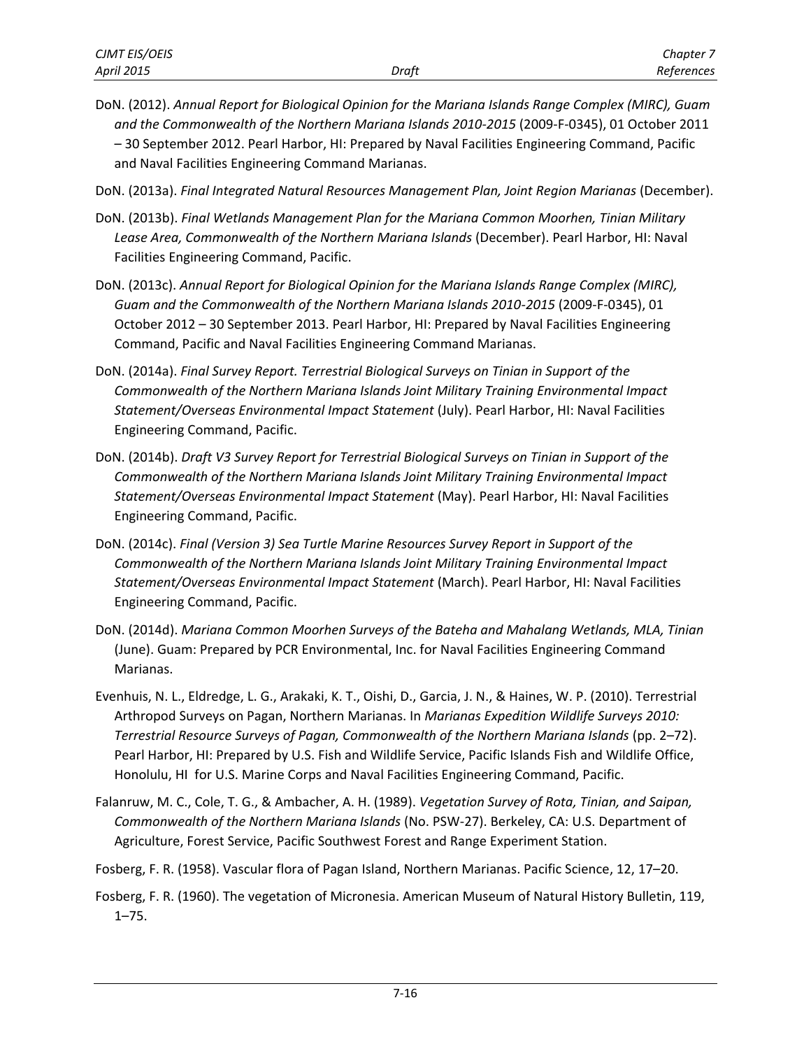DoN. (2012). *Annual Report for Biological Opinion for the Mariana Islands Range Complex (MIRC), Guam and the Commonwealth of the Northern Mariana Islands 2010-2015* (2009-F-0345), 01 October 2011 – 30 September 2012. Pearl Harbor, HI: Prepared by Naval Facilities Engineering Command, Pacific and Naval Facilities Engineering Command Marianas.

DoN. (2013a). *Final Integrated Natural Resources Management Plan, Joint Region Marianas* (December).

DoN. (2013b). *Final Wetlands Management Plan for the Mariana Common Moorhen, Tinian Military Lease Area, Commonwealth of the Northern Mariana Islands* (December). Pearl Harbor, HI: Naval Facilities Engineering Command, Pacific.

DoN. (2013c). *Annual Report for Biological Opinion for the Mariana Islands Range Complex (MIRC), Guam and the Commonwealth of the Northern Mariana Islands 2010-2015* (2009-F-0345), 01 October 2012 – 30 September 2013. Pearl Harbor, HI: Prepared by Naval Facilities Engineering Command, Pacific and Naval Facilities Engineering Command Marianas.

DoN. (2014a). *Final Survey Report. Terrestrial Biological Surveys on Tinian in Support of the Commonwealth of the Northern Mariana Islands Joint Military Training Environmental Impact Statement/Overseas Environmental Impact Statement* (July). Pearl Harbor, HI: Naval Facilities Engineering Command, Pacific.

DoN. (2014b). *Draft V3 Survey Report for Terrestrial Biological Surveys on Tinian in Support of the Commonwealth of the Northern Mariana Islands Joint Military Training Environmental Impact Statement/Overseas Environmental Impact Statement* (May). Pearl Harbor, HI: Naval Facilities Engineering Command, Pacific.

DoN. (2014c). *Final (Version 3) Sea Turtle Marine Resources Survey Report in Support of the Commonwealth of the Northern Mariana Islands Joint Military Training Environmental Impact Statement/Overseas Environmental Impact Statement* (March). Pearl Harbor, HI: Naval Facilities Engineering Command, Pacific.

DoN. (2014d). *Mariana Common Moorhen Surveys of the Bateha and Mahalang Wetlands, MLA, Tinian* (June). Guam: Prepared by PCR Environmental, Inc. for Naval Facilities Engineering Command Marianas.

Evenhuis, N. L., Eldredge, L. G., Arakaki, K. T., Oishi, D., Garcia, J. N., & Haines, W. P. (2010). Terrestrial Arthropod Surveys on Pagan, Northern Marianas. In *Marianas Expedition Wildlife Surveys 2010: Terrestrial Resource Surveys of Pagan, Commonwealth of the Northern Mariana Islands* (pp. 2–72). Pearl Harbor, HI: Prepared by U.S. Fish and Wildlife Service, Pacific Islands Fish and Wildlife Office, Honolulu, HI for U.S. Marine Corps and Naval Facilities Engineering Command, Pacific.

Falanruw, M. C., Cole, T. G., & Ambacher, A. H. (1989). *Vegetation Survey of Rota, Tinian, and Saipan, Commonwealth of the Northern Mariana Islands* (No. PSW-27). Berkeley, CA: U.S. Department of Agriculture, Forest Service, Pacific Southwest Forest and Range Experiment Station.

Fosberg, F. R. (1958). Vascular flora of Pagan Island, Northern Marianas. Pacific Science, 12, 17–20.

Fosberg, F. R. (1960). The vegetation of Micronesia. American Museum of Natural History Bulletin, 119, 1–75.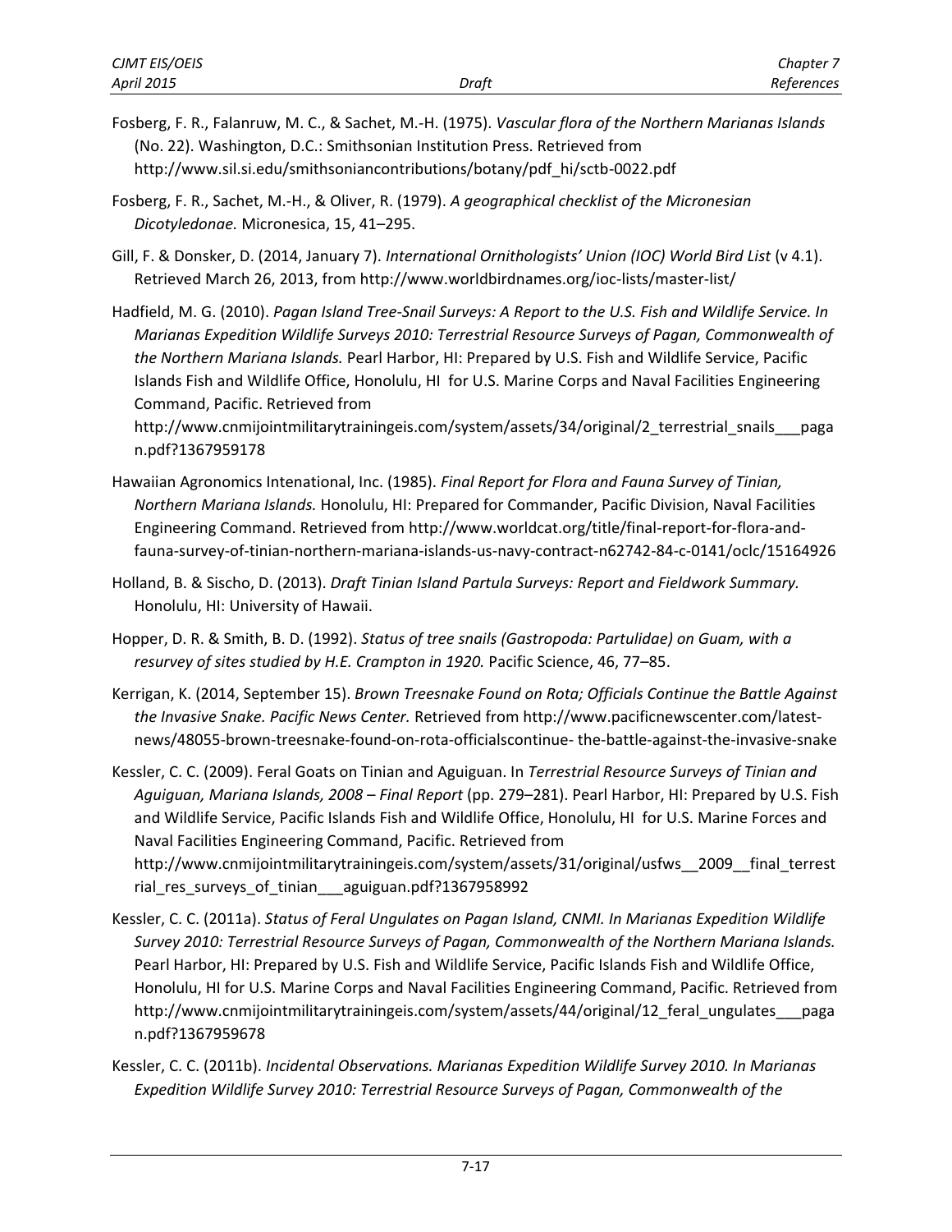Fosberg, F. R., Falanruw, M. C., & Sachet, M.-H. (1975). *Vascular flora of the Northern Marianas Islands* (No. 22). Washington, D.C.: Smithsonian Institution Press. Retrieved from http://www.sil.si.edu/smithsoniancontributions/botany/pdf_hi/sctb-0022.pdf

Fosberg, F. R., Sachet, M.-H., & Oliver, R. (1979). *A geographical checklist of the Micronesian Dicotyledonae.* Micronesica, 15, 41–295.

Gill, F. & Donsker, D. (2014, January 7). *International Ornithologists' Union (IOC) World Bird List* (v 4.1). Retrieved March 26, 2013, from http://www.worldbirdnames.org/ioc-lists/master-list/

Hadfield, M. G. (2010). *Pagan Island Tree-Snail Surveys: A Report to the U.S. Fish and Wildlife Service. In Marianas Expedition Wildlife Surveys 2010: Terrestrial Resource Surveys of Pagan, Commonwealth of the Northern Mariana Islands.* Pearl Harbor, HI: Prepared by U.S. Fish and Wildlife Service, Pacific Islands Fish and Wildlife Office, Honolulu, HI for U.S. Marine Corps and Naval Facilities Engineering Command, Pacific. Retrieved from http://www.cnmijointmilitarytrainingeis.com/system/assets/34/original/2_terrestrial_snails___pagan.pdf?1367959178

Hawaiian Agronomics Intenational, Inc. (1985). *Final Report for Flora and Fauna Survey of Tinian, Northern Mariana Islands.* Honolulu, HI: Prepared for Commander, Pacific Division, Naval Facilities Engineering Command. Retrieved from http://www.worldcat.org/title/final-report-for-flora-and-fauna-survey-of-tinian-northern-mariana-islands-us-navy-contract-n62742-84-c-0141/oclc/15164926

Holland, B. & Sischo, D. (2013). *Draft Tinian Island Partula Surveys: Report and Fieldwork Summary.* Honolulu, HI: University of Hawaii.

Hopper, D. R. & Smith, B. D. (1992). *Status of tree snails (Gastropoda: Partulidae) on Guam, with a resurvey of sites studied by H.E. Crampton in 1920.* Pacific Science, 46, 77–85.

Kerrigan, K. (2014, September 15). *Brown Treesnake Found on Rota; Officials Continue the Battle Against the Invasive Snake. Pacific News Center.* Retrieved from http://www.pacificnewscenter.com/latest-news/48055-brown-treesnake-found-on-rota-officialscontinue- the-battle-against-the-invasive-snake

Kessler, C. C. (2009). Feral Goats on Tinian and Aguiguan. In *Terrestrial Resource Surveys of Tinian and Aguiguan, Mariana Islands, 2008 – Final Report* (pp. 279–281). Pearl Harbor, HI: Prepared by U.S. Fish and Wildlife Service, Pacific Islands Fish and Wildlife Office, Honolulu, HI for U.S. Marine Forces and Naval Facilities Engineering Command, Pacific. Retrieved from http://www.cnmijointmilitarytrainingeis.com/system/assets/31/original/usfws__2009__final_terrestrial_res_surveys_of_tinian___aguiguan.pdf?1367958992

Kessler, C. C. (2011a). *Status of Feral Ungulates on Pagan Island, CNMI. In Marianas Expedition Wildlife Survey 2010: Terrestrial Resource Surveys of Pagan, Commonwealth of the Northern Mariana Islands.* Pearl Harbor, HI: Prepared by U.S. Fish and Wildlife Service, Pacific Islands Fish and Wildlife Office, Honolulu, HI for U.S. Marine Corps and Naval Facilities Engineering Command, Pacific. Retrieved from http://www.cnmijointmilitarytrainingeis.com/system/assets/44/original/12_feral_ungulates___pagan.pdf?1367959678

Kessler, C. C. (2011b). *Incidental Observations. Marianas Expedition Wildlife Survey 2010. In Marianas Expedition Wildlife Survey 2010: Terrestrial Resource Surveys of Pagan, Commonwealth of the*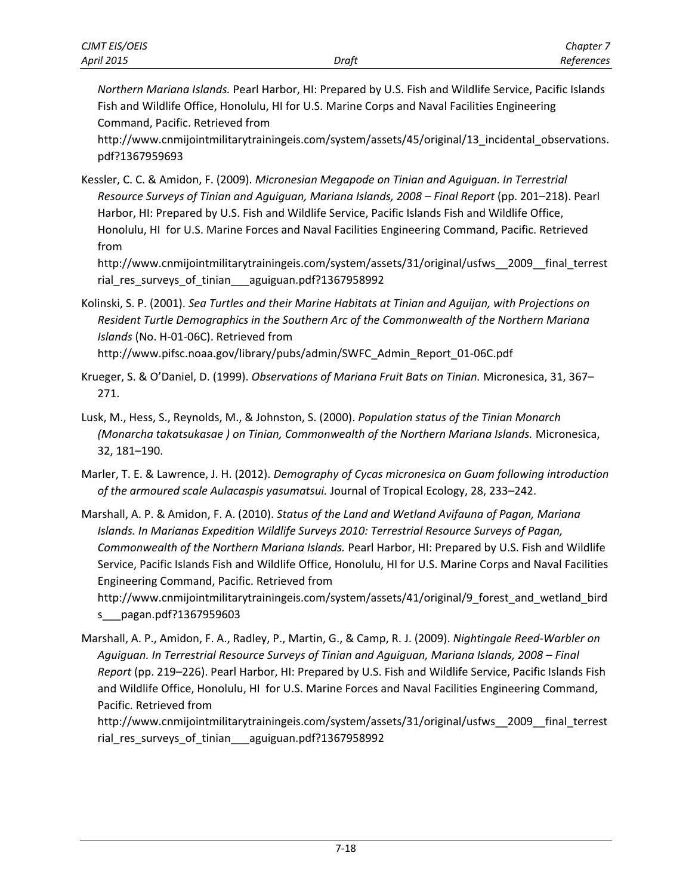*Northern Mariana Islands.* Pearl Harbor, HI: Prepared by U.S. Fish and Wildlife Service, Pacific Islands Fish and Wildlife Office, Honolulu, HI for U.S. Marine Corps and Naval Facilities Engineering Command, Pacific. Retrieved from http://www.cnmijointmilitarytrainingeis.com/system/assets/45/original/13_incidental_observations.pdf?1367959693

Kessler, C. C. & Amidon, F. (2009). *Micronesian Megapode on Tinian and Aguiguan. In Terrestrial Resource Surveys of Tinian and Aguiguan, Mariana Islands, 2008 – Final Report* (pp. 201–218). Pearl Harbor, HI: Prepared by U.S. Fish and Wildlife Service, Pacific Islands Fish and Wildlife Office, Honolulu, HI for U.S. Marine Forces and Naval Facilities Engineering Command, Pacific. Retrieved from http://www.cnmijointmilitarytrainingeis.com/system/assets/31/original/usfws__2009__final_terrestrial_res_surveys_of_tinian___aguiguan.pdf?1367958992

Kolinski, S. P. (2001). *Sea Turtles and their Marine Habitats at Tinian and Aguijan, with Projections on Resident Turtle Demographics in the Southern Arc of the Commonwealth of the Northern Mariana Islands* (No. H-01-06C). Retrieved from http://www.pifsc.noaa.gov/library/pubs/admin/SWFC_Admin_Report_01-06C.pdf

Krueger, S. & O'Daniel, D. (1999). *Observations of Mariana Fruit Bats on Tinian.* Micronesica, 31, 367–271.

Lusk, M., Hess, S., Reynolds, M., & Johnston, S. (2000). *Population status of the Tinian Monarch (Monarcha takatsukasae ) on Tinian, Commonwealth of the Northern Mariana Islands.* Micronesica, 32, 181–190.

Marler, T. E. & Lawrence, J. H. (2012). *Demography of Cycas micronesica on Guam following introduction of the armoured scale Aulacaspis yasumatsui.* Journal of Tropical Ecology, 28, 233–242.

Marshall, A. P. & Amidon, F. A. (2010). *Status of the Land and Wetland Avifauna of Pagan, Mariana Islands. In Marianas Expedition Wildlife Surveys 2010: Terrestrial Resource Surveys of Pagan, Commonwealth of the Northern Mariana Islands.* Pearl Harbor, HI: Prepared by U.S. Fish and Wildlife Service, Pacific Islands Fish and Wildlife Office, Honolulu, HI for U.S. Marine Corps and Naval Facilities Engineering Command, Pacific. Retrieved from http://www.cnmijointmilitarytrainingeis.com/system/assets/41/original/9_forest_and_wetland_birds___pagan.pdf?1367959603

Marshall, A. P., Amidon, F. A., Radley, P., Martin, G., & Camp, R. J. (2009). *Nightingale Reed-Warbler on Aguiguan. In Terrestrial Resource Surveys of Tinian and Aguiguan, Mariana Islands, 2008 – Final Report* (pp. 219–226). Pearl Harbor, HI: Prepared by U.S. Fish and Wildlife Service, Pacific Islands Fish and Wildlife Office, Honolulu, HI for U.S. Marine Forces and Naval Facilities Engineering Command, Pacific. Retrieved from http://www.cnmijointmilitarytrainingeis.com/system/assets/31/original/usfws__2009__final_terrestrial_res_surveys_of_tinian___aguiguan.pdf?1367958992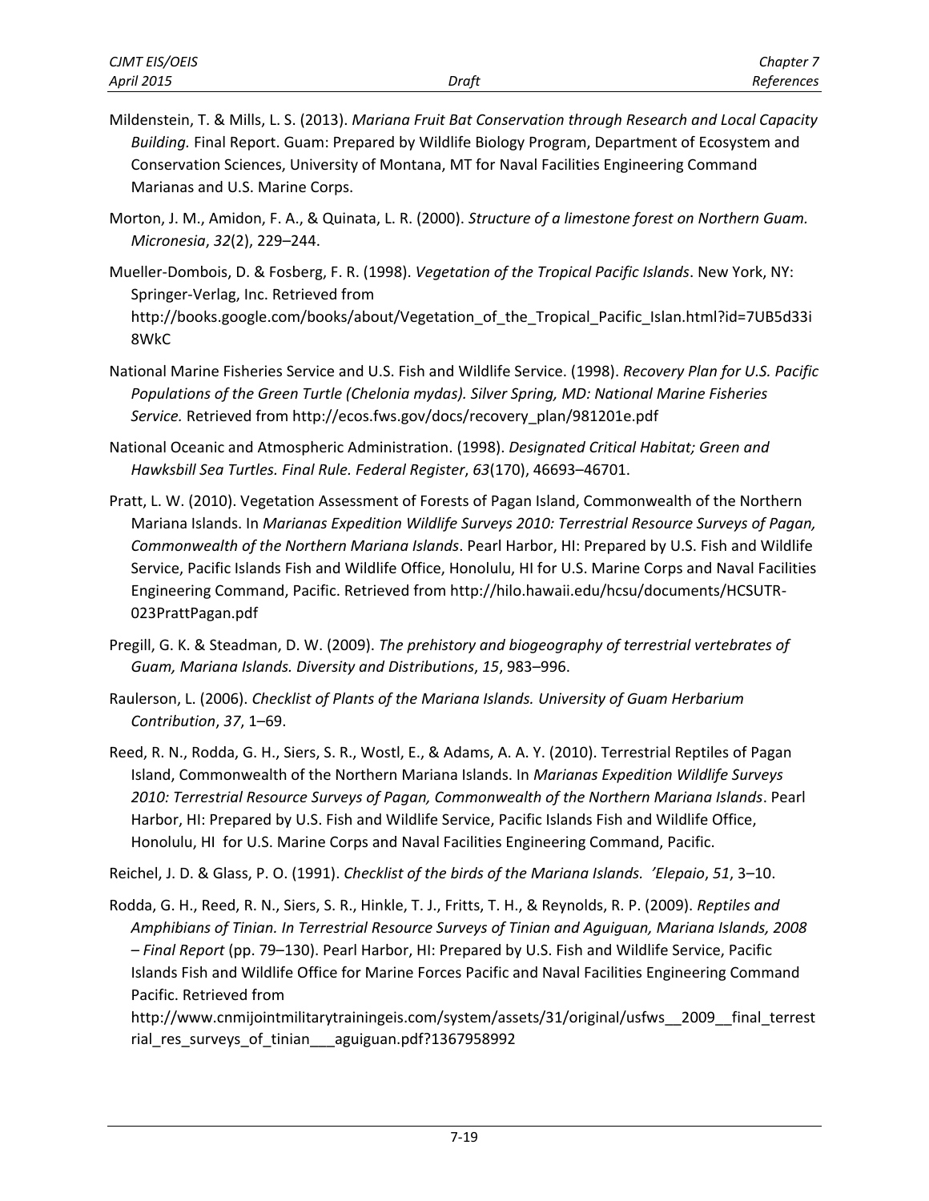Mildenstein, T. & Mills, L. S. (2013). *Mariana Fruit Bat Conservation through Research and Local Capacity Building.* Final Report. Guam: Prepared by Wildlife Biology Program, Department of Ecosystem and Conservation Sciences, University of Montana, MT for Naval Facilities Engineering Command Marianas and U.S. Marine Corps.

Morton, J. M., Amidon, F. A., & Quinata, L. R. (2000). *Structure of a limestone forest on Northern Guam. Micronesia*, *32*(2), 229–244.

Mueller-Dombois, D. & Fosberg, F. R. (1998). *Vegetation of the Tropical Pacific Islands*. New York, NY: Springer-Verlag, Inc. Retrieved from http://books.google.com/books/about/Vegetation_of_the_Tropical_Pacific_Islan.html?id=7UB5d33i8WkC

National Marine Fisheries Service and U.S. Fish and Wildlife Service. (1998). *Recovery Plan for U.S. Pacific Populations of the Green Turtle (Chelonia mydas). Silver Spring, MD: National Marine Fisheries Service.* Retrieved from http://ecos.fws.gov/docs/recovery_plan/981201e.pdf

National Oceanic and Atmospheric Administration. (1998). *Designated Critical Habitat; Green and Hawksbill Sea Turtles. Final Rule. Federal Register*, *63*(170), 46693–46701.

Pratt, L. W. (2010). Vegetation Assessment of Forests of Pagan Island, Commonwealth of the Northern Mariana Islands. In *Marianas Expedition Wildlife Surveys 2010: Terrestrial Resource Surveys of Pagan, Commonwealth of the Northern Mariana Islands*. Pearl Harbor, HI: Prepared by U.S. Fish and Wildlife Service, Pacific Islands Fish and Wildlife Office, Honolulu, HI for U.S. Marine Corps and Naval Facilities Engineering Command, Pacific. Retrieved from http://hilo.hawaii.edu/hcsu/documents/HCSUTR-023PrattPagan.pdf

Pregill, G. K. & Steadman, D. W. (2009). *The prehistory and biogeography of terrestrial vertebrates of Guam, Mariana Islands. Diversity and Distributions*, *15*, 983–996.

Raulerson, L. (2006). *Checklist of Plants of the Mariana Islands. University of Guam Herbarium Contribution*, *37*, 1–69.

Reed, R. N., Rodda, G. H., Siers, S. R., Wostl, E., & Adams, A. A. Y. (2010). Terrestrial Reptiles of Pagan Island, Commonwealth of the Northern Mariana Islands. In *Marianas Expedition Wildlife Surveys 2010: Terrestrial Resource Surveys of Pagan, Commonwealth of the Northern Mariana Islands*. Pearl Harbor, HI: Prepared by U.S. Fish and Wildlife Service, Pacific Islands Fish and Wildlife Office, Honolulu, HI for U.S. Marine Corps and Naval Facilities Engineering Command, Pacific.

Reichel, J. D. & Glass, P. O. (1991). *Checklist of the birds of the Mariana Islands. 'Elepaio*, *51*, 3–10.

Rodda, G. H., Reed, R. N., Siers, S. R., Hinkle, T. J., Fritts, T. H., & Reynolds, R. P. (2009). *Reptiles and Amphibians of Tinian. In Terrestrial Resource Surveys of Tinian and Aguiguan, Mariana Islands, 2008 – Final Report* (pp. 79–130). Pearl Harbor, HI: Prepared by U.S. Fish and Wildlife Service, Pacific Islands Fish and Wildlife Office for Marine Forces Pacific and Naval Facilities Engineering Command Pacific. Retrieved from http://www.cnmijointmilitarytrainingeis.com/system/assets/31/original/usfws__2009__final_terrestrial_res_surveys_of_tinian___aguiguan.pdf?1367958992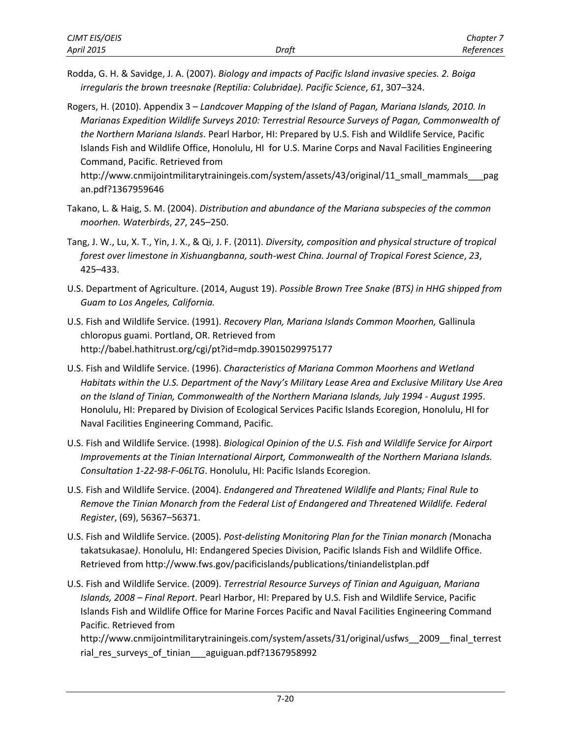Rodda, G. H. & Savidge, J. A. (2007). *Biology and impacts of Pacific Island invasive species. 2. Boiga irregularis the brown treesnake (Reptilia: Colubridae). Pacific Science*, *61*, 307–324.

Rogers, H. (2010). Appendix 3 – *Landcover Mapping of the Island of Pagan, Mariana Islands, 2010. In Marianas Expedition Wildlife Surveys 2010: Terrestrial Resource Surveys of Pagan, Commonwealth of the Northern Mariana Islands*. Pearl Harbor, HI: Prepared by U.S. Fish and Wildlife Service, Pacific Islands Fish and Wildlife Office, Honolulu, HI for U.S. Marine Corps and Naval Facilities Engineering Command, Pacific. Retrieved from http://www.cnmijointmilitarytrainingeis.com/system/assets/43/original/11_small_mammals___pagan.pdf?1367959646

Takano, L. & Haig, S. M. (2004). *Distribution and abundance of the Mariana subspecies of the common moorhen. Waterbirds*, *27*, 245–250.

Tang, J. W., Lu, X. T., Yin, J. X., & Qi, J. F. (2011). *Diversity, composition and physical structure of tropical forest over limestone in Xishuangbanna, south-west China. Journal of Tropical Forest Science*, *23*, 425–433.

U.S. Department of Agriculture. (2014, August 19). *Possible Brown Tree Snake (BTS) in HHG shipped from Guam to Los Angeles, California.*

U.S. Fish and Wildlife Service. (1991). *Recovery Plan, Mariana Islands Common Moorhen,* Gallinula chloropus guami. Portland, OR. Retrieved from http://babel.hathitrust.org/cgi/pt?id=mdp.39015029975177

U.S. Fish and Wildlife Service. (1996). *Characteristics of Mariana Common Moorhens and Wetland Habitats within the U.S. Department of the Navy's Military Lease Area and Exclusive Military Use Area on the Island of Tinian, Commonwealth of the Northern Mariana Islands, July 1994 - August 1995*. Honolulu, HI: Prepared by Division of Ecological Services Pacific Islands Ecoregion, Honolulu, HI for Naval Facilities Engineering Command, Pacific.

U.S. Fish and Wildlife Service. (1998). *Biological Opinion of the U.S. Fish and Wildlife Service for Airport Improvements at the Tinian International Airport, Commonwealth of the Northern Mariana Islands. Consultation 1-22-98-F-06LTG*. Honolulu, HI: Pacific Islands Ecoregion.

U.S. Fish and Wildlife Service. (2004). *Endangered and Threatened Wildlife and Plants; Final Rule to Remove the Tinian Monarch from the Federal List of Endangered and Threatened Wildlife. Federal Register*, (69), 56367–56371.

U.S. Fish and Wildlife Service. (2005). *Post-delisting Monitoring Plan for the Tinian monarch (*Monacha takatsukasae*)*. Honolulu, HI: Endangered Species Division, Pacific Islands Fish and Wildlife Office. Retrieved from http://www.fws.gov/pacificislands/publications/tiniandelistplan.pdf

U.S. Fish and Wildlife Service. (2009). *Terrestrial Resource Surveys of Tinian and Aguiguan, Mariana Islands, 2008 – Final Report*. Pearl Harbor, HI: Prepared by U.S. Fish and Wildlife Service, Pacific Islands Fish and Wildlife Office for Marine Forces Pacific and Naval Facilities Engineering Command Pacific. Retrieved from http://www.cnmijointmilitarytrainingeis.com/system/assets/31/original/usfws__2009__final_terrestrial_res_surveys_of_tinian___aguiguan.pdf?1367958992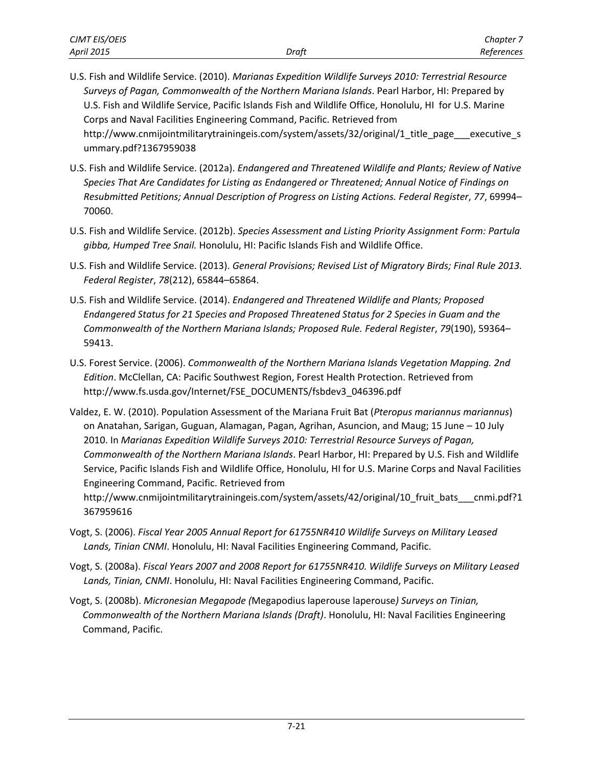U.S. Fish and Wildlife Service. (2010). *Marianas Expedition Wildlife Surveys 2010: Terrestrial Resource Surveys of Pagan, Commonwealth of the Northern Mariana Islands*. Pearl Harbor, HI: Prepared by U.S. Fish and Wildlife Service, Pacific Islands Fish and Wildlife Office, Honolulu, HI for U.S. Marine Corps and Naval Facilities Engineering Command, Pacific. Retrieved from http://www.cnmijointmilitarytrainingeis.com/system/assets/32/original/1_title_page___executive_summary.pdf?1367959038

U.S. Fish and Wildlife Service. (2012a). *Endangered and Threatened Wildlife and Plants; Review of Native Species That Are Candidates for Listing as Endangered or Threatened; Annual Notice of Findings on Resubmitted Petitions; Annual Description of Progress on Listing Actions. Federal Register*, *77*, 69994–70060.

U.S. Fish and Wildlife Service. (2012b). *Species Assessment and Listing Priority Assignment Form: Partula gibba, Humped Tree Snail.* Honolulu, HI: Pacific Islands Fish and Wildlife Office.

U.S. Fish and Wildlife Service. (2013). *General Provisions; Revised List of Migratory Birds; Final Rule 2013. Federal Register*, *78*(212), 65844–65864.

U.S. Fish and Wildlife Service. (2014). *Endangered and Threatened Wildlife and Plants; Proposed Endangered Status for 21 Species and Proposed Threatened Status for 2 Species in Guam and the Commonwealth of the Northern Mariana Islands; Proposed Rule. Federal Register*, *79*(190), 59364–59413.

U.S. Forest Service. (2006). *Commonwealth of the Northern Mariana Islands Vegetation Mapping. 2nd Edition*. McClellan, CA: Pacific Southwest Region, Forest Health Protection. Retrieved from http://www.fs.usda.gov/Internet/FSE_DOCUMENTS/fsbdev3_046396.pdf

Valdez, E. W. (2010). Population Assessment of the Mariana Fruit Bat (*Pteropus mariannus mariannus*) on Anatahan, Sarigan, Guguan, Alamagan, Pagan, Agrihan, Asuncion, and Maug; 15 June – 10 July 2010. In *Marianas Expedition Wildlife Surveys 2010: Terrestrial Resource Surveys of Pagan, Commonwealth of the Northern Mariana Islands*. Pearl Harbor, HI: Prepared by U.S. Fish and Wildlife Service, Pacific Islands Fish and Wildlife Office, Honolulu, HI for U.S. Marine Corps and Naval Facilities Engineering Command, Pacific. Retrieved from http://www.cnmijointmilitarytrainingeis.com/system/assets/42/original/10_fruit_bats___cnmi.pdf?1367959616

Vogt, S. (2006). *Fiscal Year 2005 Annual Report for 61755NR410 Wildlife Surveys on Military Leased Lands, Tinian CNMI*. Honolulu, HI: Naval Facilities Engineering Command, Pacific.

Vogt, S. (2008a). *Fiscal Years 2007 and 2008 Report for 61755NR410. Wildlife Surveys on Military Leased Lands, Tinian, CNMI*. Honolulu, HI: Naval Facilities Engineering Command, Pacific.

Vogt, S. (2008b). *Micronesian Megapode (*Megapodius laperouse laperouse*) Surveys on Tinian, Commonwealth of the Northern Mariana Islands (Draft)*. Honolulu, HI: Naval Facilities Engineering Command, Pacific.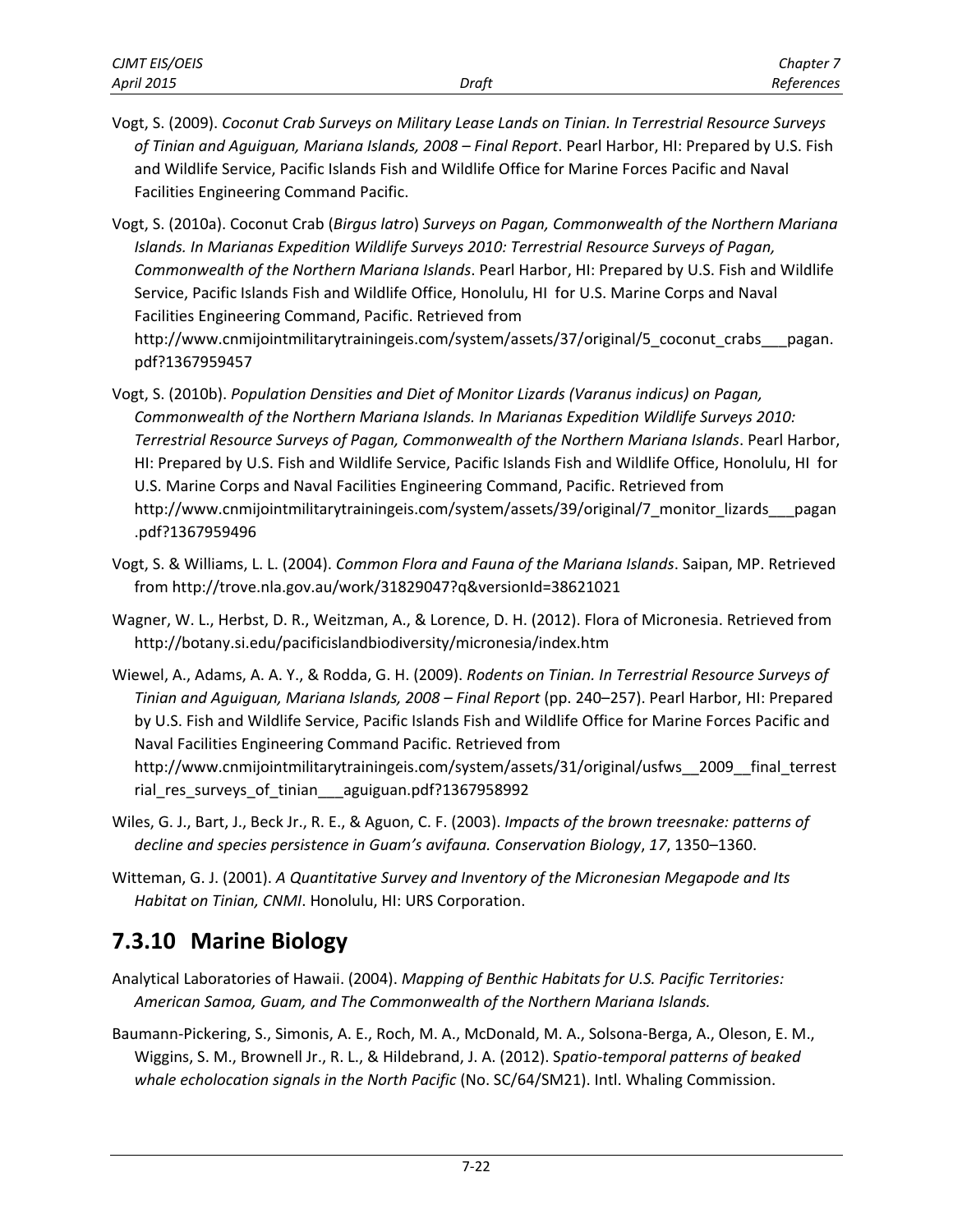Vogt, S. (2009). *Coconut Crab Surveys on Military Lease Lands on Tinian. In Terrestrial Resource Surveys of Tinian and Aguiguan, Mariana Islands, 2008 – Final Report*. Pearl Harbor, HI: Prepared by U.S. Fish and Wildlife Service, Pacific Islands Fish and Wildlife Office for Marine Forces Pacific and Naval Facilities Engineering Command Pacific.

Vogt, S. (2010a). Coconut Crab (*Birgus latro*) *Surveys on Pagan, Commonwealth of the Northern Mariana Islands. In Marianas Expedition Wildlife Surveys 2010: Terrestrial Resource Surveys of Pagan, Commonwealth of the Northern Mariana Islands*. Pearl Harbor, HI: Prepared by U.S. Fish and Wildlife Service, Pacific Islands Fish and Wildlife Office, Honolulu, HI for U.S. Marine Corps and Naval Facilities Engineering Command, Pacific. Retrieved from http://www.cnmijointmilitarytrainingeis.com/system/assets/37/original/5_coconut_crabs___pagan.pdf?1367959457

Vogt, S. (2010b). *Population Densities and Diet of Monitor Lizards (Varanus indicus) on Pagan, Commonwealth of the Northern Mariana Islands. In Marianas Expedition Wildlife Surveys 2010: Terrestrial Resource Surveys of Pagan, Commonwealth of the Northern Mariana Islands*. Pearl Harbor, HI: Prepared by U.S. Fish and Wildlife Service, Pacific Islands Fish and Wildlife Office, Honolulu, HI for U.S. Marine Corps and Naval Facilities Engineering Command, Pacific. Retrieved from http://www.cnmijointmilitarytrainingeis.com/system/assets/39/original/7_monitor_lizards___pagan.pdf?1367959496

Vogt, S. & Williams, L. L. (2004). *Common Flora and Fauna of the Mariana Islands*. Saipan, MP. Retrieved from http://trove.nla.gov.au/work/31829047?q&versionId=38621021

Wagner, W. L., Herbst, D. R., Weitzman, A., & Lorence, D. H. (2012). Flora of Micronesia. Retrieved from http://botany.si.edu/pacificislandbiodiversity/micronesia/index.htm

Wiewel, A., Adams, A. A. Y., & Rodda, G. H. (2009). *Rodents on Tinian. In Terrestrial Resource Surveys of Tinian and Aguiguan, Mariana Islands, 2008 – Final Report* (pp. 240–257). Pearl Harbor, HI: Prepared by U.S. Fish and Wildlife Service, Pacific Islands Fish and Wildlife Office for Marine Forces Pacific and Naval Facilities Engineering Command Pacific. Retrieved from http://www.cnmijointmilitarytrainingeis.com/system/assets/31/original/usfws__2009__final_terrestrial_res_surveys_of_tinian___aguiguan.pdf?1367958992

Wiles, G. J., Bart, J., Beck Jr., R. E., & Aguon, C. F. (2003). *Impacts of the brown treesnake: patterns of decline and species persistence in Guam's avifauna. Conservation Biology*, *17*, 1350–1360.

Witteman, G. J. (2001). *A Quantitative Survey and Inventory of the Micronesian Megapode and Its Habitat on Tinian, CNMI*. Honolulu, HI: URS Corporation.

## 7.3.10 Marine Biology

Analytical Laboratories of Hawaii. (2004). *Mapping of Benthic Habitats for U.S. Pacific Territories: American Samoa, Guam, and The Commonwealth of the Northern Mariana Islands.*

Baumann-Pickering, S., Simonis, A. E., Roch, M. A., McDonald, M. A., Solsona-Berga, A., Oleson, E. M., Wiggins, S. M., Brownell Jr., R. L., & Hildebrand, J. A. (2012). S*patio-temporal patterns of beaked whale echolocation signals in the North Pacific* (No. SC/64/SM21). Intl. Whaling Commission.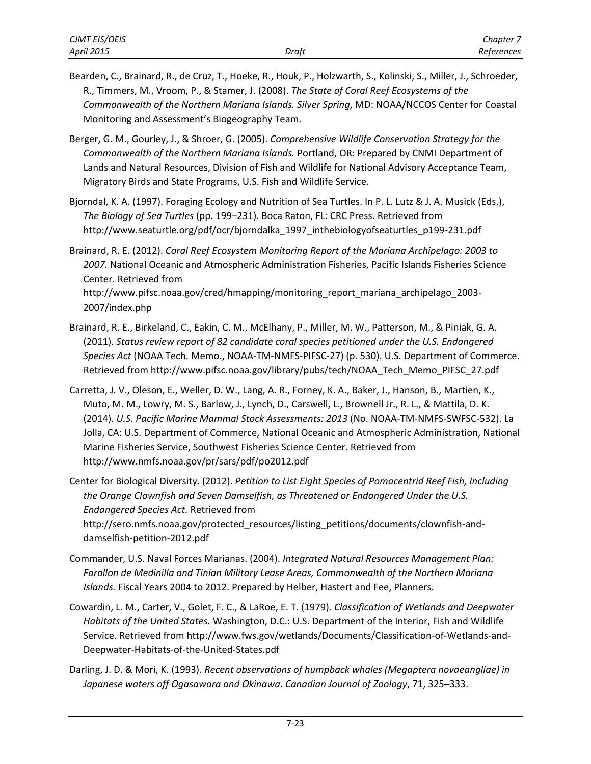Bearden, C., Brainard, R., de Cruz, T., Hoeke, R., Houk, P., Holzwarth, S., Kolinski, S., Miller, J., Schroeder, R., Timmers, M., Vroom, P., & Stamer, J. (2008). *The State of Coral Reef Ecosystems of the Commonwealth of the Northern Mariana Islands. Silver Spring*, MD: NOAA/NCCOS Center for Coastal Monitoring and Assessment's Biogeography Team.

Berger, G. M., Gourley, J., & Shroer, G. (2005). *Comprehensive Wildlife Conservation Strategy for the Commonwealth of the Northern Mariana Islands.* Portland, OR: Prepared by CNMI Department of Lands and Natural Resources, Division of Fish and Wildlife for National Advisory Acceptance Team, Migratory Birds and State Programs, U.S. Fish and Wildlife Service.

Bjorndal, K. A. (1997). Foraging Ecology and Nutrition of Sea Turtles. In P. L. Lutz & J. A. Musick (Eds.), *The Biology of Sea Turtles* (pp. 199–231). Boca Raton, FL: CRC Press. Retrieved from http://www.seaturtle.org/pdf/ocr/bjorndalka_1997_inthebiologyofseaturtles_p199-231.pdf

Brainard, R. E. (2012). *Coral Reef Ecosystem Monitoring Report of the Mariana Archipelago: 2003 to 2007.* National Oceanic and Atmospheric Administration Fisheries, Pacific Islands Fisheries Science Center. Retrieved from http://www.pifsc.noaa.gov/cred/hmapping/monitoring_report_mariana_archipelago_2003-2007/index.php

Brainard, R. E., Birkeland, C., Eakin, C. M., McElhany, P., Miller, M. W., Patterson, M., & Piniak, G. A. (2011). *Status review report of 82 candidate coral species petitioned under the U.S. Endangered Species Act* (NOAA Tech. Memo., NOAA-TM-NMFS-PIFSC-27) (p. 530). U.S. Department of Commerce. Retrieved from http://www.pifsc.noaa.gov/library/pubs/tech/NOAA_Tech_Memo_PIFSC_27.pdf

Carretta, J. V., Oleson, E., Weller, D. W., Lang, A. R., Forney, K. A., Baker, J., Hanson, B., Martien, K., Muto, M. M., Lowry, M. S., Barlow, J., Lynch, D., Carswell, L., Brownell Jr., R. L., & Mattila, D. K. (2014). *U.S. Pacific Marine Mammal Stock Assessments: 2013* (No. NOAA-TM-NMFS-SWFSC-532). La Jolla, CA: U.S. Department of Commerce, National Oceanic and Atmospheric Administration, National Marine Fisheries Service, Southwest Fisheries Science Center. Retrieved from http://www.nmfs.noaa.gov/pr/sars/pdf/po2012.pdf

Center for Biological Diversity. (2012). *Petition to List Eight Species of Pomacentrid Reef Fish, Including the Orange Clownfish and Seven Damselfish, as Threatened or Endangered Under the U.S. Endangered Species Act.* Retrieved from http://sero.nmfs.noaa.gov/protected_resources/listing_petitions/documents/clownfish-and-damselfish-petition-2012.pdf

Commander, U.S. Naval Forces Marianas. (2004). *Integrated Natural Resources Management Plan: Farallon de Medinilla and Tinian Military Lease Areas, Commonwealth of the Northern Mariana Islands.* Fiscal Years 2004 to 2012. Prepared by Helber, Hastert and Fee, Planners.

Cowardin, L. M., Carter, V., Golet, F. C., & LaRoe, E. T. (1979). *Classification of Wetlands and Deepwater Habitats of the United States.* Washington, D.C.: U.S. Department of the Interior, Fish and Wildlife Service. Retrieved from http://www.fws.gov/wetlands/Documents/Classification-of-Wetlands-and-Deepwater-Habitats-of-the-United-States.pdf

Darling, J. D. & Mori, K. (1993). *Recent observations of humpback whales (Megaptera novaeangliae) in Japanese waters off Ogasawara and Okinawa*. *Canadian Journal of Zoology*, 71, 325–333.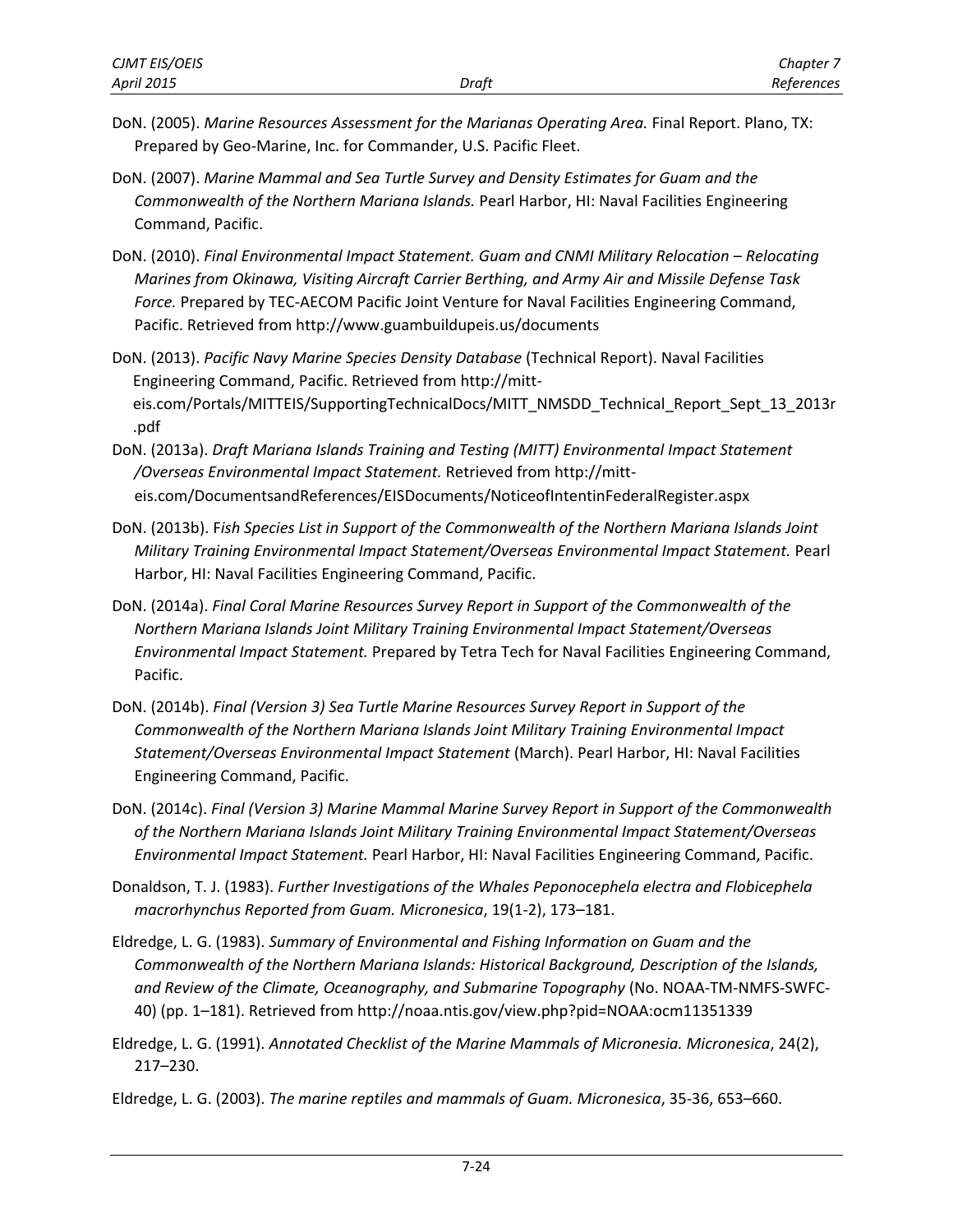DoN. (2005). *Marine Resources Assessment for the Marianas Operating Area.* Final Report. Plano, TX: Prepared by Geo-Marine, Inc. for Commander, U.S. Pacific Fleet.

DoN. (2007). *Marine Mammal and Sea Turtle Survey and Density Estimates for Guam and the Commonwealth of the Northern Mariana Islands.* Pearl Harbor, HI: Naval Facilities Engineering Command, Pacific.

DoN. (2010). *Final Environmental Impact Statement. Guam and CNMI Military Relocation – Relocating Marines from Okinawa, Visiting Aircraft Carrier Berthing, and Army Air and Missile Defense Task Force.* Prepared by TEC-AECOM Pacific Joint Venture for Naval Facilities Engineering Command, Pacific. Retrieved from http://www.guambuildupeis.us/documents

DoN. (2013). *Pacific Navy Marine Species Density Database* (Technical Report). Naval Facilities Engineering Command, Pacific. Retrieved from http://mitt-eis.com/Portals/MITTEIS/SupportingTechnicalDocs/MITT_NMSDD_Technical_Report_Sept_13_2013r.pdf

DoN. (2013a). *Draft Mariana Islands Training and Testing (MITT) Environmental Impact Statement /Overseas Environmental Impact Statement.* Retrieved from http://mitt-eis.com/DocumentsandReferences/EISDocuments/NoticeofIntentinFederalRegister.aspx

DoN. (2013b). F*ish Species List in Support of the Commonwealth of the Northern Mariana Islands Joint Military Training Environmental Impact Statement/Overseas Environmental Impact Statement.* Pearl Harbor, HI: Naval Facilities Engineering Command, Pacific.

DoN. (2014a). *Final Coral Marine Resources Survey Report in Support of the Commonwealth of the Northern Mariana Islands Joint Military Training Environmental Impact Statement/Overseas Environmental Impact Statement.* Prepared by Tetra Tech for Naval Facilities Engineering Command, Pacific.

DoN. (2014b). *Final (Version 3) Sea Turtle Marine Resources Survey Report in Support of the Commonwealth of the Northern Mariana Islands Joint Military Training Environmental Impact Statement/Overseas Environmental Impact Statement* (March). Pearl Harbor, HI: Naval Facilities Engineering Command, Pacific.

DoN. (2014c). *Final (Version 3) Marine Mammal Marine Survey Report in Support of the Commonwealth of the Northern Mariana Islands Joint Military Training Environmental Impact Statement/Overseas Environmental Impact Statement.* Pearl Harbor, HI: Naval Facilities Engineering Command, Pacific.

Donaldson, T. J. (1983). *Further Investigations of the Whales Peponocephela electra and Flobicephela macrorhynchus Reported from Guam. Micronesica*, 19(1-2), 173–181.

Eldredge, L. G. (1983). *Summary of Environmental and Fishing Information on Guam and the Commonwealth of the Northern Mariana Islands: Historical Background, Description of the Islands, and Review of the Climate, Oceanography, and Submarine Topography* (No. NOAA-TM-NMFS-SWFC-40) (pp. 1–181). Retrieved from http://noaa.ntis.gov/view.php?pid=NOAA:ocm11351339

Eldredge, L. G. (1991). *Annotated Checklist of the Marine Mammals of Micronesia. Micronesica*, 24(2), 217–230.

Eldredge, L. G. (2003). *The marine reptiles and mammals of Guam. Micronesica*, 35-36, 653–660.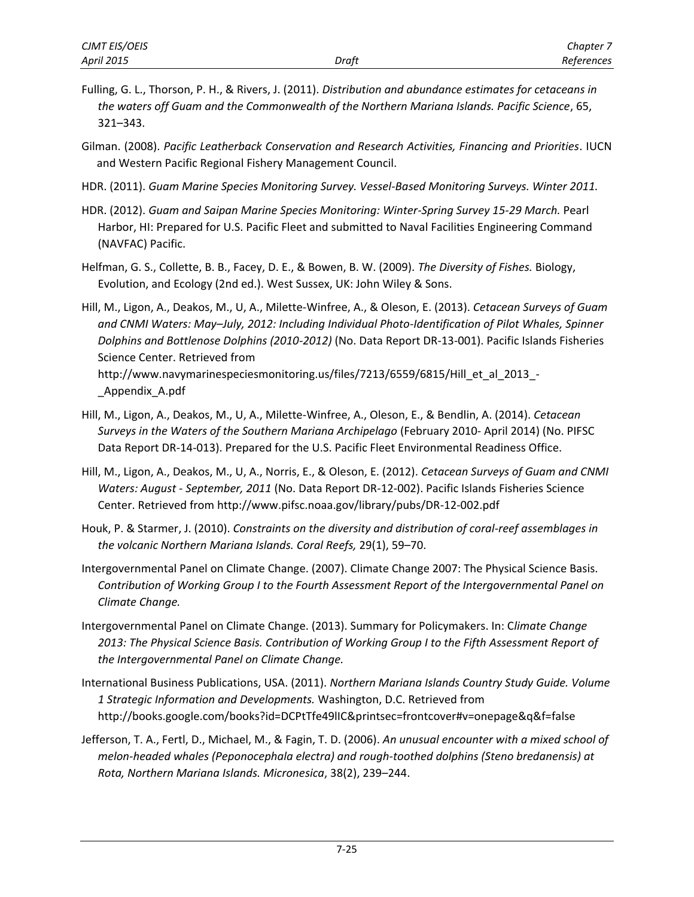Fulling, G. L., Thorson, P. H., & Rivers, J. (2011). *Distribution and abundance estimates for cetaceans in the waters off Guam and the Commonwealth of the Northern Mariana Islands. Pacific Science*, 65, 321–343.

Gilman. (2008). *Pacific Leatherback Conservation and Research Activities, Financing and Priorities*. IUCN and Western Pacific Regional Fishery Management Council.

HDR. (2011). *Guam Marine Species Monitoring Survey. Vessel-Based Monitoring Surveys. Winter 2011.*

HDR. (2012). *Guam and Saipan Marine Species Monitoring: Winter-Spring Survey 15-29 March.* Pearl Harbor, HI: Prepared for U.S. Pacific Fleet and submitted to Naval Facilities Engineering Command (NAVFAC) Pacific.

Helfman, G. S., Collette, B. B., Facey, D. E., & Bowen, B. W. (2009). *The Diversity of Fishes.* Biology, Evolution, and Ecology (2nd ed.). West Sussex, UK: John Wiley & Sons.

Hill, M., Ligon, A., Deakos, M., U, A., Milette-Winfree, A., & Oleson, E. (2013). *Cetacean Surveys of Guam and CNMI Waters: May–July, 2012: Including Individual Photo-Identification of Pilot Whales, Spinner Dolphins and Bottlenose Dolphins (2010-2012)* (No. Data Report DR-13-001). Pacific Islands Fisheries Science Center. Retrieved from http://www.navymarinespeciesmonitoring.us/files/7213/6559/6815/Hill_et_al_2013_-_Appendix_A.pdf

Hill, M., Ligon, A., Deakos, M., U, A., Milette-Winfree, A., Oleson, E., & Bendlin, A. (2014). *Cetacean Surveys in the Waters of the Southern Mariana Archipelago* (February 2010- April 2014) (No. PIFSC Data Report DR-14-013). Prepared for the U.S. Pacific Fleet Environmental Readiness Office.

Hill, M., Ligon, A., Deakos, M., U, A., Norris, E., & Oleson, E. (2012). *Cetacean Surveys of Guam and CNMI Waters: August - September, 2011* (No. Data Report DR-12-002). Pacific Islands Fisheries Science Center. Retrieved from http://www.pifsc.noaa.gov/library/pubs/DR-12-002.pdf

Houk, P. & Starmer, J. (2010). *Constraints on the diversity and distribution of coral-reef assemblages in the volcanic Northern Mariana Islands. Coral Reefs,* 29(1), 59–70.

Intergovernmental Panel on Climate Change. (2007). Climate Change 2007: The Physical Science Basis. *Contribution of Working Group I to the Fourth Assessment Report of the Intergovernmental Panel on Climate Change.*

Intergovernmental Panel on Climate Change. (2013). Summary for Policymakers. In: C*limate Change 2013: The Physical Science Basis. Contribution of Working Group I to the Fifth Assessment Report of the Intergovernmental Panel on Climate Change.*

International Business Publications, USA. (2011). *Northern Mariana Islands Country Study Guide. Volume 1 Strategic Information and Developments.* Washington, D.C. Retrieved from http://books.google.com/books?id=DCPtTfe49lIC&printsec=frontcover#v=onepage&q&f=false

Jefferson, T. A., Fertl, D., Michael, M., & Fagin, T. D. (2006). *An unusual encounter with a mixed school of melon-headed whales (Peponocephala electra) and rough-toothed dolphins (Steno bredanensis) at Rota, Northern Mariana Islands. Micronesica*, 38(2), 239–244.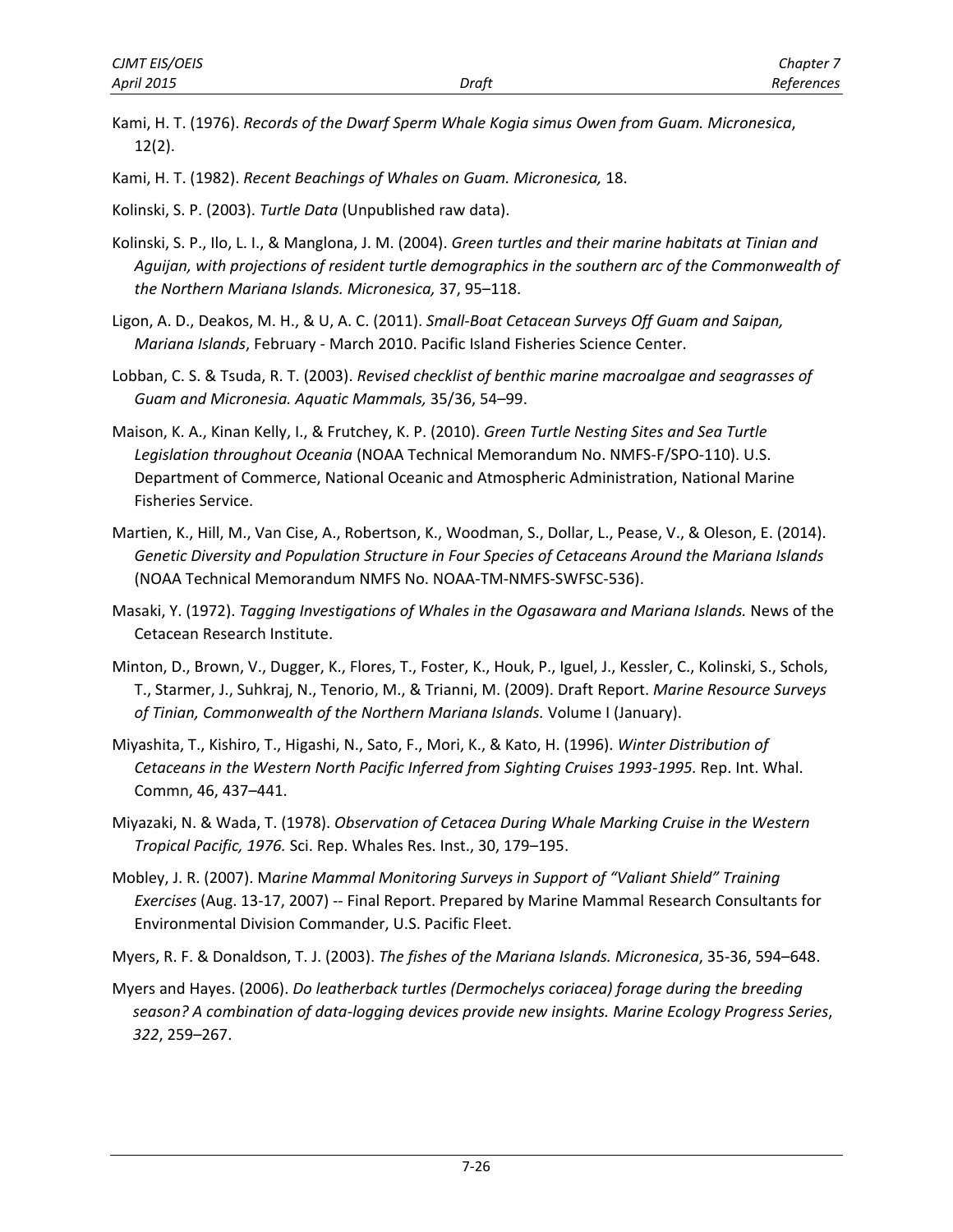Kami, H. T. (1976). *Records of the Dwarf Sperm Whale Kogia simus Owen from Guam. Micronesica*, 12(2).

Kami, H. T. (1982). *Recent Beachings of Whales on Guam. Micronesica,* 18.

Kolinski, S. P. (2003). *Turtle Data* (Unpublished raw data).

Kolinski, S. P., Ilo, L. I., & Manglona, J. M. (2004). *Green turtles and their marine habitats at Tinian and Aguijan, with projections of resident turtle demographics in the southern arc of the Commonwealth of the Northern Mariana Islands. Micronesica,* 37, 95–118.

Ligon, A. D., Deakos, M. H., & U, A. C. (2011). *Small-Boat Cetacean Surveys Off Guam and Saipan, Mariana Islands*, February - March 2010. Pacific Island Fisheries Science Center.

Lobban, C. S. & Tsuda, R. T. (2003). *Revised checklist of benthic marine macroalgae and seagrasses of Guam and Micronesia. Aquatic Mammals,* 35/36, 54–99.

Maison, K. A., Kinan Kelly, I., & Frutchey, K. P. (2010). *Green Turtle Nesting Sites and Sea Turtle Legislation throughout Oceania* (NOAA Technical Memorandum No. NMFS-F/SPO-110). U.S. Department of Commerce, National Oceanic and Atmospheric Administration, National Marine Fisheries Service.

Martien, K., Hill, M., Van Cise, A., Robertson, K., Woodman, S., Dollar, L., Pease, V., & Oleson, E. (2014). *Genetic Diversity and Population Structure in Four Species of Cetaceans Around the Mariana Islands* (NOAA Technical Memorandum NMFS No. NOAA-TM-NMFS-SWFSC-536).

Masaki, Y. (1972). *Tagging Investigations of Whales in the Ogasawara and Mariana Islands.* News of the Cetacean Research Institute.

Minton, D., Brown, V., Dugger, K., Flores, T., Foster, K., Houk, P., Iguel, J., Kessler, C., Kolinski, S., Schols, T., Starmer, J., Suhkraj, N., Tenorio, M., & Trianni, M. (2009). Draft Report. *Marine Resource Surveys of Tinian, Commonwealth of the Northern Mariana Islands.* Volume I (January).

Miyashita, T., Kishiro, T., Higashi, N., Sato, F., Mori, K., & Kato, H. (1996). *Winter Distribution of Cetaceans in the Western North Pacific Inferred from Sighting Cruises 1993-1995.* Rep. Int. Whal. Commn, 46, 437–441.

Miyazaki, N. & Wada, T. (1978). *Observation of Cetacea During Whale Marking Cruise in the Western Tropical Pacific, 1976.* Sci. Rep. Whales Res. Inst., 30, 179–195.

Mobley, J. R. (2007). M*arine Mammal Monitoring Surveys in Support of "Valiant Shield" Training Exercises* (Aug. 13-17, 2007) -- Final Report. Prepared by Marine Mammal Research Consultants for Environmental Division Commander, U.S. Pacific Fleet.

Myers, R. F. & Donaldson, T. J. (2003). *The fishes of the Mariana Islands. Micronesica*, 35-36, 594–648.

Myers and Hayes. (2006). *Do leatherback turtles (Dermochelys coriacea) forage during the breeding season? A combination of data-logging devices provide new insights. Marine Ecology Progress Series*, *322*, 259–267.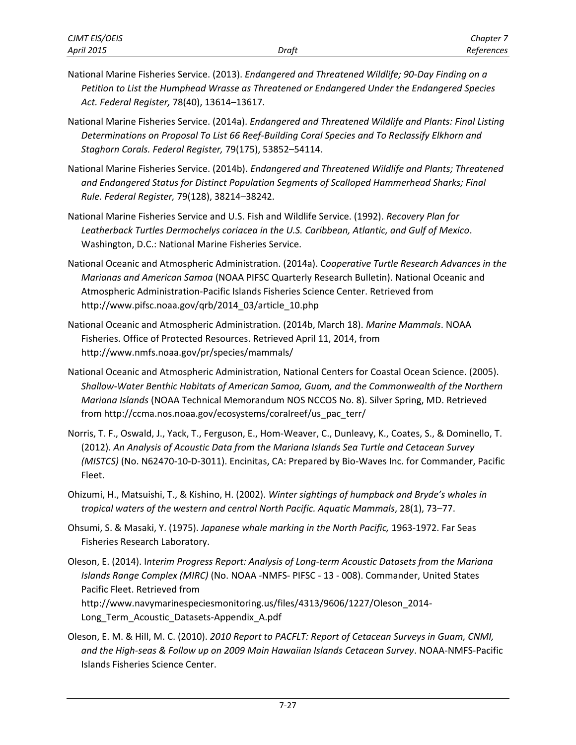National Marine Fisheries Service. (2013). *Endangered and Threatened Wildlife; 90-Day Finding on a Petition to List the Humphead Wrasse as Threatened or Endangered Under the Endangered Species Act. Federal Register,* 78(40), 13614–13617.

National Marine Fisheries Service. (2014a). *Endangered and Threatened Wildlife and Plants: Final Listing Determinations on Proposal To List 66 Reef-Building Coral Species and To Reclassify Elkhorn and Staghorn Corals. Federal Register,* 79(175), 53852–54114.

National Marine Fisheries Service. (2014b). *Endangered and Threatened Wildlife and Plants; Threatened and Endangered Status for Distinct Population Segments of Scalloped Hammerhead Sharks; Final Rule. Federal Register,* 79(128), 38214–38242.

National Marine Fisheries Service and U.S. Fish and Wildlife Service. (1992). *Recovery Plan for Leatherback Turtles Dermochelys coriacea in the U.S. Caribbean, Atlantic, and Gulf of Mexico*. Washington, D.C.: National Marine Fisheries Service.

National Oceanic and Atmospheric Administration. (2014a). C*ooperative Turtle Research Advances in the Marianas and American Samoa* (NOAA PIFSC Quarterly Research Bulletin). National Oceanic and Atmospheric Administration-Pacific Islands Fisheries Science Center. Retrieved from http://www.pifsc.noaa.gov/qrb/2014_03/article_10.php

National Oceanic and Atmospheric Administration. (2014b, March 18). *Marine Mammals*. NOAA Fisheries. Office of Protected Resources. Retrieved April 11, 2014, from http://www.nmfs.noaa.gov/pr/species/mammals/

National Oceanic and Atmospheric Administration, National Centers for Coastal Ocean Science. (2005). *Shallow-Water Benthic Habitats of American Samoa, Guam, and the Commonwealth of the Northern Mariana Islands* (NOAA Technical Memorandum NOS NCCOS No. 8). Silver Spring, MD. Retrieved from http://ccma.nos.noaa.gov/ecosystems/coralreef/us_pac_terr/

Norris, T. F., Oswald, J., Yack, T., Ferguson, E., Hom-Weaver, C., Dunleavy, K., Coates, S., & Dominello, T. (2012). *An Analysis of Acoustic Data from the Mariana Islands Sea Turtle and Cetacean Survey (MISTCS)* (No. N62470-10-D-3011). Encinitas, CA: Prepared by Bio-Waves Inc. for Commander, Pacific Fleet.

Ohizumi, H., Matsuishi, T., & Kishino, H. (2002). *Winter sightings of humpback and Bryde's whales in tropical waters of the western and central North Pacific. Aquatic Mammals*, 28(1), 73–77.

Ohsumi, S. & Masaki, Y. (1975). *Japanese whale marking in the North Pacific,* 1963-1972. Far Seas Fisheries Research Laboratory.

Oleson, E. (2014). I*nterim Progress Report: Analysis of Long-term Acoustic Datasets from the Mariana Islands Range Complex (MIRC)* (No. NOAA -NMFS- PIFSC - 13 - 008). Commander, United States Pacific Fleet. Retrieved from http://www.navymarinespeciesmonitoring.us/files/4313/9606/1227/Oleson_2014-Long_Term_Acoustic_Datasets-Appendix_A.pdf

Oleson, E. M. & Hill, M. C. (2010). *2010 Report to PACFLT: Report of Cetacean Surveys in Guam, CNMI, and the High-seas & Follow up on 2009 Main Hawaiian Islands Cetacean Survey*. NOAA-NMFS-Pacific Islands Fisheries Science Center.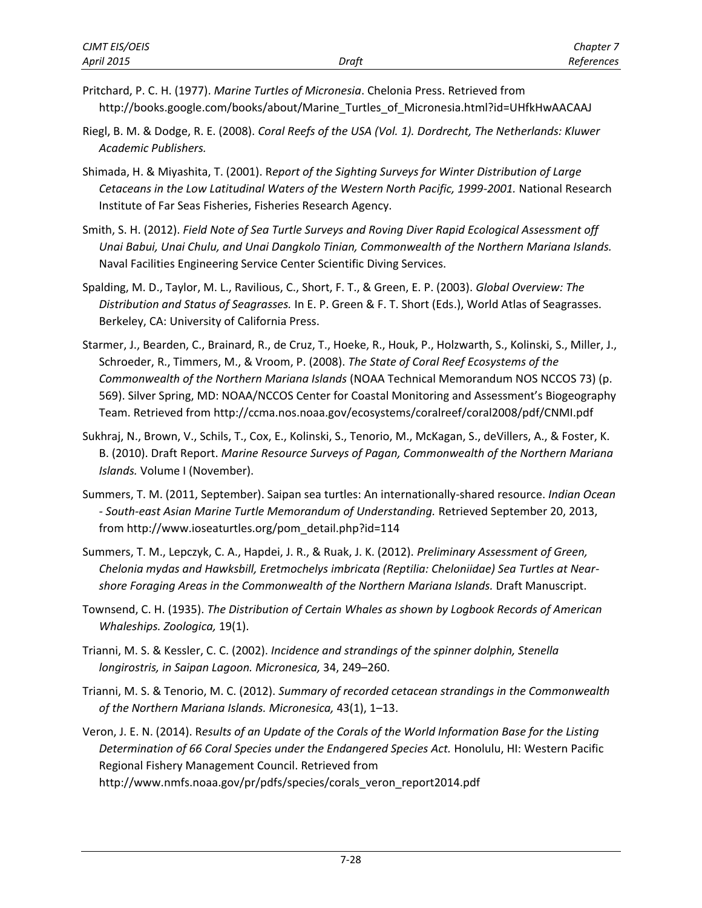Pritchard, P. C. H. (1977). *Marine Turtles of Micronesia*. Chelonia Press. Retrieved from http://books.google.com/books/about/Marine_Turtles_of_Micronesia.html?id=UHfkHwAACAAJ

Riegl, B. M. & Dodge, R. E. (2008). *Coral Reefs of the USA (Vol. 1). Dordrecht, The Netherlands: Kluwer Academic Publishers.*

Shimada, H. & Miyashita, T. (2001). R*eport of the Sighting Surveys for Winter Distribution of Large Cetaceans in the Low Latitudinal Waters of the Western North Pacific, 1999-2001.* National Research Institute of Far Seas Fisheries, Fisheries Research Agency.

Smith, S. H. (2012). *Field Note of Sea Turtle Surveys and Roving Diver Rapid Ecological Assessment off Unai Babui, Unai Chulu, and Unai Dangkolo Tinian, Commonwealth of the Northern Mariana Islands.* Naval Facilities Engineering Service Center Scientific Diving Services.

Spalding, M. D., Taylor, M. L., Ravilious, C., Short, F. T., & Green, E. P. (2003). *Global Overview: The Distribution and Status of Seagrasses.* In E. P. Green & F. T. Short (Eds.), World Atlas of Seagrasses. Berkeley, CA: University of California Press.

Starmer, J., Bearden, C., Brainard, R., de Cruz, T., Hoeke, R., Houk, P., Holzwarth, S., Kolinski, S., Miller, J., Schroeder, R., Timmers, M., & Vroom, P. (2008). *The State of Coral Reef Ecosystems of the Commonwealth of the Northern Mariana Islands* (NOAA Technical Memorandum NOS NCCOS 73) (p. 569). Silver Spring, MD: NOAA/NCCOS Center for Coastal Monitoring and Assessment's Biogeography Team. Retrieved from http://ccma.nos.noaa.gov/ecosystems/coralreef/coral2008/pdf/CNMI.pdf

Sukhraj, N., Brown, V., Schils, T., Cox, E., Kolinski, S., Tenorio, M., McKagan, S., deVillers, A., & Foster, K. B. (2010). Draft Report. *Marine Resource Surveys of Pagan, Commonwealth of the Northern Mariana Islands.* Volume I (November).

Summers, T. M. (2011, September). Saipan sea turtles: An internationally-shared resource. *Indian Ocean - South-east Asian Marine Turtle Memorandum of Understanding.* Retrieved September 20, 2013, from http://www.ioseaturtles.org/pom_detail.php?id=114

Summers, T. M., Lepczyk, C. A., Hapdei, J. R., & Ruak, J. K. (2012). *Preliminary Assessment of Green, Chelonia mydas and Hawksbill, Eretmochelys imbricata (Reptilia: Cheloniidae) Sea Turtles at Near-shore Foraging Areas in the Commonwealth of the Northern Mariana Islands.* Draft Manuscript.

Townsend, C. H. (1935). *The Distribution of Certain Whales as shown by Logbook Records of American Whaleships. Zoologica,* 19(1).

Trianni, M. S. & Kessler, C. C. (2002). *Incidence and strandings of the spinner dolphin, Stenella longirostris, in Saipan Lagoon. Micronesica,* 34, 249–260.

Trianni, M. S. & Tenorio, M. C. (2012). *Summary of recorded cetacean strandings in the Commonwealth of the Northern Mariana Islands. Micronesica,* 43(1), 1–13.

Veron, J. E. N. (2014). R*esults of an Update of the Corals of the World Information Base for the Listing Determination of 66 Coral Species under the Endangered Species Act.* Honolulu, HI: Western Pacific Regional Fishery Management Council. Retrieved from http://www.nmfs.noaa.gov/pr/pdfs/species/corals_veron_report2014.pdf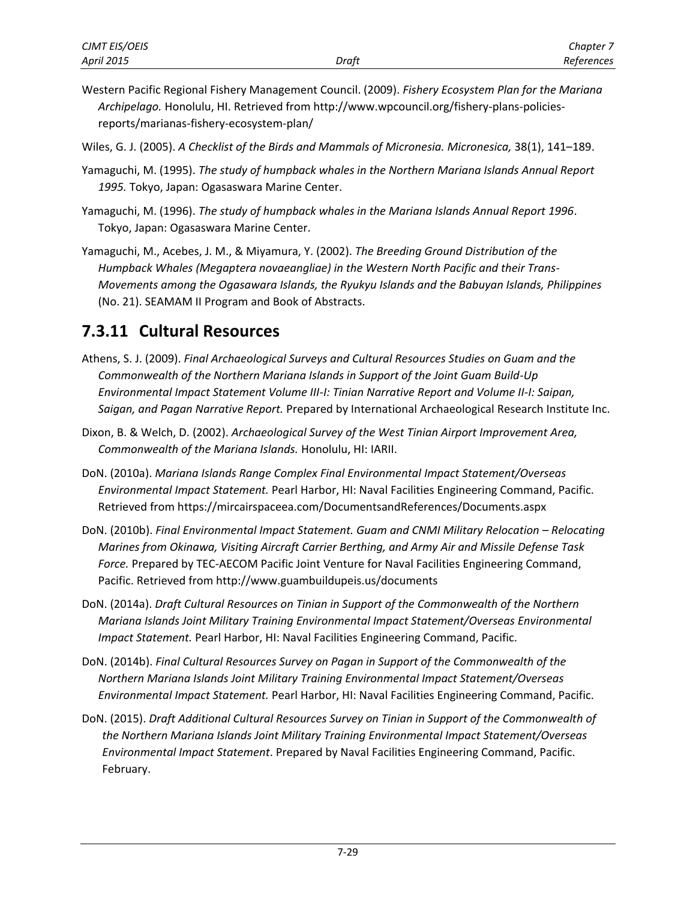Western Pacific Regional Fishery Management Council. (2009). *Fishery Ecosystem Plan for the Mariana Archipelago.* Honolulu, HI. Retrieved from http://www.wpcouncil.org/fishery-plans-policies-reports/marianas-fishery-ecosystem-plan/

Wiles, G. J. (2005). *A Checklist of the Birds and Mammals of Micronesia. Micronesica,* 38(1), 141–189.

Yamaguchi, M. (1995). *The study of humpback whales in the Northern Mariana Islands Annual Report 1995.* Tokyo, Japan: Ogasaswara Marine Center.

Yamaguchi, M. (1996). *The study of humpback whales in the Mariana Islands Annual Report 1996*. Tokyo, Japan: Ogasaswara Marine Center.

Yamaguchi, M., Acebes, J. M., & Miyamura, Y. (2002). *The Breeding Ground Distribution of the Humpback Whales (Megaptera novaeangliae) in the Western North Pacific and their Trans-Movements among the Ogasawara Islands, the Ryukyu Islands and the Babuyan Islands, Philippines* (No. 21). SEAMAM II Program and Book of Abstracts.

## 7.3.11 Cultural Resources

Athens, S. J. (2009). *Final Archaeological Surveys and Cultural Resources Studies on Guam and the Commonwealth of the Northern Mariana Islands in Support of the Joint Guam Build-Up Environmental Impact Statement Volume III-I: Tinian Narrative Report and Volume II-I: Saipan, Saigan, and Pagan Narrative Report.* Prepared by International Archaeological Research Institute Inc.

Dixon, B. & Welch, D. (2002). *Archaeological Survey of the West Tinian Airport Improvement Area, Commonwealth of the Mariana Islands.* Honolulu, HI: IARII.

DoN. (2010a). *Mariana Islands Range Complex Final Environmental Impact Statement/Overseas Environmental Impact Statement.* Pearl Harbor, HI: Naval Facilities Engineering Command, Pacific. Retrieved from https://mircairspaceea.com/DocumentsandReferences/Documents.aspx

DoN. (2010b). *Final Environmental Impact Statement. Guam and CNMI Military Relocation – Relocating Marines from Okinawa, Visiting Aircraft Carrier Berthing, and Army Air and Missile Defense Task Force.* Prepared by TEC-AECOM Pacific Joint Venture for Naval Facilities Engineering Command, Pacific. Retrieved from http://www.guambuildupeis.us/documents

DoN. (2014a). *Draft Cultural Resources on Tinian in Support of the Commonwealth of the Northern Mariana Islands Joint Military Training Environmental Impact Statement/Overseas Environmental Impact Statement.* Pearl Harbor, HI: Naval Facilities Engineering Command, Pacific.

DoN. (2014b). *Final Cultural Resources Survey on Pagan in Support of the Commonwealth of the Northern Mariana Islands Joint Military Training Environmental Impact Statement/Overseas Environmental Impact Statement.* Pearl Harbor, HI: Naval Facilities Engineering Command, Pacific.

DoN. (2015). *Draft Additional Cultural Resources Survey on Tinian in Support of the Commonwealth of the Northern Mariana Islands Joint Military Training Environmental Impact Statement/Overseas Environmental Impact Statement*. Prepared by Naval Facilities Engineering Command, Pacific. February.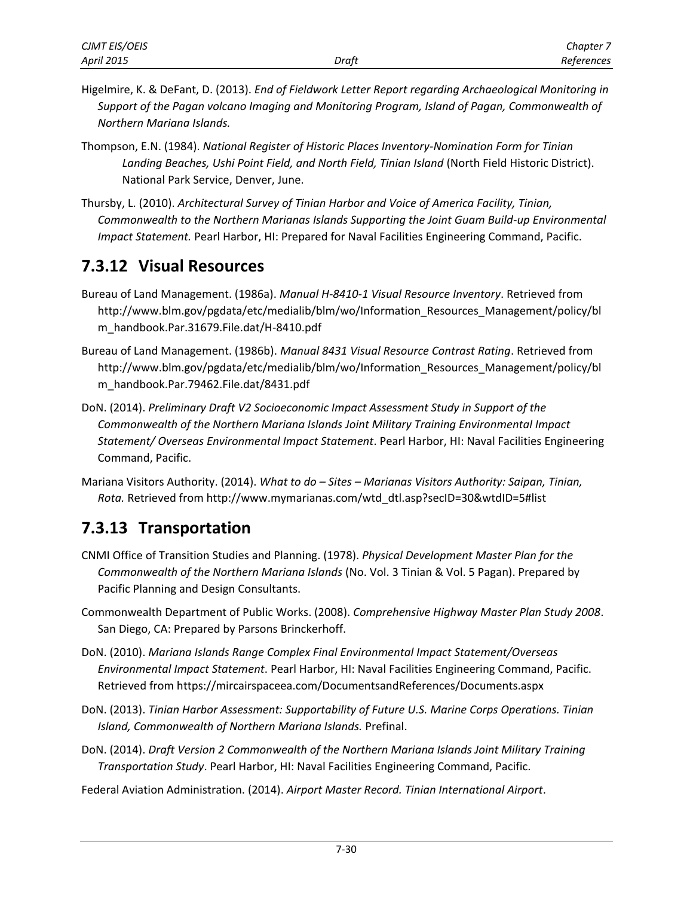Higelmire, K. & DeFant, D. (2013). *End of Fieldwork Letter Report regarding Archaeological Monitoring in Support of the Pagan volcano Imaging and Monitoring Program, Island of Pagan, Commonwealth of Northern Mariana Islands.*

Thompson, E.N. (1984). *National Register of Historic Places Inventory-Nomination Form for Tinian Landing Beaches, Ushi Point Field, and North Field, Tinian Island* (North Field Historic District). National Park Service, Denver, June.

Thursby, L. (2010). *Architectural Survey of Tinian Harbor and Voice of America Facility, Tinian, Commonwealth to the Northern Marianas Islands Supporting the Joint Guam Build-up Environmental Impact Statement.* Pearl Harbor, HI: Prepared for Naval Facilities Engineering Command, Pacific.

## 7.3.12 Visual Resources

Bureau of Land Management. (1986a). *Manual H-8410-1 Visual Resource Inventory*. Retrieved from http://www.blm.gov/pgdata/etc/medialib/blm/wo/Information_Resources_Management/policy/blm_handbook.Par.31679.File.dat/H-8410.pdf

Bureau of Land Management. (1986b). *Manual 8431 Visual Resource Contrast Rating*. Retrieved from http://www.blm.gov/pgdata/etc/medialib/blm/wo/Information_Resources_Management/policy/blm_handbook.Par.79462.File.dat/8431.pdf

DoN. (2014). *Preliminary Draft V2 Socioeconomic Impact Assessment Study in Support of the Commonwealth of the Northern Mariana Islands Joint Military Training Environmental Impact Statement/ Overseas Environmental Impact Statement*. Pearl Harbor, HI: Naval Facilities Engineering Command, Pacific.

Mariana Visitors Authority. (2014). *What to do – Sites – Marianas Visitors Authority: Saipan, Tinian, Rota.* Retrieved from http://www.mymarianas.com/wtd_dtl.asp?secID=30&wtdID=5#list

## 7.3.13 Transportation

CNMI Office of Transition Studies and Planning. (1978). *Physical Development Master Plan for the Commonwealth of the Northern Mariana Islands* (No. Vol. 3 Tinian & Vol. 5 Pagan). Prepared by Pacific Planning and Design Consultants.

Commonwealth Department of Public Works. (2008). *Comprehensive Highway Master Plan Study 2008*. San Diego, CA: Prepared by Parsons Brinckerhoff.

DoN. (2010). *Mariana Islands Range Complex Final Environmental Impact Statement/Overseas Environmental Impact Statement*. Pearl Harbor, HI: Naval Facilities Engineering Command, Pacific. Retrieved from https://mircairspaceea.com/DocumentsandReferences/Documents.aspx

DoN. (2013). *Tinian Harbor Assessment: Supportability of Future U.S. Marine Corps Operations. Tinian Island, Commonwealth of Northern Mariana Islands.* Prefinal.

DoN. (2014). *Draft Version 2 Commonwealth of the Northern Mariana Islands Joint Military Training Transportation Study*. Pearl Harbor, HI: Naval Facilities Engineering Command, Pacific.

Federal Aviation Administration. (2014). *Airport Master Record. Tinian International Airport*.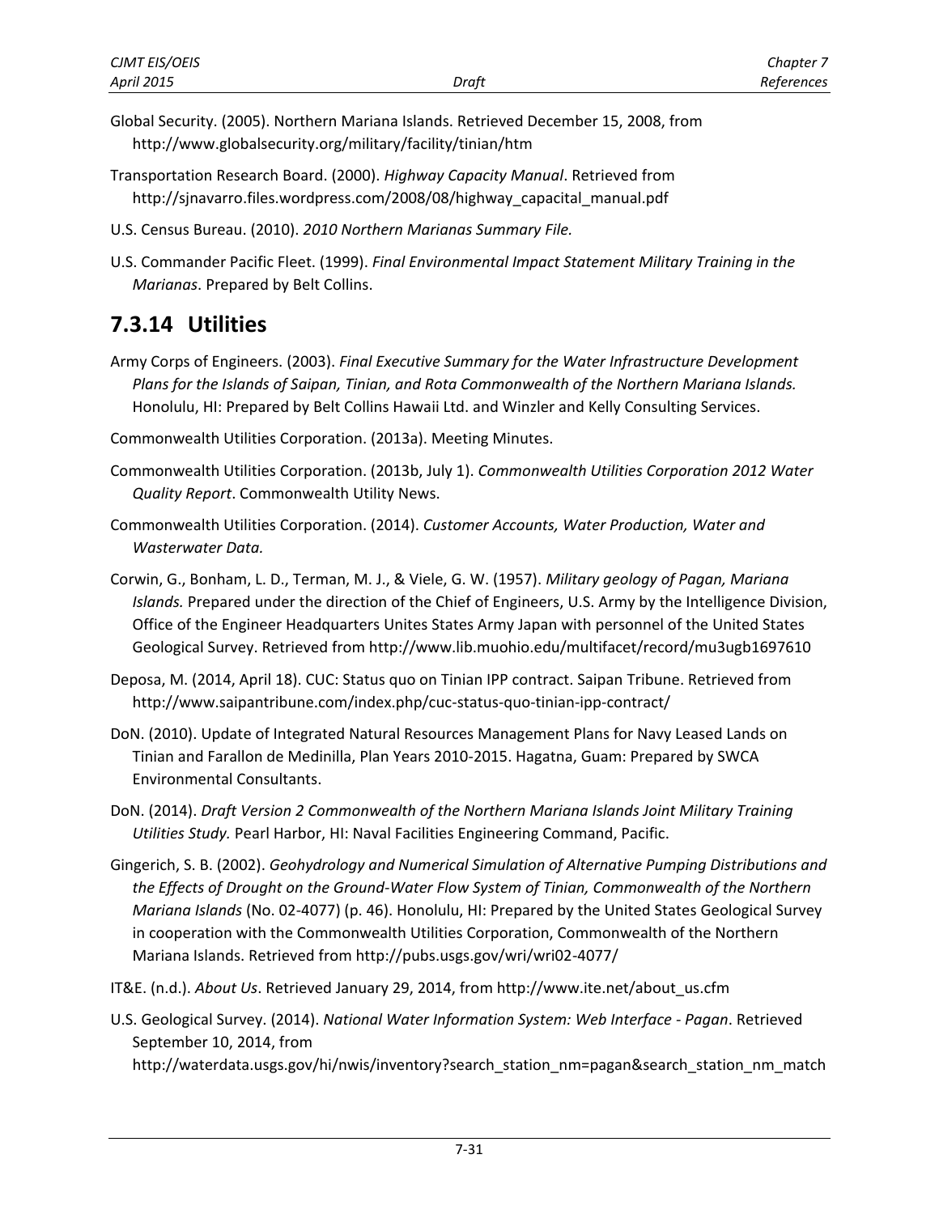Global Security. (2005). Northern Mariana Islands. Retrieved December 15, 2008, from http://www.globalsecurity.org/military/facility/tinian/htm

Transportation Research Board. (2000). *Highway Capacity Manual*. Retrieved from http://sjnavarro.files.wordpress.com/2008/08/highway_capacital_manual.pdf

U.S. Census Bureau. (2010). *2010 Northern Marianas Summary File.*

U.S. Commander Pacific Fleet. (1999). *Final Environmental Impact Statement Military Training in the Marianas*. Prepared by Belt Collins.

## 7.3.14 Utilities

Army Corps of Engineers. (2003). *Final Executive Summary for the Water Infrastructure Development Plans for the Islands of Saipan, Tinian, and Rota Commonwealth of the Northern Mariana Islands.* Honolulu, HI: Prepared by Belt Collins Hawaii Ltd. and Winzler and Kelly Consulting Services.

Commonwealth Utilities Corporation. (2013a). Meeting Minutes.

Commonwealth Utilities Corporation. (2013b, July 1). *Commonwealth Utilities Corporation 2012 Water Quality Report*. Commonwealth Utility News.

Commonwealth Utilities Corporation. (2014). *Customer Accounts, Water Production, Water and Wasterwater Data.*

Corwin, G., Bonham, L. D., Terman, M. J., & Viele, G. W. (1957). *Military geology of Pagan, Mariana Islands.* Prepared under the direction of the Chief of Engineers, U.S. Army by the Intelligence Division, Office of the Engineer Headquarters Unites States Army Japan with personnel of the United States Geological Survey. Retrieved from http://www.lib.muohio.edu/multifacet/record/mu3ugb1697610

Deposa, M. (2014, April 18). CUC: Status quo on Tinian IPP contract. Saipan Tribune. Retrieved from http://www.saipantribune.com/index.php/cuc-status-quo-tinian-ipp-contract/

DoN. (2010). Update of Integrated Natural Resources Management Plans for Navy Leased Lands on Tinian and Farallon de Medinilla, Plan Years 2010-2015. Hagatna, Guam: Prepared by SWCA Environmental Consultants.

DoN. (2014). *Draft Version 2 Commonwealth of the Northern Mariana Islands Joint Military Training Utilities Study.* Pearl Harbor, HI: Naval Facilities Engineering Command, Pacific.

Gingerich, S. B. (2002). *Geohydrology and Numerical Simulation of Alternative Pumping Distributions and the Effects of Drought on the Ground-Water Flow System of Tinian, Commonwealth of the Northern Mariana Islands* (No. 02-4077) (p. 46). Honolulu, HI: Prepared by the United States Geological Survey in cooperation with the Commonwealth Utilities Corporation, Commonwealth of the Northern Mariana Islands. Retrieved from http://pubs.usgs.gov/wri/wri02-4077/

IT&E. (n.d.). *About Us*. Retrieved January 29, 2014, from http://www.ite.net/about_us.cfm

U.S. Geological Survey. (2014). *National Water Information System: Web Interface - Pagan*. Retrieved September 10, 2014, from http://waterdata.usgs.gov/hi/nwis/inventory?search_station_nm=pagan&search_station_nm_match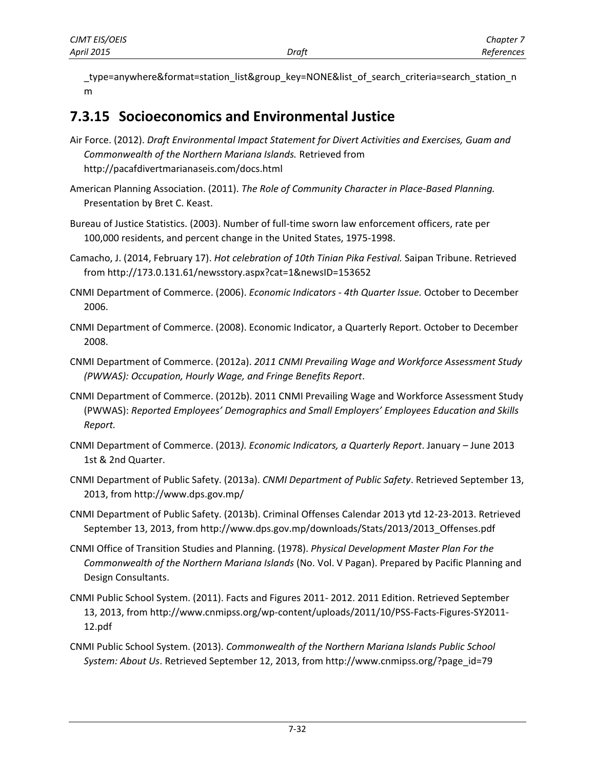_type=anywhere&format=station_list&group_key=NONE&list_of_search_criteria=search_station_nm

## 7.3.15 Socioeconomics and Environmental Justice

Air Force. (2012). *Draft Environmental Impact Statement for Divert Activities and Exercises, Guam and Commonwealth of the Northern Mariana Islands.* Retrieved from http://pacafdivertmarianaseis.com/docs.html

American Planning Association. (2011). *The Role of Community Character in Place-Based Planning.* Presentation by Bret C. Keast.

Bureau of Justice Statistics. (2003). Number of full-time sworn law enforcement officers, rate per 100,000 residents, and percent change in the United States, 1975-1998.

Camacho, J. (2014, February 17). *Hot celebration of 10th Tinian Pika Festival.* Saipan Tribune. Retrieved from http://173.0.131.61/newsstory.aspx?cat=1&newsID=153652

CNMI Department of Commerce. (2006). *Economic Indicators - 4th Quarter Issue.* October to December 2006.

CNMI Department of Commerce. (2008). Economic Indicator, a Quarterly Report. October to December 2008.

CNMI Department of Commerce. (2012a). *2011 CNMI Prevailing Wage and Workforce Assessment Study (PWWAS): Occupation, Hourly Wage, and Fringe Benefits Report*.

CNMI Department of Commerce. (2012b). 2011 CNMI Prevailing Wage and Workforce Assessment Study (PWWAS): *Reported Employees' Demographics and Small Employers' Employees Education and Skills Report.*

CNMI Department of Commerce. (2013*). Economic Indicators, a Quarterly Report*. January – June 2013 1st & 2nd Quarter.

CNMI Department of Public Safety. (2013a). *CNMI Department of Public Safety*. Retrieved September 13, 2013, from http://www.dps.gov.mp/

CNMI Department of Public Safety. (2013b). Criminal Offenses Calendar 2013 ytd 12-23-2013. Retrieved September 13, 2013, from http://www.dps.gov.mp/downloads/Stats/2013/2013_Offenses.pdf

CNMI Office of Transition Studies and Planning. (1978). *Physical Development Master Plan For the Commonwealth of the Northern Mariana Islands* (No. Vol. V Pagan). Prepared by Pacific Planning and Design Consultants.

CNMI Public School System. (2011). Facts and Figures 2011- 2012. 2011 Edition. Retrieved September 13, 2013, from http://www.cnmipss.org/wp-content/uploads/2011/10/PSS-Facts-Figures-SY2011-12.pdf

CNMI Public School System. (2013). *Commonwealth of the Northern Mariana Islands Public School System: About Us*. Retrieved September 12, 2013, from http://www.cnmipss.org/?page_id=79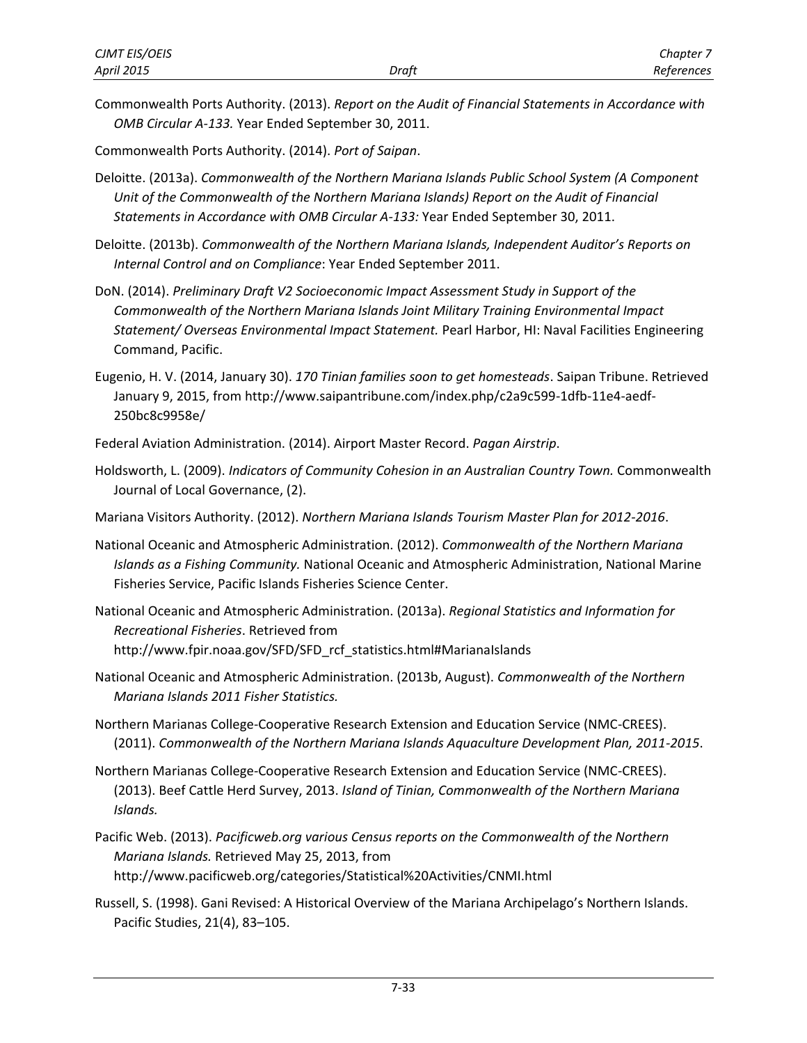Commonwealth Ports Authority. (2013). *Report on the Audit of Financial Statements in Accordance with OMB Circular A-133.* Year Ended September 30, 2011.

Commonwealth Ports Authority. (2014). *Port of Saipan*.

Deloitte. (2013a). *Commonwealth of the Northern Mariana Islands Public School System (A Component Unit of the Commonwealth of the Northern Mariana Islands) Report on the Audit of Financial Statements in Accordance with OMB Circular A-133:* Year Ended September 30, 2011.

Deloitte. (2013b). *Commonwealth of the Northern Mariana Islands, Independent Auditor's Reports on Internal Control and on Compliance*: Year Ended September 2011.

DoN. (2014). *Preliminary Draft V2 Socioeconomic Impact Assessment Study in Support of the Commonwealth of the Northern Mariana Islands Joint Military Training Environmental Impact Statement/ Overseas Environmental Impact Statement.* Pearl Harbor, HI: Naval Facilities Engineering Command, Pacific.

Eugenio, H. V. (2014, January 30). *170 Tinian families soon to get homesteads*. Saipan Tribune. Retrieved January 9, 2015, from http://www.saipantribune.com/index.php/c2a9c599-1dfb-11e4-aedf-250bc8c9958e/

Federal Aviation Administration. (2014). Airport Master Record. *Pagan Airstrip*.

Holdsworth, L. (2009). *Indicators of Community Cohesion in an Australian Country Town.* Commonwealth Journal of Local Governance, (2).

Mariana Visitors Authority. (2012). *Northern Mariana Islands Tourism Master Plan for 2012-2016*.

National Oceanic and Atmospheric Administration. (2012). *Commonwealth of the Northern Mariana Islands as a Fishing Community.* National Oceanic and Atmospheric Administration, National Marine Fisheries Service, Pacific Islands Fisheries Science Center.

National Oceanic and Atmospheric Administration. (2013a). *Regional Statistics and Information for Recreational Fisheries*. Retrieved from http://www.fpir.noaa.gov/SFD/SFD_rcf_statistics.html#MarianaIslands

National Oceanic and Atmospheric Administration. (2013b, August). *Commonwealth of the Northern Mariana Islands 2011 Fisher Statistics.*

Northern Marianas College-Cooperative Research Extension and Education Service (NMC-CREES). (2011). *Commonwealth of the Northern Mariana Islands Aquaculture Development Plan, 2011-2015*.

Northern Marianas College-Cooperative Research Extension and Education Service (NMC-CREES). (2013). Beef Cattle Herd Survey, 2013. *Island of Tinian, Commonwealth of the Northern Mariana Islands.*

Pacific Web. (2013). *Pacificweb.org various Census reports on the Commonwealth of the Northern Mariana Islands.* Retrieved May 25, 2013, from http://www.pacificweb.org/categories/Statistical%20Activities/CNMI.html

Russell, S. (1998). Gani Revised: A Historical Overview of the Mariana Archipelago's Northern Islands. Pacific Studies, 21(4), 83–105.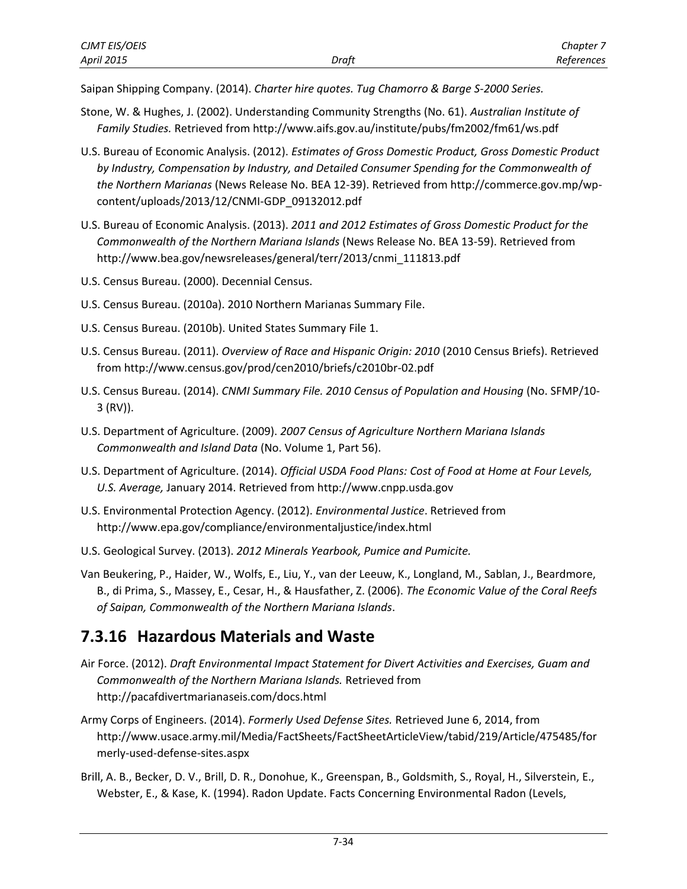Saipan Shipping Company. (2014). *Charter hire quotes. Tug Chamorro & Barge S-2000 Series.*

Stone, W. & Hughes, J. (2002). Understanding Community Strengths (No. 61). *Australian Institute of Family Studies.* Retrieved from http://www.aifs.gov.au/institute/pubs/fm2002/fm61/ws.pdf

U.S. Bureau of Economic Analysis. (2012). *Estimates of Gross Domestic Product, Gross Domestic Product by Industry, Compensation by Industry, and Detailed Consumer Spending for the Commonwealth of the Northern Marianas* (News Release No. BEA 12-39). Retrieved from http://commerce.gov.mp/wp-content/uploads/2013/12/CNMI-GDP_09132012.pdf

U.S. Bureau of Economic Analysis. (2013). *2011 and 2012 Estimates of Gross Domestic Product for the Commonwealth of the Northern Mariana Islands* (News Release No. BEA 13-59). Retrieved from http://www.bea.gov/newsreleases/general/terr/2013/cnmi_111813.pdf

U.S. Census Bureau. (2000). Decennial Census.

U.S. Census Bureau. (2010a). 2010 Northern Marianas Summary File.

U.S. Census Bureau. (2010b). United States Summary File 1.

U.S. Census Bureau. (2011). *Overview of Race and Hispanic Origin: 2010* (2010 Census Briefs). Retrieved from http://www.census.gov/prod/cen2010/briefs/c2010br-02.pdf

U.S. Census Bureau. (2014). *CNMI Summary File. 2010 Census of Population and Housing* (No. SFMP/10-3 (RV)).

U.S. Department of Agriculture. (2009). *2007 Census of Agriculture Northern Mariana Islands Commonwealth and Island Data* (No. Volume 1, Part 56).

U.S. Department of Agriculture. (2014). *Official USDA Food Plans: Cost of Food at Home at Four Levels, U.S. Average,* January 2014. Retrieved from http://www.cnpp.usda.gov

U.S. Environmental Protection Agency. (2012). *Environmental Justice*. Retrieved from http://www.epa.gov/compliance/environmentaljustice/index.html

U.S. Geological Survey. (2013). *2012 Minerals Yearbook, Pumice and Pumicite.*

Van Beukering, P., Haider, W., Wolfs, E., Liu, Y., van der Leeuw, K., Longland, M., Sablan, J., Beardmore, B., di Prima, S., Massey, E., Cesar, H., & Hausfather, Z. (2006). *The Economic Value of the Coral Reefs of Saipan, Commonwealth of the Northern Mariana Islands*.

## 7.3.16 Hazardous Materials and Waste

Air Force. (2012). *Draft Environmental Impact Statement for Divert Activities and Exercises, Guam and Commonwealth of the Northern Mariana Islands.* Retrieved from http://pacafdivertmarianaseis.com/docs.html

Army Corps of Engineers. (2014). *Formerly Used Defense Sites.* Retrieved June 6, 2014, from http://www.usace.army.mil/Media/FactSheets/FactSheetArticleView/tabid/219/Article/475485/formerly-used-defense-sites.aspx

Brill, A. B., Becker, D. V., Brill, D. R., Donohue, K., Greenspan, B., Goldsmith, S., Royal, H., Silverstein, E., Webster, E., & Kase, K. (1994). Radon Update. Facts Concerning Environmental Radon (Levels,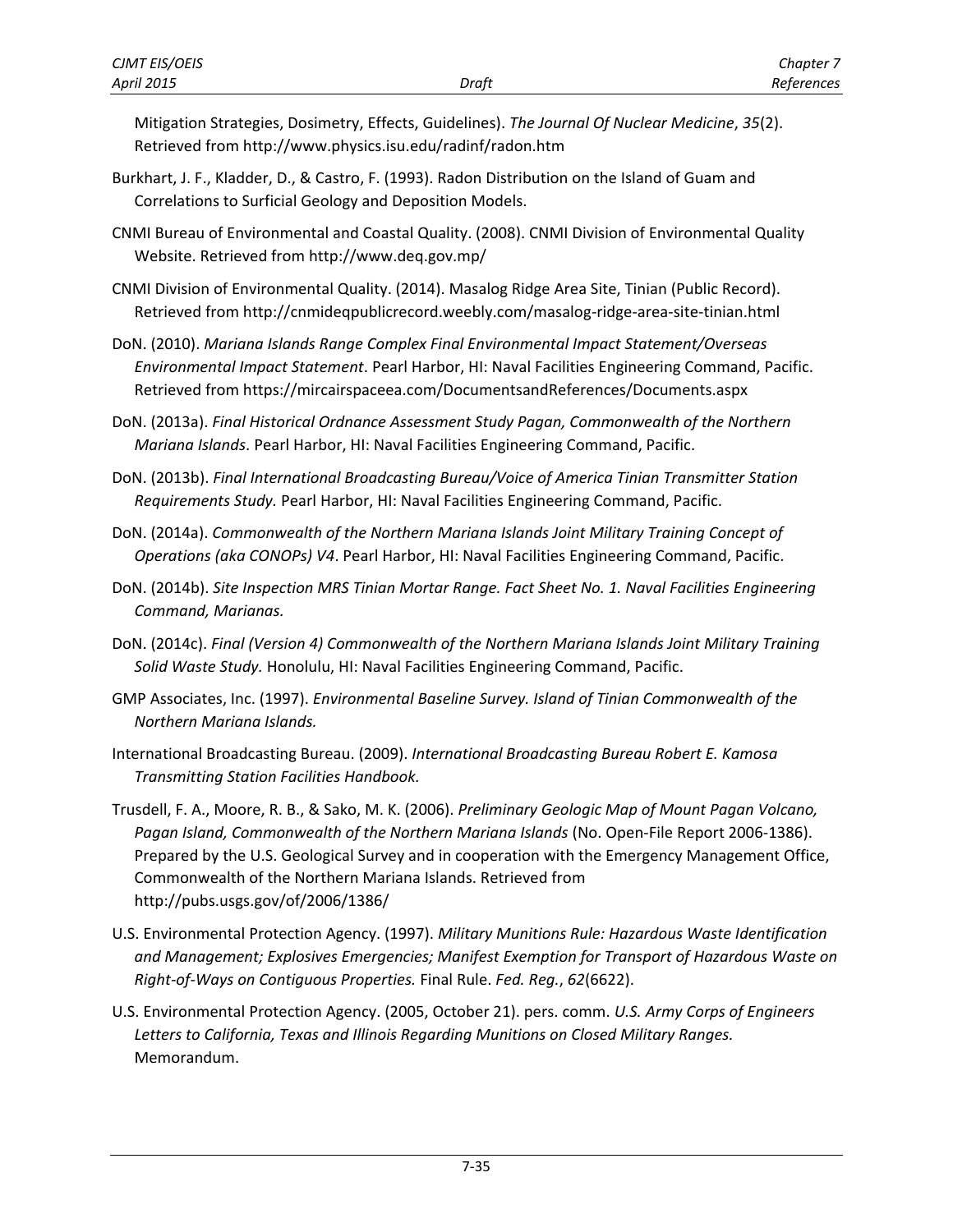Mitigation Strategies, Dosimetry, Effects, Guidelines). *The Journal Of Nuclear Medicine*, *35*(2). Retrieved from http://www.physics.isu.edu/radinf/radon.htm

Burkhart, J. F., Kladder, D., & Castro, F. (1993). Radon Distribution on the Island of Guam and Correlations to Surficial Geology and Deposition Models.

CNMI Bureau of Environmental and Coastal Quality. (2008). CNMI Division of Environmental Quality Website. Retrieved from http://www.deq.gov.mp/

CNMI Division of Environmental Quality. (2014). Masalog Ridge Area Site, Tinian (Public Record). Retrieved from http://cnmideqpublicrecord.weebly.com/masalog-ridge-area-site-tinian.html

DoN. (2010). *Mariana Islands Range Complex Final Environmental Impact Statement/Overseas Environmental Impact Statement*. Pearl Harbor, HI: Naval Facilities Engineering Command, Pacific. Retrieved from https://mircairspaceea.com/DocumentsandReferences/Documents.aspx

DoN. (2013a). *Final Historical Ordnance Assessment Study Pagan, Commonwealth of the Northern Mariana Islands*. Pearl Harbor, HI: Naval Facilities Engineering Command, Pacific.

DoN. (2013b). *Final International Broadcasting Bureau/Voice of America Tinian Transmitter Station Requirements Study.* Pearl Harbor, HI: Naval Facilities Engineering Command, Pacific.

DoN. (2014a). *Commonwealth of the Northern Mariana Islands Joint Military Training Concept of Operations (aka CONOPs) V4*. Pearl Harbor, HI: Naval Facilities Engineering Command, Pacific.

DoN. (2014b). *Site Inspection MRS Tinian Mortar Range. Fact Sheet No. 1. Naval Facilities Engineering Command, Marianas.*

DoN. (2014c). *Final (Version 4) Commonwealth of the Northern Mariana Islands Joint Military Training Solid Waste Study.* Honolulu, HI: Naval Facilities Engineering Command, Pacific.

GMP Associates, Inc. (1997). *Environmental Baseline Survey. Island of Tinian Commonwealth of the Northern Mariana Islands.*

International Broadcasting Bureau. (2009). *International Broadcasting Bureau Robert E. Kamosa Transmitting Station Facilities Handbook.*

Trusdell, F. A., Moore, R. B., & Sako, M. K. (2006). *Preliminary Geologic Map of Mount Pagan Volcano, Pagan Island, Commonwealth of the Northern Mariana Islands* (No. Open-File Report 2006-1386). Prepared by the U.S. Geological Survey and in cooperation with the Emergency Management Office, Commonwealth of the Northern Mariana Islands. Retrieved from http://pubs.usgs.gov/of/2006/1386/

U.S. Environmental Protection Agency. (1997). *Military Munitions Rule: Hazardous Waste Identification and Management; Explosives Emergencies; Manifest Exemption for Transport of Hazardous Waste on Right-of-Ways on Contiguous Properties.* Final Rule. *Fed. Reg.*, *62*(6622).

U.S. Environmental Protection Agency. (2005, October 21). pers. comm. *U.S. Army Corps of Engineers Letters to California, Texas and Illinois Regarding Munitions on Closed Military Ranges.* Memorandum.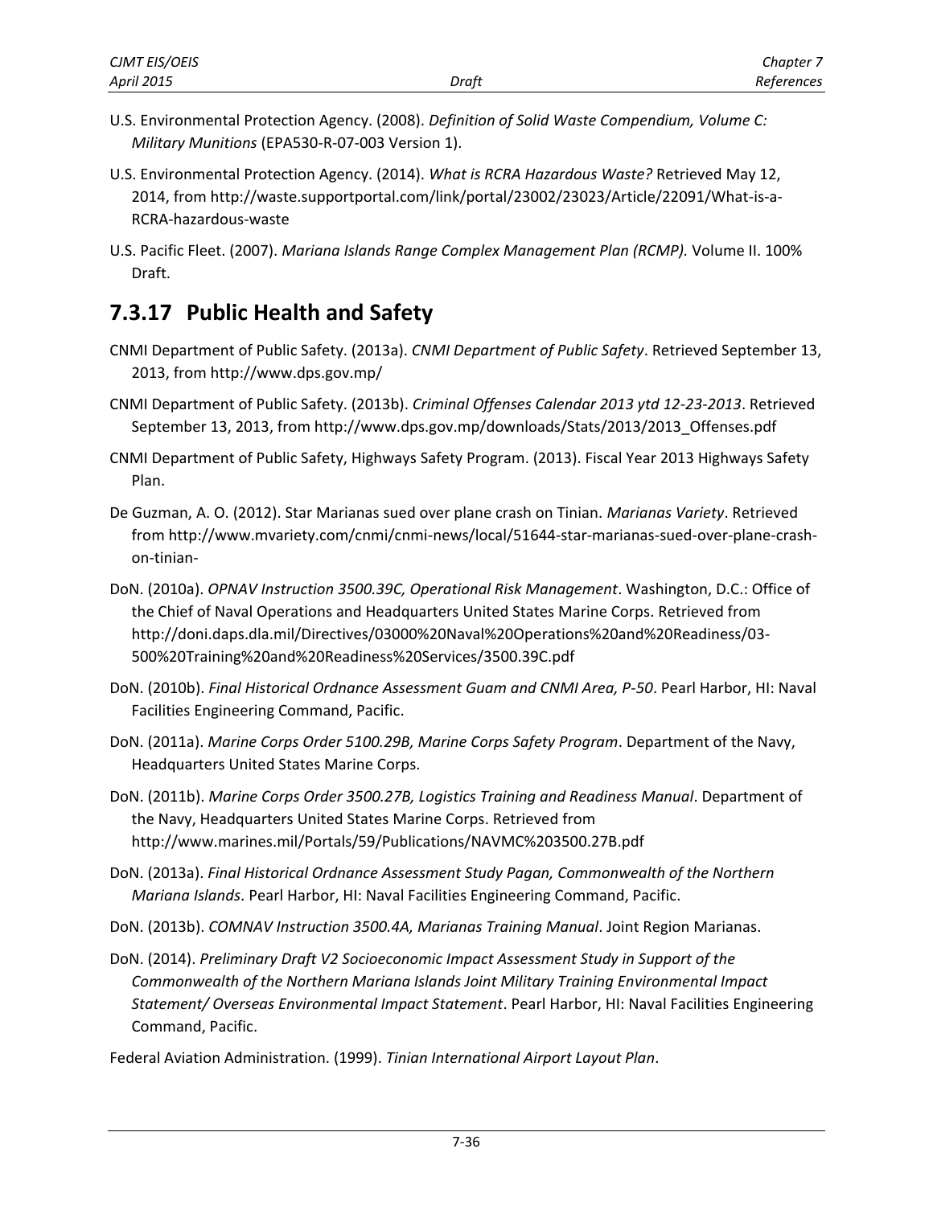U.S. Environmental Protection Agency. (2008). *Definition of Solid Waste Compendium, Volume C: Military Munitions* (EPA530-R-07-003 Version 1).

U.S. Environmental Protection Agency. (2014). *What is RCRA Hazardous Waste?* Retrieved May 12, 2014, from http://waste.supportportal.com/link/portal/23002/23023/Article/22091/What-is-a-RCRA-hazardous-waste

U.S. Pacific Fleet. (2007). *Mariana Islands Range Complex Management Plan (RCMP).* Volume II. 100% Draft.

## 7.3.17 Public Health and Safety

CNMI Department of Public Safety. (2013a). *CNMI Department of Public Safety*. Retrieved September 13, 2013, from http://www.dps.gov.mp/

CNMI Department of Public Safety. (2013b). *Criminal Offenses Calendar 2013 ytd 12-23-2013*. Retrieved September 13, 2013, from http://www.dps.gov.mp/downloads/Stats/2013/2013_Offenses.pdf

CNMI Department of Public Safety, Highways Safety Program. (2013). Fiscal Year 2013 Highways Safety Plan.

De Guzman, A. O. (2012). Star Marianas sued over plane crash on Tinian. *Marianas Variety*. Retrieved from http://www.mvariety.com/cnmi/cnmi-news/local/51644-star-marianas-sued-over-plane-crash-on-tinian-

DoN. (2010a). *OPNAV Instruction 3500.39C, Operational Risk Management*. Washington, D.C.: Office of the Chief of Naval Operations and Headquarters United States Marine Corps. Retrieved from http://doni.daps.dla.mil/Directives/03000%20Naval%20Operations%20and%20Readiness/03-500%20Training%20and%20Readiness%20Services/3500.39C.pdf

DoN. (2010b). *Final Historical Ordnance Assessment Guam and CNMI Area, P-50*. Pearl Harbor, HI: Naval Facilities Engineering Command, Pacific.

DoN. (2011a). *Marine Corps Order 5100.29B, Marine Corps Safety Program*. Department of the Navy, Headquarters United States Marine Corps.

DoN. (2011b). *Marine Corps Order 3500.27B, Logistics Training and Readiness Manual*. Department of the Navy, Headquarters United States Marine Corps. Retrieved from http://www.marines.mil/Portals/59/Publications/NAVMC%203500.27B.pdf

DoN. (2013a). *Final Historical Ordnance Assessment Study Pagan, Commonwealth of the Northern Mariana Islands*. Pearl Harbor, HI: Naval Facilities Engineering Command, Pacific.

DoN. (2013b). *COMNAV Instruction 3500.4A, Marianas Training Manual*. Joint Region Marianas.

DoN. (2014). *Preliminary Draft V2 Socioeconomic Impact Assessment Study in Support of the Commonwealth of the Northern Mariana Islands Joint Military Training Environmental Impact Statement/ Overseas Environmental Impact Statement*. Pearl Harbor, HI: Naval Facilities Engineering Command, Pacific.

Federal Aviation Administration. (1999). *Tinian International Airport Layout Plan*.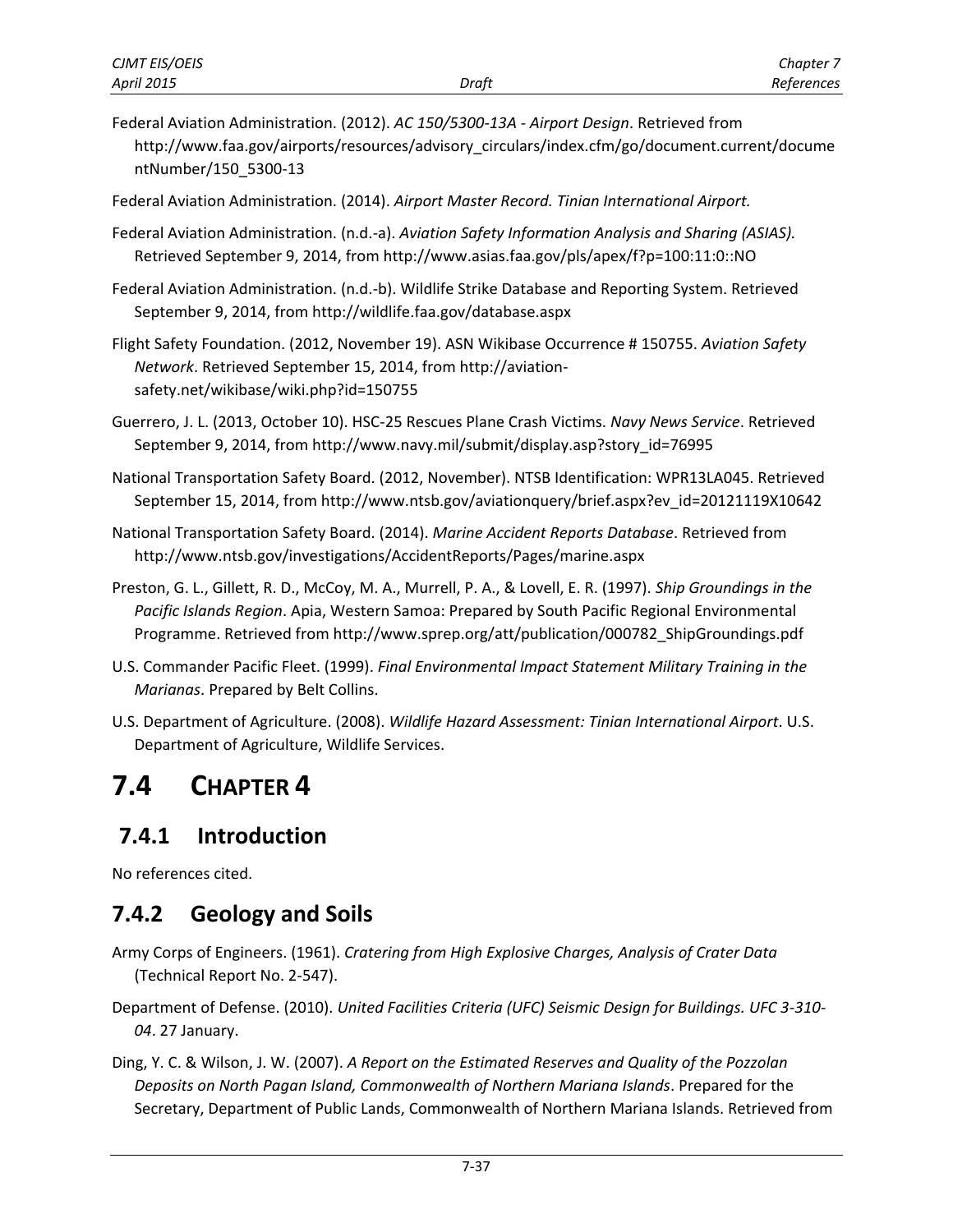Federal Aviation Administration. (2012). *AC 150/5300-13A - Airport Design*. Retrieved from http://www.faa.gov/airports/resources/advisory_circulars/index.cfm/go/document.current/documentNumber/150_5300-13

Federal Aviation Administration. (2014). *Airport Master Record. Tinian International Airport.*

Federal Aviation Administration. (n.d.-a). *Aviation Safety Information Analysis and Sharing (ASIAS).* Retrieved September 9, 2014, from http://www.asias.faa.gov/pls/apex/f?p=100:11:0::NO

Federal Aviation Administration. (n.d.-b). Wildlife Strike Database and Reporting System. Retrieved September 9, 2014, from http://wildlife.faa.gov/database.aspx

Flight Safety Foundation. (2012, November 19). ASN Wikibase Occurrence # 150755. *Aviation Safety Network*. Retrieved September 15, 2014, from http://aviation-safety.net/wikibase/wiki.php?id=150755

Guerrero, J. L. (2013, October 10). HSC-25 Rescues Plane Crash Victims. *Navy News Service*. Retrieved September 9, 2014, from http://www.navy.mil/submit/display.asp?story_id=76995

National Transportation Safety Board. (2012, November). NTSB Identification: WPR13LA045. Retrieved September 15, 2014, from http://www.ntsb.gov/aviationquery/brief.aspx?ev_id=20121119X10642

National Transportation Safety Board. (2014). *Marine Accident Reports Database*. Retrieved from http://www.ntsb.gov/investigations/AccidentReports/Pages/marine.aspx

Preston, G. L., Gillett, R. D., McCoy, M. A., Murrell, P. A., & Lovell, E. R. (1997). *Ship Groundings in the Pacific Islands Region*. Apia, Western Samoa: Prepared by South Pacific Regional Environmental Programme. Retrieved from http://www.sprep.org/att/publication/000782_ShipGroundings.pdf

U.S. Commander Pacific Fleet. (1999). *Final Environmental Impact Statement Military Training in the Marianas*. Prepared by Belt Collins.

U.S. Department of Agriculture. (2008). *Wildlife Hazard Assessment: Tinian International Airport*. U.S. Department of Agriculture, Wildlife Services.

# 7.4 CHAPTER 4

## 7.4.1 Introduction

No references cited.

## 7.4.2 Geology and Soils

Army Corps of Engineers. (1961). *Cratering from High Explosive Charges, Analysis of Crater Data* (Technical Report No. 2-547).

Department of Defense. (2010). *United Facilities Criteria (UFC) Seismic Design for Buildings. UFC 3-310-04*. 27 January.

Ding, Y. C. & Wilson, J. W. (2007). *A Report on the Estimated Reserves and Quality of the Pozzolan Deposits on North Pagan Island, Commonwealth of Northern Mariana Islands*. Prepared for the Secretary, Department of Public Lands, Commonwealth of Northern Mariana Islands. Retrieved from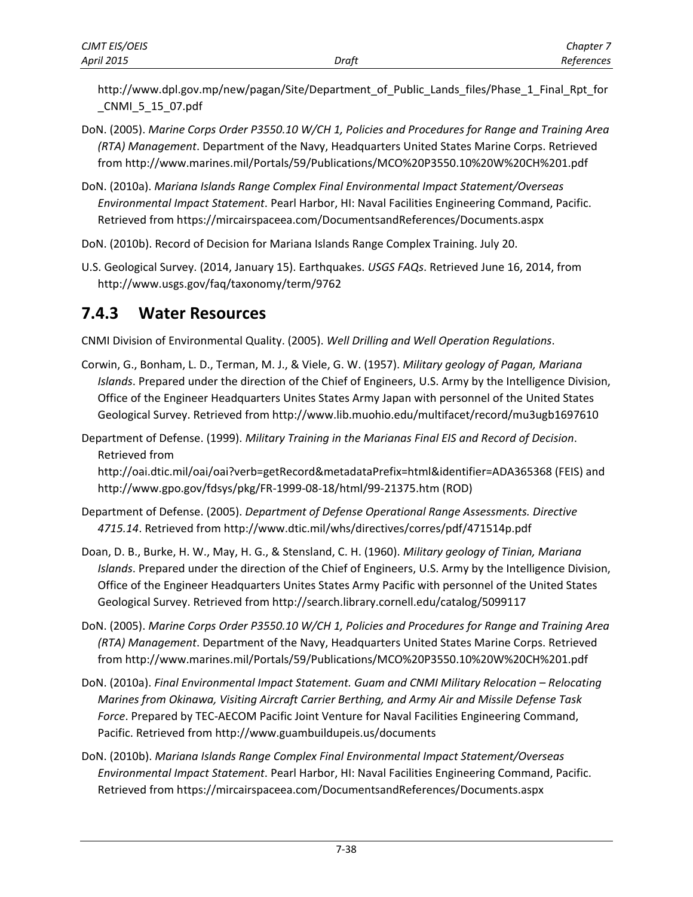http://www.dpl.gov.mp/new/pagan/Site/Department_of_Public_Lands_files/Phase_1_Final_Rpt_for_CNMI_5_15_07.pdf

DoN. (2005). *Marine Corps Order P3550.10 W/CH 1, Policies and Procedures for Range and Training Area (RTA) Management*. Department of the Navy, Headquarters United States Marine Corps. Retrieved from http://www.marines.mil/Portals/59/Publications/MCO%20P3550.10%20W%20CH%201.pdf

DoN. (2010a). *Mariana Islands Range Complex Final Environmental Impact Statement/Overseas Environmental Impact Statement*. Pearl Harbor, HI: Naval Facilities Engineering Command, Pacific. Retrieved from https://mircairspaceea.com/DocumentsandReferences/Documents.aspx

DoN. (2010b). Record of Decision for Mariana Islands Range Complex Training. July 20.

U.S. Geological Survey. (2014, January 15). Earthquakes. *USGS FAQs*. Retrieved June 16, 2014, from http://www.usgs.gov/faq/taxonomy/term/9762

## 7.4.3 Water Resources

CNMI Division of Environmental Quality. (2005). *Well Drilling and Well Operation Regulations*.

Corwin, G., Bonham, L. D., Terman, M. J., & Viele, G. W. (1957). *Military geology of Pagan, Mariana Islands*. Prepared under the direction of the Chief of Engineers, U.S. Army by the Intelligence Division, Office of the Engineer Headquarters Unites States Army Japan with personnel of the United States Geological Survey. Retrieved from http://www.lib.muohio.edu/multifacet/record/mu3ugb1697610

Department of Defense. (1999). *Military Training in the Marianas Final EIS and Record of Decision*. Retrieved from http://oai.dtic.mil/oai/oai?verb=getRecord&metadataPrefix=html&identifier=ADA365368 (FEIS) and http://www.gpo.gov/fdsys/pkg/FR-1999-08-18/html/99-21375.htm (ROD)

Department of Defense. (2005). *Department of Defense Operational Range Assessments. Directive 4715.14*. Retrieved from http://www.dtic.mil/whs/directives/corres/pdf/471514p.pdf

Doan, D. B., Burke, H. W., May, H. G., & Stensland, C. H. (1960). *Military geology of Tinian, Mariana Islands*. Prepared under the direction of the Chief of Engineers, U.S. Army by the Intelligence Division, Office of the Engineer Headquarters Unites States Army Pacific with personnel of the United States Geological Survey. Retrieved from http://search.library.cornell.edu/catalog/5099117

DoN. (2005). *Marine Corps Order P3550.10 W/CH 1, Policies and Procedures for Range and Training Area (RTA) Management*. Department of the Navy, Headquarters United States Marine Corps. Retrieved from http://www.marines.mil/Portals/59/Publications/MCO%20P3550.10%20W%20CH%201.pdf

DoN. (2010a). *Final Environmental Impact Statement. Guam and CNMI Military Relocation – Relocating Marines from Okinawa, Visiting Aircraft Carrier Berthing, and Army Air and Missile Defense Task Force*. Prepared by TEC-AECOM Pacific Joint Venture for Naval Facilities Engineering Command, Pacific. Retrieved from http://www.guambuildupeis.us/documents

DoN. (2010b). *Mariana Islands Range Complex Final Environmental Impact Statement/Overseas Environmental Impact Statement*. Pearl Harbor, HI: Naval Facilities Engineering Command, Pacific. Retrieved from https://mircairspaceea.com/DocumentsandReferences/Documents.aspx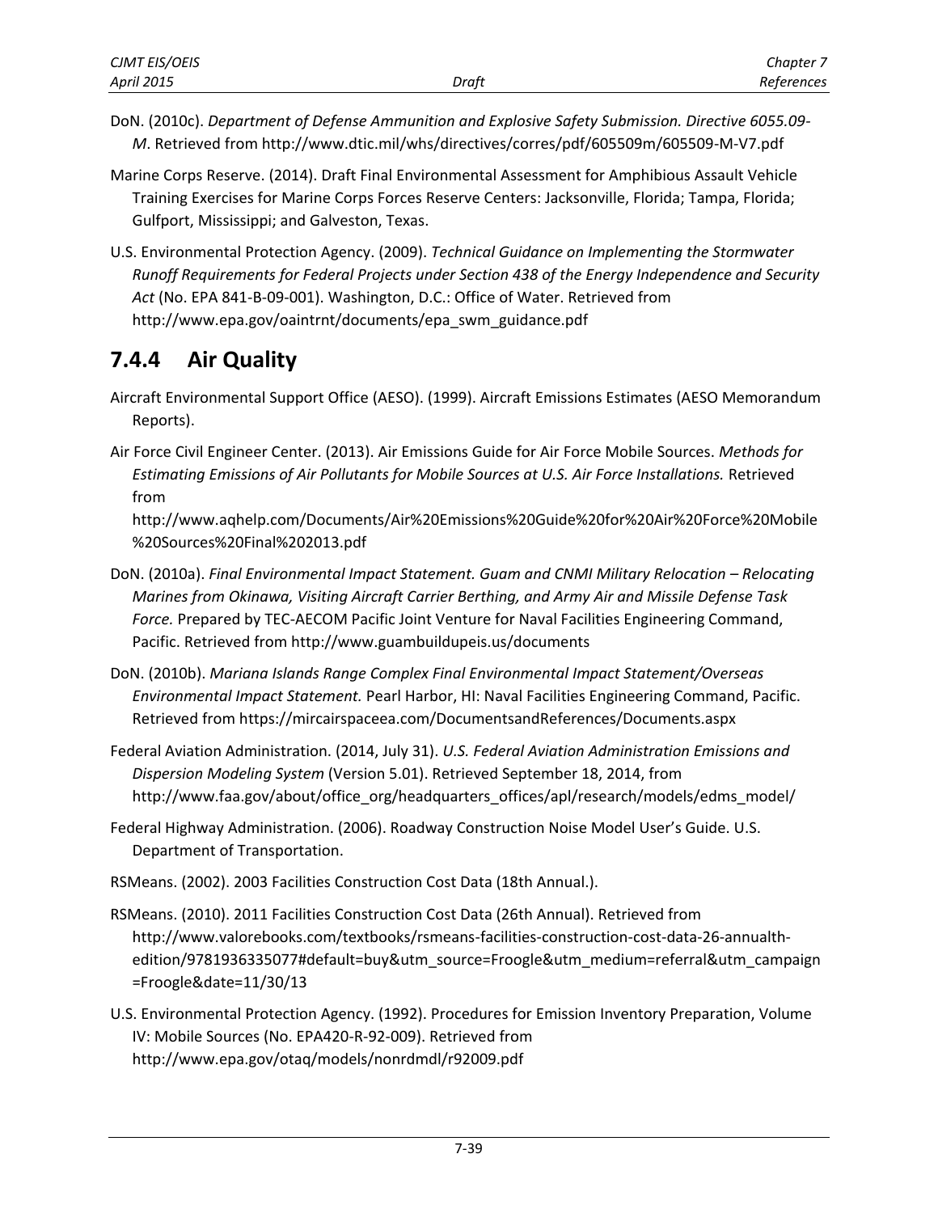DoN. (2010c). *Department of Defense Ammunition and Explosive Safety Submission. Directive 6055.09-M*. Retrieved from http://www.dtic.mil/whs/directives/corres/pdf/605509m/605509-M-V7.pdf

Marine Corps Reserve. (2014). Draft Final Environmental Assessment for Amphibious Assault Vehicle Training Exercises for Marine Corps Forces Reserve Centers: Jacksonville, Florida; Tampa, Florida; Gulfport, Mississippi; and Galveston, Texas.

U.S. Environmental Protection Agency. (2009). *Technical Guidance on Implementing the Stormwater Runoff Requirements for Federal Projects under Section 438 of the Energy Independence and Security Act* (No. EPA 841-B-09-001). Washington, D.C.: Office of Water. Retrieved from http://www.epa.gov/oaintrnt/documents/epa_swm_guidance.pdf

## 7.4.4 Air Quality

Aircraft Environmental Support Office (AESO). (1999). Aircraft Emissions Estimates (AESO Memorandum Reports).

Air Force Civil Engineer Center. (2013). Air Emissions Guide for Air Force Mobile Sources. *Methods for Estimating Emissions of Air Pollutants for Mobile Sources at U.S. Air Force Installations.* Retrieved from http://www.aqhelp.com/Documents/Air%20Emissions%20Guide%20for%20Air%20Force%20Mobile%20Sources%20Final%202013.pdf

DoN. (2010a). *Final Environmental Impact Statement. Guam and CNMI Military Relocation – Relocating Marines from Okinawa, Visiting Aircraft Carrier Berthing, and Army Air and Missile Defense Task Force.* Prepared by TEC-AECOM Pacific Joint Venture for Naval Facilities Engineering Command, Pacific. Retrieved from http://www.guambuildupeis.us/documents

DoN. (2010b). *Mariana Islands Range Complex Final Environmental Impact Statement/Overseas Environmental Impact Statement.* Pearl Harbor, HI: Naval Facilities Engineering Command, Pacific. Retrieved from https://mircairspaceea.com/DocumentsandReferences/Documents.aspx

Federal Aviation Administration. (2014, July 31). *U.S. Federal Aviation Administration Emissions and Dispersion Modeling System* (Version 5.01). Retrieved September 18, 2014, from http://www.faa.gov/about/office_org/headquarters_offices/apl/research/models/edms_model/

Federal Highway Administration. (2006). Roadway Construction Noise Model User's Guide. U.S. Department of Transportation.

RSMeans. (2002). 2003 Facilities Construction Cost Data (18th Annual.).

RSMeans. (2010). 2011 Facilities Construction Cost Data (26th Annual). Retrieved from http://www.valorebooks.com/textbooks/rsmeans-facilities-construction-cost-data-26-annualth-edition/9781936335077#default=buy&utm_source=Froogle&utm_medium=referral&utm_campaign=Froogle&date=11/30/13

U.S. Environmental Protection Agency. (1992). Procedures for Emission Inventory Preparation, Volume IV: Mobile Sources (No. EPA420-R-92-009). Retrieved from http://www.epa.gov/otaq/models/nonrdmdl/r92009.pdf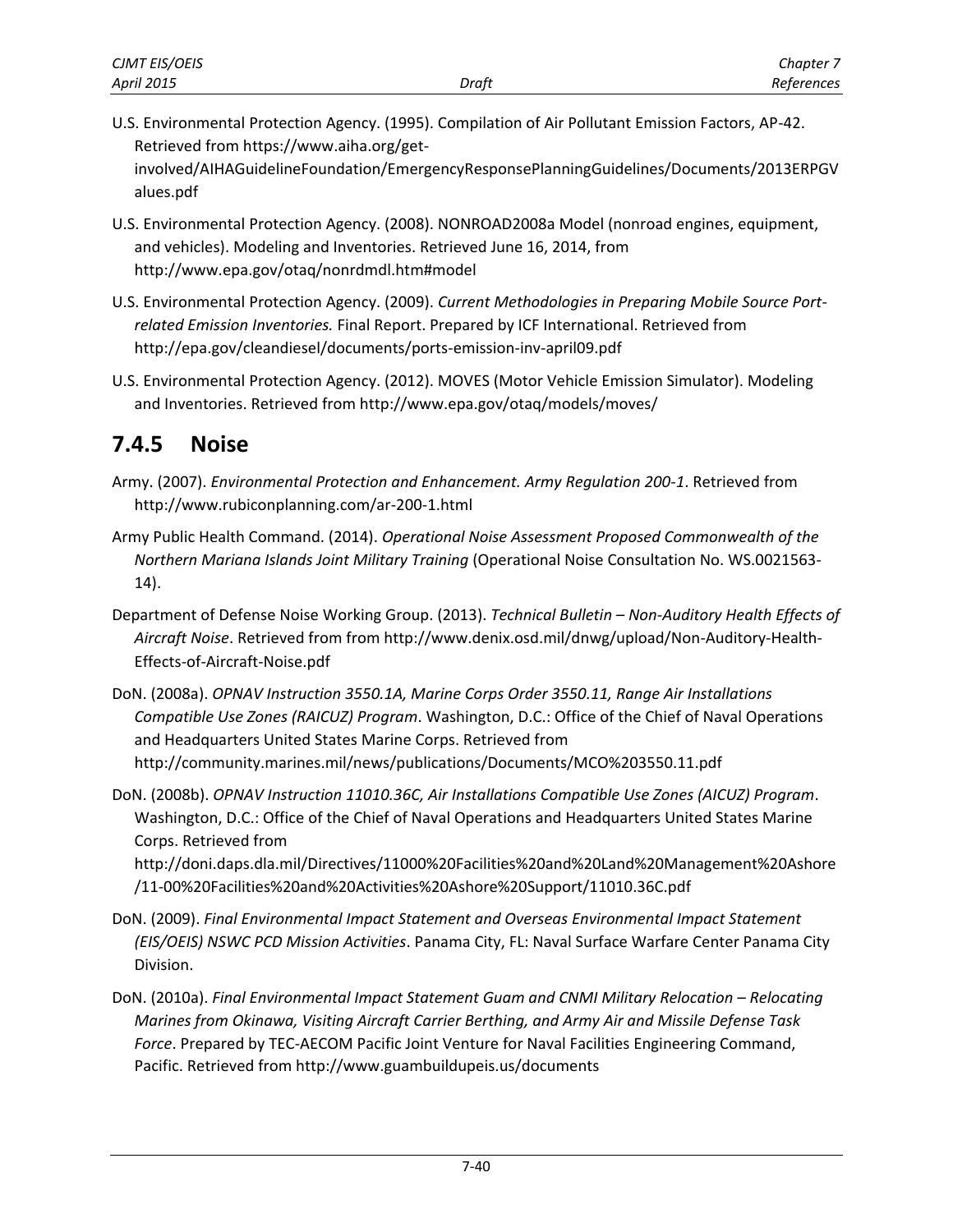U.S. Environmental Protection Agency. (1995). Compilation of Air Pollutant Emission Factors, AP-42. Retrieved from https://www.aiha.org/get-involved/AIHAGuidelineFoundation/EmergencyResponsePlanningGuidelines/Documents/2013ERPGValues.pdf

U.S. Environmental Protection Agency. (2008). NONROAD2008a Model (nonroad engines, equipment, and vehicles). Modeling and Inventories. Retrieved June 16, 2014, from http://www.epa.gov/otaq/nonrdmdl.htm#model

U.S. Environmental Protection Agency. (2009). *Current Methodologies in Preparing Mobile Source Port-related Emission Inventories.* Final Report. Prepared by ICF International. Retrieved from http://epa.gov/cleandiesel/documents/ports-emission-inv-april09.pdf

U.S. Environmental Protection Agency. (2012). MOVES (Motor Vehicle Emission Simulator). Modeling and Inventories. Retrieved from http://www.epa.gov/otaq/models/moves/

## 7.4.5 Noise

Army. (2007). *Environmental Protection and Enhancement. Army Regulation 200-1*. Retrieved from http://www.rubiconplanning.com/ar-200-1.html

Army Public Health Command. (2014). *Operational Noise Assessment Proposed Commonwealth of the Northern Mariana Islands Joint Military Training* (Operational Noise Consultation No. WS.0021563-14).

Department of Defense Noise Working Group. (2013). *Technical Bulletin – Non-Auditory Health Effects of Aircraft Noise*. Retrieved from from http://www.denix.osd.mil/dnwg/upload/Non-Auditory-Health-Effects-of-Aircraft-Noise.pdf

DoN. (2008a). *OPNAV Instruction 3550.1A, Marine Corps Order 3550.11, Range Air Installations Compatible Use Zones (RAICUZ) Program*. Washington, D.C.: Office of the Chief of Naval Operations and Headquarters United States Marine Corps. Retrieved from http://community.marines.mil/news/publications/Documents/MCO%203550.11.pdf

DoN. (2008b). *OPNAV Instruction 11010.36C, Air Installations Compatible Use Zones (AICUZ) Program*. Washington, D.C.: Office of the Chief of Naval Operations and Headquarters United States Marine Corps. Retrieved from http://doni.daps.dla.mil/Directives/11000%20Facilities%20and%20Land%20Management%20Ashore/11-00%20Facilities%20and%20Activities%20Ashore%20Support/11010.36C.pdf

DoN. (2009). *Final Environmental Impact Statement and Overseas Environmental Impact Statement (EIS/OEIS) NSWC PCD Mission Activities*. Panama City, FL: Naval Surface Warfare Center Panama City Division.

DoN. (2010a). *Final Environmental Impact Statement Guam and CNMI Military Relocation – Relocating Marines from Okinawa, Visiting Aircraft Carrier Berthing, and Army Air and Missile Defense Task Force*. Prepared by TEC-AECOM Pacific Joint Venture for Naval Facilities Engineering Command, Pacific. Retrieved from http://www.guambuildupeis.us/documents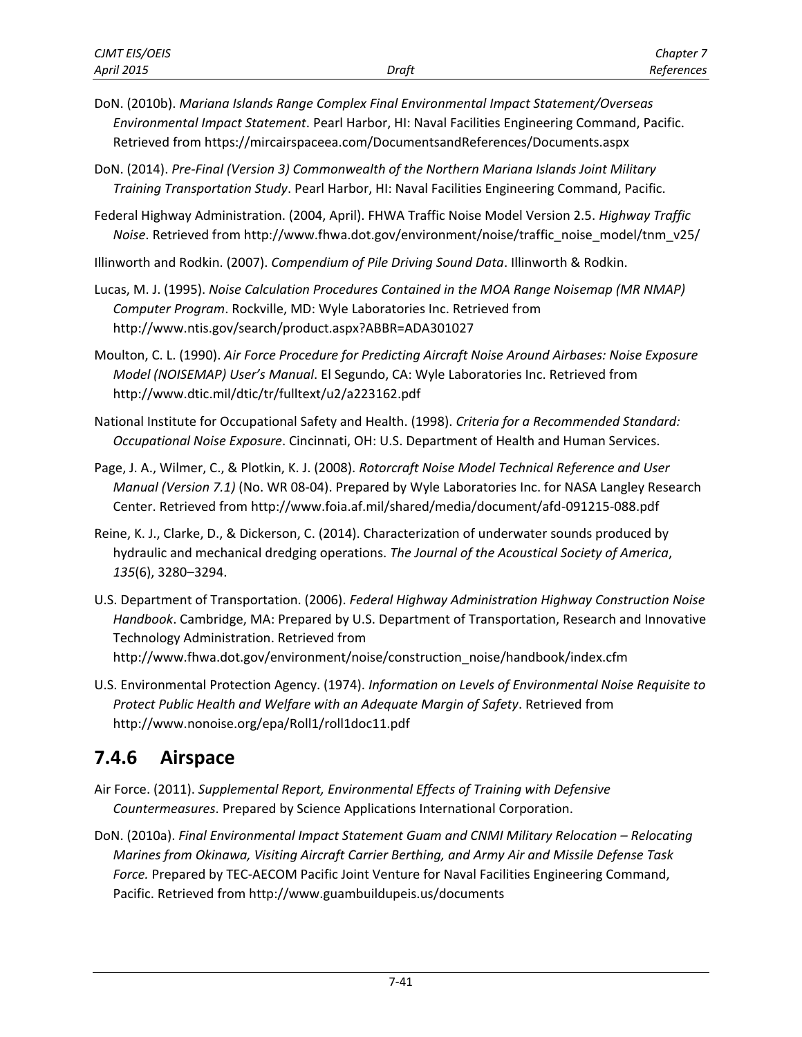DoN. (2010b). *Mariana Islands Range Complex Final Environmental Impact Statement/Overseas Environmental Impact Statement*. Pearl Harbor, HI: Naval Facilities Engineering Command, Pacific. Retrieved from https://mircairspaceea.com/DocumentsandReferences/Documents.aspx

DoN. (2014). *Pre-Final (Version 3) Commonwealth of the Northern Mariana Islands Joint Military Training Transportation Study*. Pearl Harbor, HI: Naval Facilities Engineering Command, Pacific.

Federal Highway Administration. (2004, April). FHWA Traffic Noise Model Version 2.5. *Highway Traffic Noise*. Retrieved from http://www.fhwa.dot.gov/environment/noise/traffic_noise_model/tnm_v25/

Illinworth and Rodkin. (2007). *Compendium of Pile Driving Sound Data*. Illinworth & Rodkin.

Lucas, M. J. (1995). *Noise Calculation Procedures Contained in the MOA Range Noisemap (MR NMAP) Computer Program*. Rockville, MD: Wyle Laboratories Inc. Retrieved from http://www.ntis.gov/search/product.aspx?ABBR=ADA301027

Moulton, C. L. (1990). *Air Force Procedure for Predicting Aircraft Noise Around Airbases: Noise Exposure Model (NOISEMAP) User's Manual*. El Segundo, CA: Wyle Laboratories Inc. Retrieved from http://www.dtic.mil/dtic/tr/fulltext/u2/a223162.pdf

National Institute for Occupational Safety and Health. (1998). *Criteria for a Recommended Standard: Occupational Noise Exposure*. Cincinnati, OH: U.S. Department of Health and Human Services.

Page, J. A., Wilmer, C., & Plotkin, K. J. (2008). *Rotorcraft Noise Model Technical Reference and User Manual (Version 7.1)* (No. WR 08-04). Prepared by Wyle Laboratories Inc. for NASA Langley Research Center. Retrieved from http://www.foia.af.mil/shared/media/document/afd-091215-088.pdf

Reine, K. J., Clarke, D., & Dickerson, C. (2014). Characterization of underwater sounds produced by hydraulic and mechanical dredging operations. *The Journal of the Acoustical Society of America*, *135*(6), 3280–3294.

U.S. Department of Transportation. (2006). *Federal Highway Administration Highway Construction Noise Handbook*. Cambridge, MA: Prepared by U.S. Department of Transportation, Research and Innovative Technology Administration. Retrieved from http://www.fhwa.dot.gov/environment/noise/construction_noise/handbook/index.cfm

U.S. Environmental Protection Agency. (1974). *Information on Levels of Environmental Noise Requisite to Protect Public Health and Welfare with an Adequate Margin of Safety*. Retrieved from http://www.nonoise.org/epa/Roll1/roll1doc11.pdf

## 7.4.6 Airspace

Air Force. (2011). *Supplemental Report, Environmental Effects of Training with Defensive Countermeasures*. Prepared by Science Applications International Corporation.

DoN. (2010a). *Final Environmental Impact Statement Guam and CNMI Military Relocation – Relocating Marines from Okinawa, Visiting Aircraft Carrier Berthing, and Army Air and Missile Defense Task Force.* Prepared by TEC-AECOM Pacific Joint Venture for Naval Facilities Engineering Command, Pacific. Retrieved from http://www.guambuildupeis.us/documents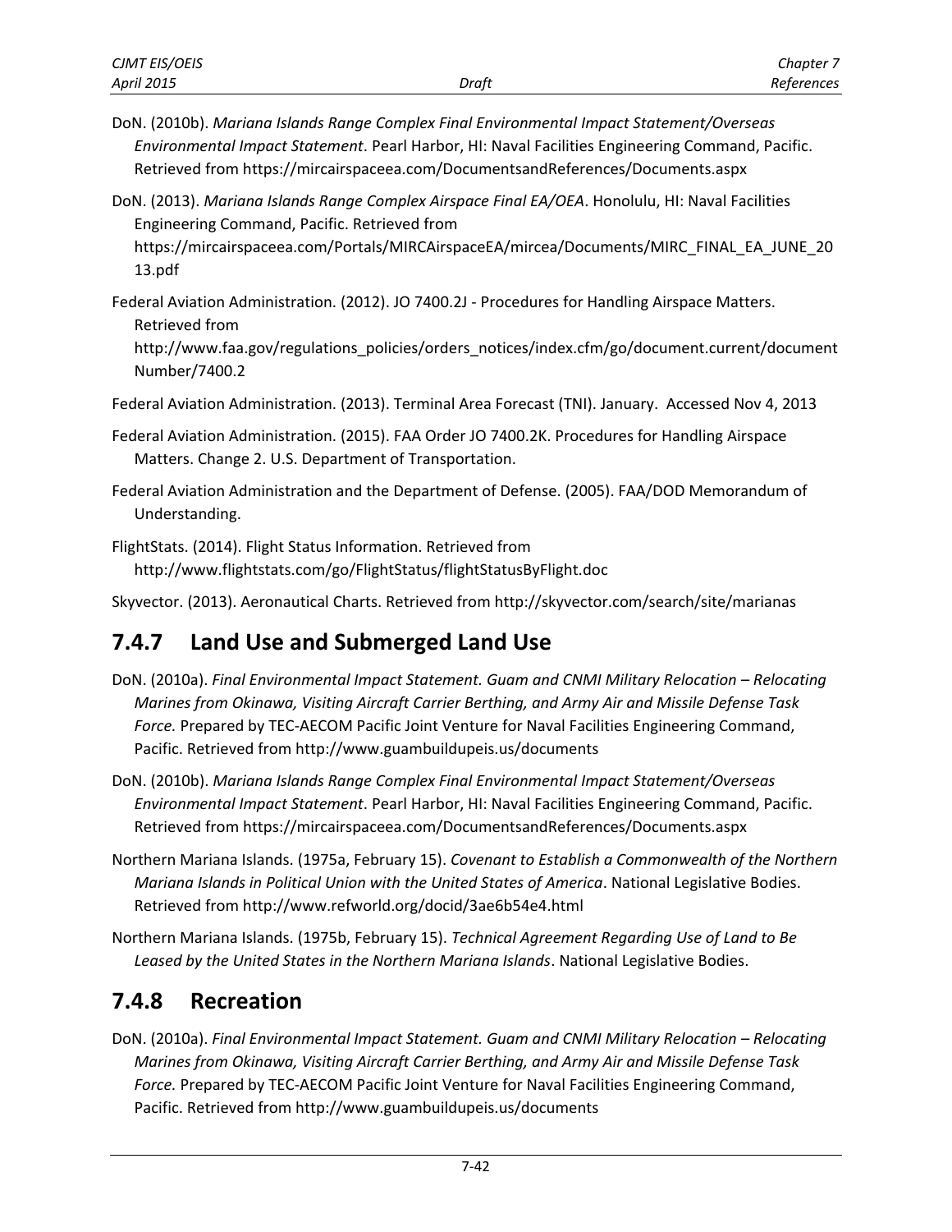DoN. (2010b). *Mariana Islands Range Complex Final Environmental Impact Statement/Overseas Environmental Impact Statement*. Pearl Harbor, HI: Naval Facilities Engineering Command, Pacific. Retrieved from https://mircairspaceea.com/DocumentsandReferences/Documents.aspx

DoN. (2013). *Mariana Islands Range Complex Airspace Final EA/OEA*. Honolulu, HI: Naval Facilities Engineering Command, Pacific. Retrieved from https://mircairspaceea.com/Portals/MIRCAirspaceEA/mircea/Documents/MIRC_FINAL_EA_JUNE_2013.pdf

Federal Aviation Administration. (2012). JO 7400.2J - Procedures for Handling Airspace Matters. Retrieved from http://www.faa.gov/regulations_policies/orders_notices/index.cfm/go/document.current/documentNumber/7400.2

Federal Aviation Administration. (2013). Terminal Area Forecast (TNI). January. Accessed Nov 4, 2013

Federal Aviation Administration. (2015). FAA Order JO 7400.2K. Procedures for Handling Airspace Matters. Change 2. U.S. Department of Transportation.

Federal Aviation Administration and the Department of Defense. (2005). FAA/DOD Memorandum of Understanding.

FlightStats. (2014). Flight Status Information. Retrieved from http://www.flightstats.com/go/FlightStatus/flightStatusByFlight.doc

Skyvector. (2013). Aeronautical Charts. Retrieved from http://skyvector.com/search/site/marianas

## 7.4.7 Land Use and Submerged Land Use

DoN. (2010a). *Final Environmental Impact Statement. Guam and CNMI Military Relocation – Relocating Marines from Okinawa, Visiting Aircraft Carrier Berthing, and Army Air and Missile Defense Task Force.* Prepared by TEC-AECOM Pacific Joint Venture for Naval Facilities Engineering Command, Pacific. Retrieved from http://www.guambuildupeis.us/documents

DoN. (2010b). *Mariana Islands Range Complex Final Environmental Impact Statement/Overseas Environmental Impact Statement*. Pearl Harbor, HI: Naval Facilities Engineering Command, Pacific. Retrieved from https://mircairspaceea.com/DocumentsandReferences/Documents.aspx

Northern Mariana Islands. (1975a, February 15). *Covenant to Establish a Commonwealth of the Northern Mariana Islands in Political Union with the United States of America*. National Legislative Bodies. Retrieved from http://www.refworld.org/docid/3ae6b54e4.html

Northern Mariana Islands. (1975b, February 15). *Technical Agreement Regarding Use of Land to Be Leased by the United States in the Northern Mariana Islands*. National Legislative Bodies.

## 7.4.8 Recreation

DoN. (2010a). *Final Environmental Impact Statement. Guam and CNMI Military Relocation – Relocating Marines from Okinawa, Visiting Aircraft Carrier Berthing, and Army Air and Missile Defense Task Force.* Prepared by TEC-AECOM Pacific Joint Venture for Naval Facilities Engineering Command, Pacific. Retrieved from http://www.guambuildupeis.us/documents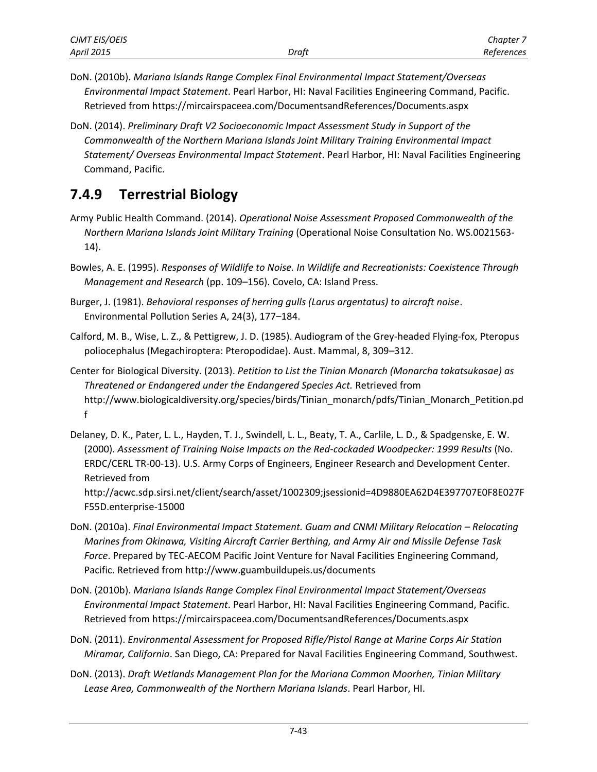DoN. (2010b). *Mariana Islands Range Complex Final Environmental Impact Statement/Overseas Environmental Impact Statement*. Pearl Harbor, HI: Naval Facilities Engineering Command, Pacific. Retrieved from https://mircairspaceea.com/DocumentsandReferences/Documents.aspx

DoN. (2014). *Preliminary Draft V2 Socioeconomic Impact Assessment Study in Support of the Commonwealth of the Northern Mariana Islands Joint Military Training Environmental Impact Statement/ Overseas Environmental Impact Statement*. Pearl Harbor, HI: Naval Facilities Engineering Command, Pacific.

## 7.4.9 Terrestrial Biology

Army Public Health Command. (2014). *Operational Noise Assessment Proposed Commonwealth of the Northern Mariana Islands Joint Military Training* (Operational Noise Consultation No. WS.0021563-14).

Bowles, A. E. (1995). *Responses of Wildlife to Noise. In Wildlife and Recreationists: Coexistence Through Management and Research* (pp. 109–156). Covelo, CA: Island Press.

Burger, J. (1981). *Behavioral responses of herring gulls (Larus argentatus) to aircraft noise*. Environmental Pollution Series A, 24(3), 177–184.

Calford, M. B., Wise, L. Z., & Pettigrew, J. D. (1985). Audiogram of the Grey-headed Flying-fox, Pteropus poliocephalus (Megachiroptera: Pteropodidae). Aust. Mammal, 8, 309–312.

Center for Biological Diversity. (2013). *Petition to List the Tinian Monarch (Monarcha takatsukasae) as Threatened or Endangered under the Endangered Species Act.* Retrieved from http://www.biologicaldiversity.org/species/birds/Tinian_monarch/pdfs/Tinian_Monarch_Petition.pdf

Delaney, D. K., Pater, L. L., Hayden, T. J., Swindell, L. L., Beaty, T. A., Carlile, L. D., & Spadgenske, E. W. (2000). *Assessment of Training Noise Impacts on the Red-cockaded Woodpecker: 1999 Results* (No. ERDC/CERL TR-00-13). U.S. Army Corps of Engineers, Engineer Research and Development Center. Retrieved from http://acwc.sdp.sirsi.net/client/search/asset/1002309;jsessionid=4D9880EA62D4E397707E0F8E027FF55D.enterprise-15000

DoN. (2010a). *Final Environmental Impact Statement. Guam and CNMI Military Relocation – Relocating Marines from Okinawa, Visiting Aircraft Carrier Berthing, and Army Air and Missile Defense Task Force*. Prepared by TEC-AECOM Pacific Joint Venture for Naval Facilities Engineering Command, Pacific. Retrieved from http://www.guambuildupeis.us/documents

DoN. (2010b). *Mariana Islands Range Complex Final Environmental Impact Statement/Overseas Environmental Impact Statement*. Pearl Harbor, HI: Naval Facilities Engineering Command, Pacific. Retrieved from https://mircairspaceea.com/DocumentsandReferences/Documents.aspx

DoN. (2011). *Environmental Assessment for Proposed Rifle/Pistol Range at Marine Corps Air Station Miramar, California*. San Diego, CA: Prepared for Naval Facilities Engineering Command, Southwest.

DoN. (2013). *Draft Wetlands Management Plan for the Mariana Common Moorhen, Tinian Military Lease Area, Commonwealth of the Northern Mariana Islands*. Pearl Harbor, HI.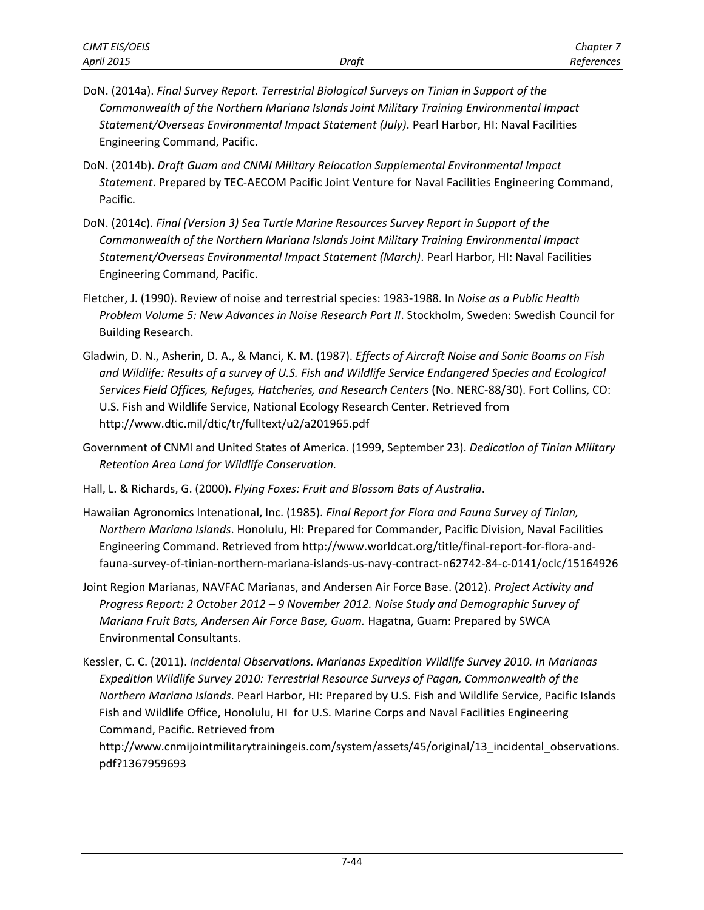DoN. (2014a). *Final Survey Report. Terrestrial Biological Surveys on Tinian in Support of the Commonwealth of the Northern Mariana Islands Joint Military Training Environmental Impact Statement/Overseas Environmental Impact Statement (July)*. Pearl Harbor, HI: Naval Facilities Engineering Command, Pacific.

DoN. (2014b). *Draft Guam and CNMI Military Relocation Supplemental Environmental Impact Statement*. Prepared by TEC-AECOM Pacific Joint Venture for Naval Facilities Engineering Command, Pacific.

DoN. (2014c). *Final (Version 3) Sea Turtle Marine Resources Survey Report in Support of the Commonwealth of the Northern Mariana Islands Joint Military Training Environmental Impact Statement/Overseas Environmental Impact Statement (March)*. Pearl Harbor, HI: Naval Facilities Engineering Command, Pacific.

Fletcher, J. (1990). Review of noise and terrestrial species: 1983-1988. In *Noise as a Public Health Problem Volume 5: New Advances in Noise Research Part II*. Stockholm, Sweden: Swedish Council for Building Research.

Gladwin, D. N., Asherin, D. A., & Manci, K. M. (1987). *Effects of Aircraft Noise and Sonic Booms on Fish and Wildlife: Results of a survey of U.S. Fish and Wildlife Service Endangered Species and Ecological Services Field Offices, Refuges, Hatcheries, and Research Centers* (No. NERC-88/30). Fort Collins, CO: U.S. Fish and Wildlife Service, National Ecology Research Center. Retrieved from http://www.dtic.mil/dtic/tr/fulltext/u2/a201965.pdf

Government of CNMI and United States of America. (1999, September 23). *Dedication of Tinian Military Retention Area Land for Wildlife Conservation.*

Hall, L. & Richards, G. (2000). *Flying Foxes: Fruit and Blossom Bats of Australia*.

Hawaiian Agronomics Intenational, Inc. (1985). *Final Report for Flora and Fauna Survey of Tinian, Northern Mariana Islands*. Honolulu, HI: Prepared for Commander, Pacific Division, Naval Facilities Engineering Command. Retrieved from http://www.worldcat.org/title/final-report-for-flora-and-fauna-survey-of-tinian-northern-mariana-islands-us-navy-contract-n62742-84-c-0141/oclc/15164926

Joint Region Marianas, NAVFAC Marianas, and Andersen Air Force Base. (2012). *Project Activity and Progress Report: 2 October 2012 – 9 November 2012. Noise Study and Demographic Survey of Mariana Fruit Bats, Andersen Air Force Base, Guam.* Hagatna, Guam: Prepared by SWCA Environmental Consultants.

Kessler, C. C. (2011). *Incidental Observations. Marianas Expedition Wildlife Survey 2010. In Marianas Expedition Wildlife Survey 2010: Terrestrial Resource Surveys of Pagan, Commonwealth of the Northern Mariana Islands*. Pearl Harbor, HI: Prepared by U.S. Fish and Wildlife Service, Pacific Islands Fish and Wildlife Office, Honolulu, HI for U.S. Marine Corps and Naval Facilities Engineering Command, Pacific. Retrieved from http://www.cnmijointmilitarytrainingeis.com/system/assets/45/original/13_incidental_observations.pdf?1367959693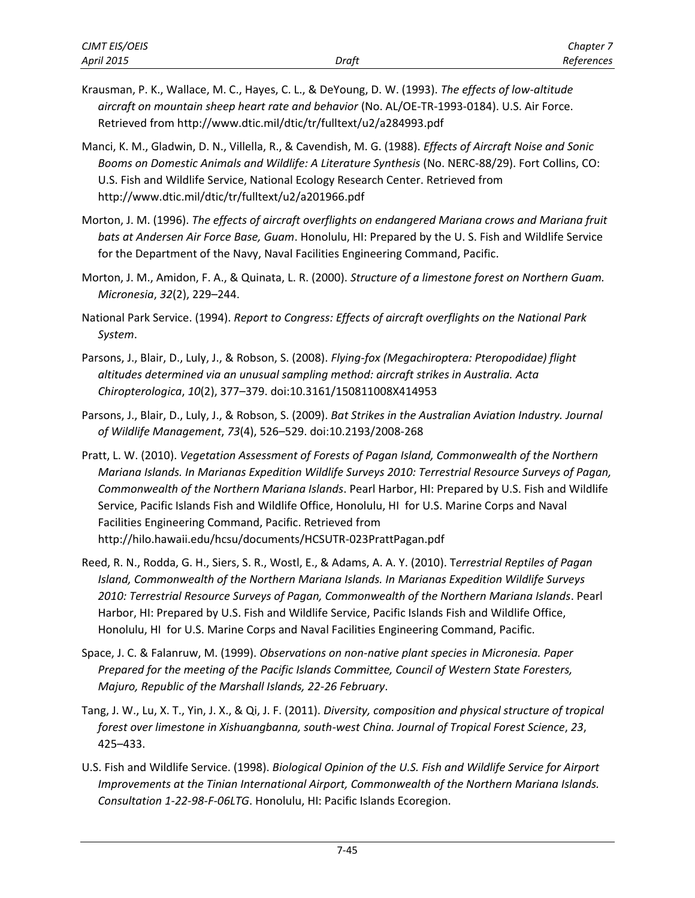Krausman, P. K., Wallace, M. C., Hayes, C. L., & DeYoung, D. W. (1993). *The effects of low-altitude aircraft on mountain sheep heart rate and behavior* (No. AL/OE-TR-1993-0184). U.S. Air Force. Retrieved from http://www.dtic.mil/dtic/tr/fulltext/u2/a284993.pdf

Manci, K. M., Gladwin, D. N., Villella, R., & Cavendish, M. G. (1988). *Effects of Aircraft Noise and Sonic Booms on Domestic Animals and Wildlife: A Literature Synthesis* (No. NERC-88/29). Fort Collins, CO: U.S. Fish and Wildlife Service, National Ecology Research Center. Retrieved from http://www.dtic.mil/dtic/tr/fulltext/u2/a201966.pdf

Morton, J. M. (1996). *The effects of aircraft overflights on endangered Mariana crows and Mariana fruit bats at Andersen Air Force Base, Guam*. Honolulu, HI: Prepared by the U. S. Fish and Wildlife Service for the Department of the Navy, Naval Facilities Engineering Command, Pacific.

Morton, J. M., Amidon, F. A., & Quinata, L. R. (2000). *Structure of a limestone forest on Northern Guam. Micronesia*, *32*(2), 229–244.

National Park Service. (1994). *Report to Congress: Effects of aircraft overflights on the National Park System*.

Parsons, J., Blair, D., Luly, J., & Robson, S. (2008). *Flying-fox (Megachiroptera: Pteropodidae) flight altitudes determined via an unusual sampling method: aircraft strikes in Australia. Acta Chiropterologica*, *10*(2), 377–379. doi:10.3161/150811008X414953

Parsons, J., Blair, D., Luly, J., & Robson, S. (2009). *Bat Strikes in the Australian Aviation Industry. Journal of Wildlife Management*, *73*(4), 526–529. doi:10.2193/2008-268

Pratt, L. W. (2010). *Vegetation Assessment of Forests of Pagan Island, Commonwealth of the Northern Mariana Islands. In Marianas Expedition Wildlife Surveys 2010: Terrestrial Resource Surveys of Pagan, Commonwealth of the Northern Mariana Islands*. Pearl Harbor, HI: Prepared by U.S. Fish and Wildlife Service, Pacific Islands Fish and Wildlife Office, Honolulu, HI for U.S. Marine Corps and Naval Facilities Engineering Command, Pacific. Retrieved from http://hilo.hawaii.edu/hcsu/documents/HCSUTR-023PrattPagan.pdf

Reed, R. N., Rodda, G. H., Siers, S. R., Wostl, E., & Adams, A. A. Y. (2010). T*errestrial Reptiles of Pagan Island, Commonwealth of the Northern Mariana Islands. In Marianas Expedition Wildlife Surveys 2010: Terrestrial Resource Surveys of Pagan, Commonwealth of the Northern Mariana Islands*. Pearl Harbor, HI: Prepared by U.S. Fish and Wildlife Service, Pacific Islands Fish and Wildlife Office, Honolulu, HI for U.S. Marine Corps and Naval Facilities Engineering Command, Pacific.

Space, J. C. & Falanruw, M. (1999). *Observations on non-native plant species in Micronesia. Paper Prepared for the meeting of the Pacific Islands Committee, Council of Western State Foresters, Majuro, Republic of the Marshall Islands, 22-26 February*.

Tang, J. W., Lu, X. T., Yin, J. X., & Qi, J. F. (2011). *Diversity, composition and physical structure of tropical forest over limestone in Xishuangbanna, south-west China. Journal of Tropical Forest Science*, *23*, 425–433.

U.S. Fish and Wildlife Service. (1998). *Biological Opinion of the U.S. Fish and Wildlife Service for Airport Improvements at the Tinian International Airport, Commonwealth of the Northern Mariana Islands. Consultation 1-22-98-F-06LTG*. Honolulu, HI: Pacific Islands Ecoregion.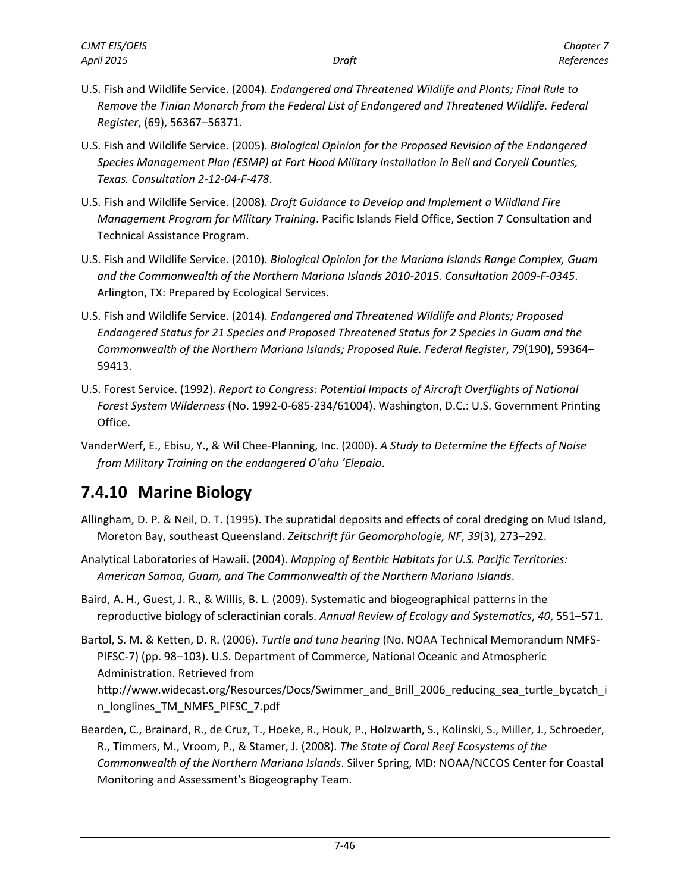U.S. Fish and Wildlife Service. (2004). *Endangered and Threatened Wildlife and Plants; Final Rule to Remove the Tinian Monarch from the Federal List of Endangered and Threatened Wildlife. Federal Register*, (69), 56367–56371.

U.S. Fish and Wildlife Service. (2005). *Biological Opinion for the Proposed Revision of the Endangered Species Management Plan (ESMP) at Fort Hood Military Installation in Bell and Coryell Counties, Texas. Consultation 2-12-04-F-478*.

U.S. Fish and Wildlife Service. (2008). *Draft Guidance to Develop and Implement a Wildland Fire Management Program for Military Training*. Pacific Islands Field Office, Section 7 Consultation and Technical Assistance Program.

U.S. Fish and Wildlife Service. (2010). *Biological Opinion for the Mariana Islands Range Complex, Guam and the Commonwealth of the Northern Mariana Islands 2010-2015. Consultation 2009-F-0345*. Arlington, TX: Prepared by Ecological Services.

U.S. Fish and Wildlife Service. (2014). *Endangered and Threatened Wildlife and Plants; Proposed Endangered Status for 21 Species and Proposed Threatened Status for 2 Species in Guam and the Commonwealth of the Northern Mariana Islands; Proposed Rule. Federal Register*, *79*(190), 59364–59413.

U.S. Forest Service. (1992). *Report to Congress: Potential Impacts of Aircraft Overflights of National Forest System Wilderness* (No. 1992-0-685-234/61004). Washington, D.C.: U.S. Government Printing Office.

VanderWerf, E., Ebisu, Y., & Wil Chee-Planning, Inc. (2000). *A Study to Determine the Effects of Noise from Military Training on the endangered O'ahu 'Elepaio*.

## 7.4.10 Marine Biology

Allingham, D. P. & Neil, D. T. (1995). The supratidal deposits and effects of coral dredging on Mud Island, Moreton Bay, southeast Queensland. *Zeitschrift für Geomorphologie, NF*, *39*(3), 273–292.

Analytical Laboratories of Hawaii. (2004). *Mapping of Benthic Habitats for U.S. Pacific Territories: American Samoa, Guam, and The Commonwealth of the Northern Mariana Islands*.

Baird, A. H., Guest, J. R., & Willis, B. L. (2009). Systematic and biogeographical patterns in the reproductive biology of scleractinian corals. *Annual Review of Ecology and Systematics*, *40*, 551–571.

Bartol, S. M. & Ketten, D. R. (2006). *Turtle and tuna hearing* (No. NOAA Technical Memorandum NMFS-PIFSC-7) (pp. 98–103). U.S. Department of Commerce, National Oceanic and Atmospheric Administration. Retrieved from http://www.widecast.org/Resources/Docs/Swimmer_and_Brill_2006_reducing_sea_turtle_bycatch_in_longlines_TM_NMFS_PIFSC_7.pdf

Bearden, C., Brainard, R., de Cruz, T., Hoeke, R., Houk, P., Holzwarth, S., Kolinski, S., Miller, J., Schroeder, R., Timmers, M., Vroom, P., & Stamer, J. (2008). *The State of Coral Reef Ecosystems of the Commonwealth of the Northern Mariana Islands*. Silver Spring, MD: NOAA/NCCOS Center for Coastal Monitoring and Assessment's Biogeography Team.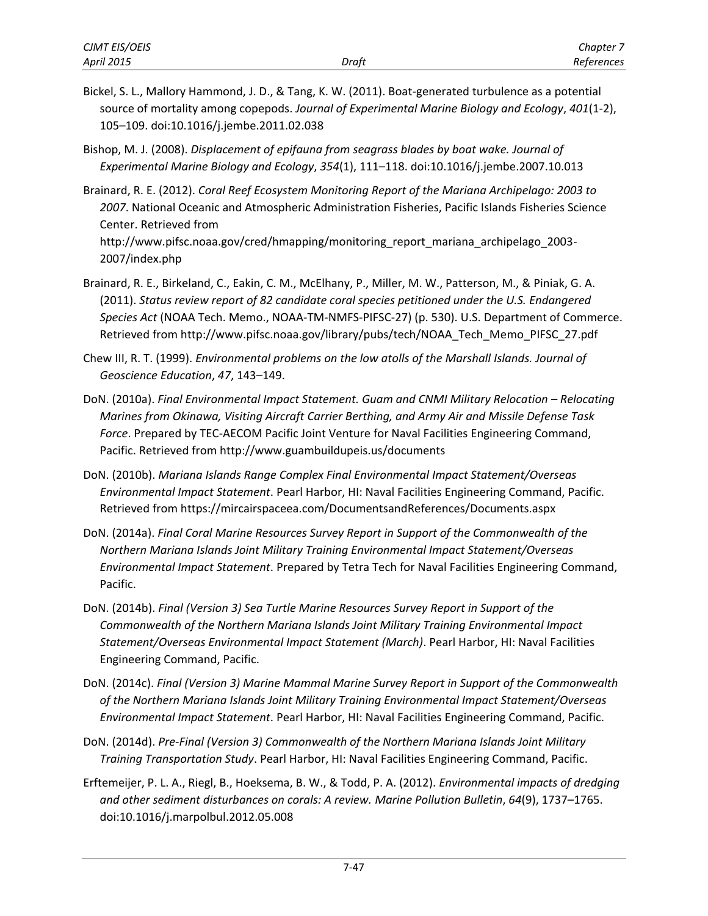Bickel, S. L., Mallory Hammond, J. D., & Tang, K. W. (2011). Boat-generated turbulence as a potential source of mortality among copepods. *Journal of Experimental Marine Biology and Ecology*, *401*(1-2), 105–109. doi:10.1016/j.jembe.2011.02.038

Bishop, M. J. (2008). *Displacement of epifauna from seagrass blades by boat wake. Journal of Experimental Marine Biology and Ecology*, *354*(1), 111–118. doi:10.1016/j.jembe.2007.10.013

Brainard, R. E. (2012). *Coral Reef Ecosystem Monitoring Report of the Mariana Archipelago: 2003 to 2007*. National Oceanic and Atmospheric Administration Fisheries, Pacific Islands Fisheries Science Center. Retrieved from http://www.pifsc.noaa.gov/cred/hmapping/monitoring_report_mariana_archipelago_2003-2007/index.php

Brainard, R. E., Birkeland, C., Eakin, C. M., McElhany, P., Miller, M. W., Patterson, M., & Piniak, G. A. (2011). *Status review report of 82 candidate coral species petitioned under the U.S. Endangered Species Act* (NOAA Tech. Memo., NOAA-TM-NMFS-PIFSC-27) (p. 530). U.S. Department of Commerce. Retrieved from http://www.pifsc.noaa.gov/library/pubs/tech/NOAA_Tech_Memo_PIFSC_27.pdf

Chew III, R. T. (1999). *Environmental problems on the low atolls of the Marshall Islands. Journal of Geoscience Education*, *47*, 143–149.

DoN. (2010a). *Final Environmental Impact Statement. Guam and CNMI Military Relocation – Relocating Marines from Okinawa, Visiting Aircraft Carrier Berthing, and Army Air and Missile Defense Task Force*. Prepared by TEC-AECOM Pacific Joint Venture for Naval Facilities Engineering Command, Pacific. Retrieved from http://www.guambuildupeis.us/documents

DoN. (2010b). *Mariana Islands Range Complex Final Environmental Impact Statement/Overseas Environmental Impact Statement*. Pearl Harbor, HI: Naval Facilities Engineering Command, Pacific. Retrieved from https://mircairspaceea.com/DocumentsandReferences/Documents.aspx

DoN. (2014a). *Final Coral Marine Resources Survey Report in Support of the Commonwealth of the Northern Mariana Islands Joint Military Training Environmental Impact Statement/Overseas Environmental Impact Statement*. Prepared by Tetra Tech for Naval Facilities Engineering Command, Pacific.

DoN. (2014b). *Final (Version 3) Sea Turtle Marine Resources Survey Report in Support of the Commonwealth of the Northern Mariana Islands Joint Military Training Environmental Impact Statement/Overseas Environmental Impact Statement (March)*. Pearl Harbor, HI: Naval Facilities Engineering Command, Pacific.

DoN. (2014c). *Final (Version 3) Marine Mammal Marine Survey Report in Support of the Commonwealth of the Northern Mariana Islands Joint Military Training Environmental Impact Statement/Overseas Environmental Impact Statement*. Pearl Harbor, HI: Naval Facilities Engineering Command, Pacific.

DoN. (2014d). *Pre-Final (Version 3) Commonwealth of the Northern Mariana Islands Joint Military Training Transportation Study*. Pearl Harbor, HI: Naval Facilities Engineering Command, Pacific.

Erftemeijer, P. L. A., Riegl, B., Hoeksema, B. W., & Todd, P. A. (2012). *Environmental impacts of dredging and other sediment disturbances on corals: A review. Marine Pollution Bulletin*, *64*(9), 1737–1765. doi:10.1016/j.marpolbul.2012.05.008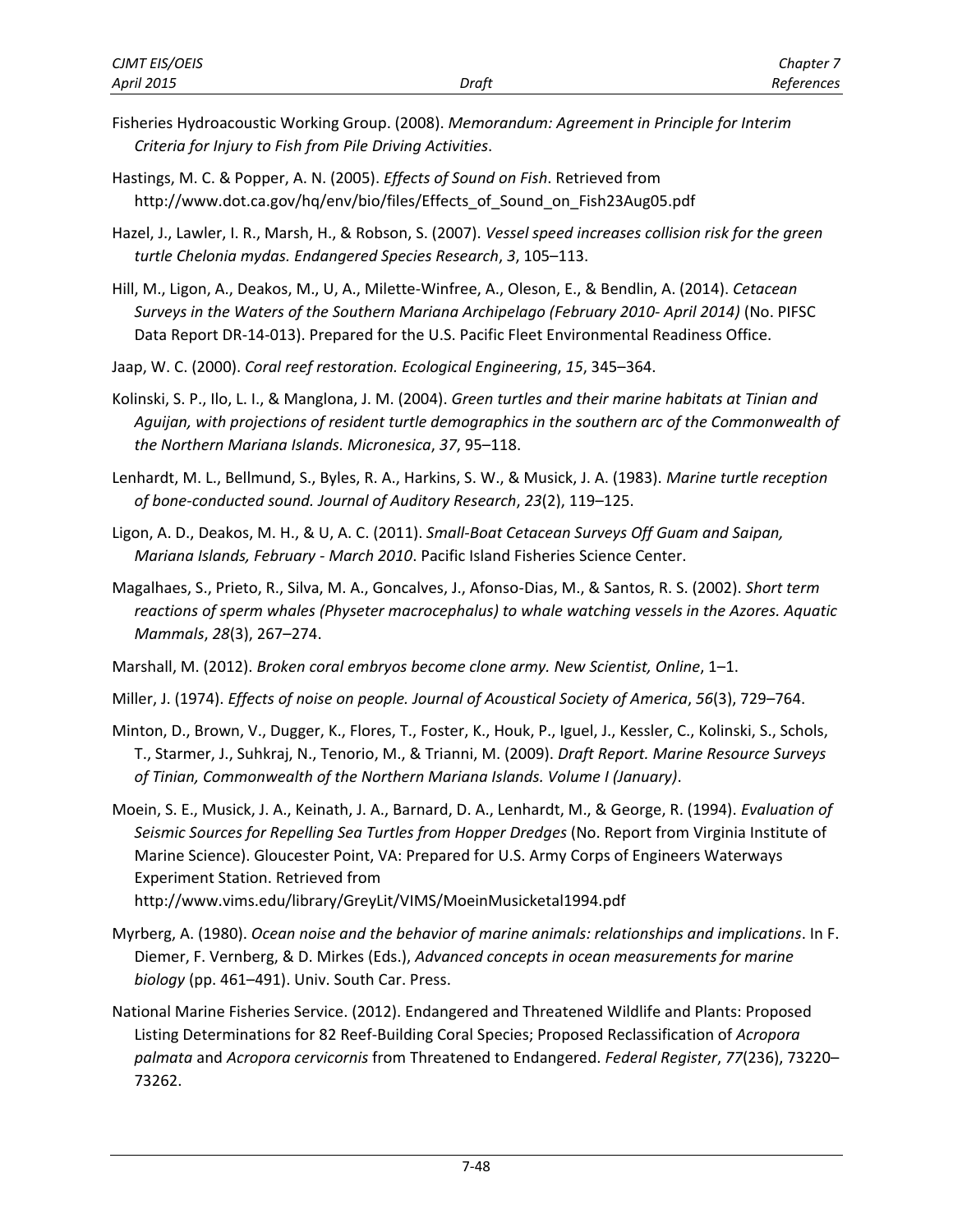Fisheries Hydroacoustic Working Group. (2008). *Memorandum: Agreement in Principle for Interim Criteria for Injury to Fish from Pile Driving Activities*.

Hastings, M. C. & Popper, A. N. (2005). *Effects of Sound on Fish*. Retrieved from http://www.dot.ca.gov/hq/env/bio/files/Effects_of_Sound_on_Fish23Aug05.pdf

Hazel, J., Lawler, I. R., Marsh, H., & Robson, S. (2007). *Vessel speed increases collision risk for the green turtle Chelonia mydas. Endangered Species Research*, *3*, 105–113.

Hill, M., Ligon, A., Deakos, M., U, A., Milette-Winfree, A., Oleson, E., & Bendlin, A. (2014). *Cetacean Surveys in the Waters of the Southern Mariana Archipelago (February 2010- April 2014)* (No. PIFSC Data Report DR-14-013). Prepared for the U.S. Pacific Fleet Environmental Readiness Office.

Jaap, W. C. (2000). *Coral reef restoration. Ecological Engineering*, *15*, 345–364.

Kolinski, S. P., Ilo, L. I., & Manglona, J. M. (2004). *Green turtles and their marine habitats at Tinian and Aguijan, with projections of resident turtle demographics in the southern arc of the Commonwealth of the Northern Mariana Islands. Micronesica*, *37*, 95–118.

Lenhardt, M. L., Bellmund, S., Byles, R. A., Harkins, S. W., & Musick, J. A. (1983). *Marine turtle reception of bone-conducted sound. Journal of Auditory Research*, *23*(2), 119–125.

Ligon, A. D., Deakos, M. H., & U, A. C. (2011). *Small-Boat Cetacean Surveys Off Guam and Saipan, Mariana Islands, February - March 2010*. Pacific Island Fisheries Science Center.

Magalhaes, S., Prieto, R., Silva, M. A., Goncalves, J., Afonso-Dias, M., & Santos, R. S. (2002). *Short term reactions of sperm whales (Physeter macrocephalus) to whale watching vessels in the Azores. Aquatic Mammals*, *28*(3), 267–274.

Marshall, M. (2012). *Broken coral embryos become clone army. New Scientist, Online*, 1–1.

Miller, J. (1974). *Effects of noise on people. Journal of Acoustical Society of America*, *56*(3), 729–764.

Minton, D., Brown, V., Dugger, K., Flores, T., Foster, K., Houk, P., Iguel, J., Kessler, C., Kolinski, S., Schols, T., Starmer, J., Suhkraj, N., Tenorio, M., & Trianni, M. (2009). *Draft Report. Marine Resource Surveys of Tinian, Commonwealth of the Northern Mariana Islands. Volume I (January)*.

Moein, S. E., Musick, J. A., Keinath, J. A., Barnard, D. A., Lenhardt, M., & George, R. (1994). *Evaluation of Seismic Sources for Repelling Sea Turtles from Hopper Dredges* (No. Report from Virginia Institute of Marine Science). Gloucester Point, VA: Prepared for U.S. Army Corps of Engineers Waterways Experiment Station. Retrieved from http://www.vims.edu/library/GreyLit/VIMS/MoeinMusicketal1994.pdf

Myrberg, A. (1980). *Ocean noise and the behavior of marine animals: relationships and implications*. In F. Diemer, F. Vernberg, & D. Mirkes (Eds.), *Advanced concepts in ocean measurements for marine biology* (pp. 461–491). Univ. South Car. Press.

National Marine Fisheries Service. (2012). Endangered and Threatened Wildlife and Plants: Proposed Listing Determinations for 82 Reef-Building Coral Species; Proposed Reclassification of *Acropora palmata* and *Acropora cervicornis* from Threatened to Endangered. *Federal Register*, *77*(236), 73220–73262.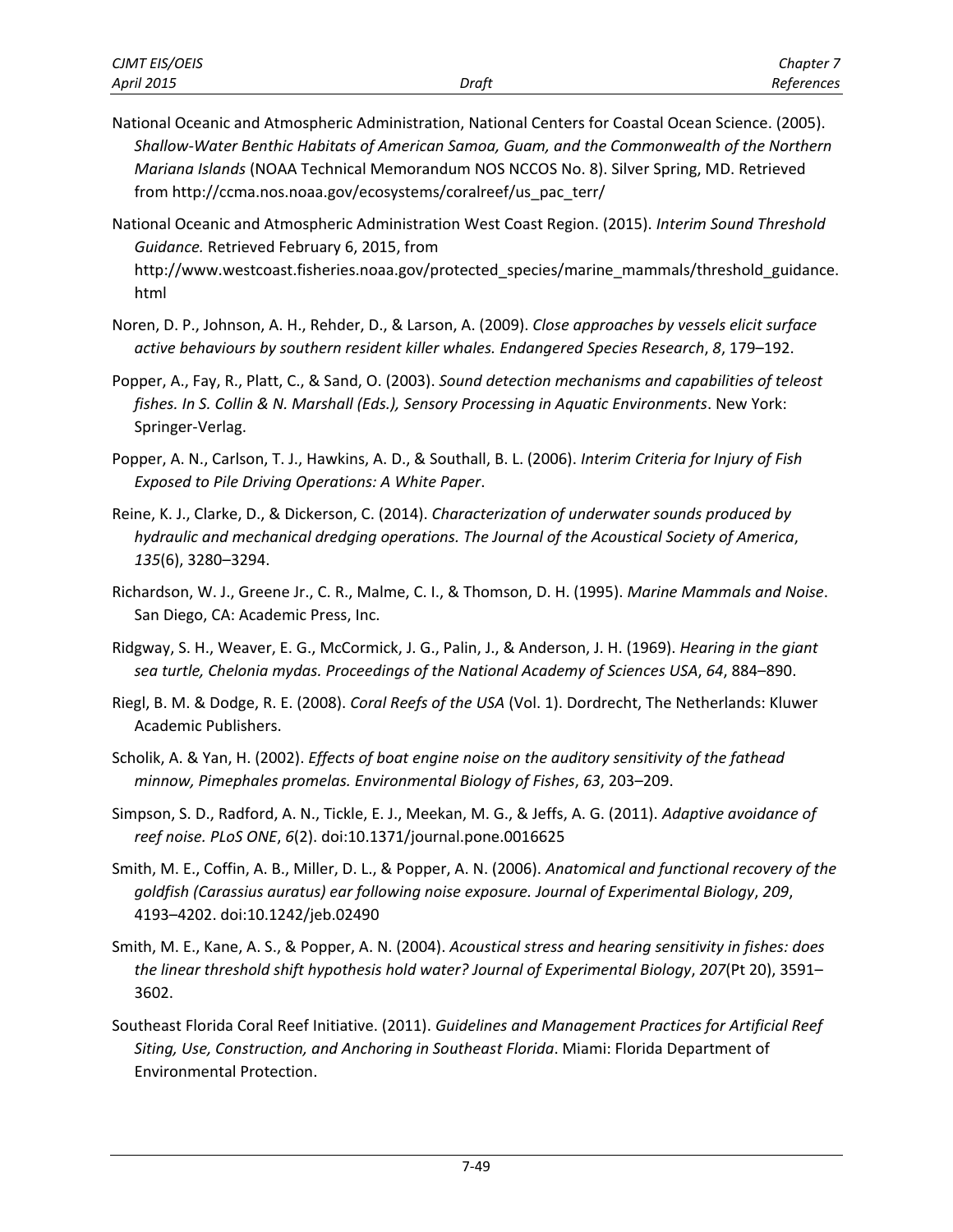National Oceanic and Atmospheric Administration, National Centers for Coastal Ocean Science. (2005). *Shallow-Water Benthic Habitats of American Samoa, Guam, and the Commonwealth of the Northern Mariana Islands* (NOAA Technical Memorandum NOS NCCOS No. 8). Silver Spring, MD. Retrieved from http://ccma.nos.noaa.gov/ecosystems/coralreef/us_pac_terr/

National Oceanic and Atmospheric Administration West Coast Region. (2015). *Interim Sound Threshold Guidance.* Retrieved February 6, 2015, from http://www.westcoast.fisheries.noaa.gov/protected_species/marine_mammals/threshold_guidance.html

Noren, D. P., Johnson, A. H., Rehder, D., & Larson, A. (2009). *Close approaches by vessels elicit surface active behaviours by southern resident killer whales. Endangered Species Research*, *8*, 179–192.

Popper, A., Fay, R., Platt, C., & Sand, O. (2003). *Sound detection mechanisms and capabilities of teleost fishes. In S. Collin & N. Marshall (Eds.), Sensory Processing in Aquatic Environments*. New York: Springer-Verlag.

Popper, A. N., Carlson, T. J., Hawkins, A. D., & Southall, B. L. (2006). *Interim Criteria for Injury of Fish Exposed to Pile Driving Operations: A White Paper*.

Reine, K. J., Clarke, D., & Dickerson, C. (2014). *Characterization of underwater sounds produced by hydraulic and mechanical dredging operations. The Journal of the Acoustical Society of America*, *135*(6), 3280–3294.

Richardson, W. J., Greene Jr., C. R., Malme, C. I., & Thomson, D. H. (1995). *Marine Mammals and Noise*. San Diego, CA: Academic Press, Inc.

Ridgway, S. H., Weaver, E. G., McCormick, J. G., Palin, J., & Anderson, J. H. (1969). *Hearing in the giant sea turtle, Chelonia mydas. Proceedings of the National Academy of Sciences USA*, *64*, 884–890.

Riegl, B. M. & Dodge, R. E. (2008). *Coral Reefs of the USA* (Vol. 1). Dordrecht, The Netherlands: Kluwer Academic Publishers.

Scholik, A. & Yan, H. (2002). *Effects of boat engine noise on the auditory sensitivity of the fathead minnow, Pimephales promelas. Environmental Biology of Fishes*, *63*, 203–209.

Simpson, S. D., Radford, A. N., Tickle, E. J., Meekan, M. G., & Jeffs, A. G. (2011). *Adaptive avoidance of reef noise. PLoS ONE*, *6*(2). doi:10.1371/journal.pone.0016625

Smith, M. E., Coffin, A. B., Miller, D. L., & Popper, A. N. (2006). *Anatomical and functional recovery of the goldfish (Carassius auratus) ear following noise exposure. Journal of Experimental Biology*, *209*, 4193–4202. doi:10.1242/jeb.02490

Smith, M. E., Kane, A. S., & Popper, A. N. (2004). *Acoustical stress and hearing sensitivity in fishes: does the linear threshold shift hypothesis hold water? Journal of Experimental Biology*, *207*(Pt 20), 3591–3602.

Southeast Florida Coral Reef Initiative. (2011). *Guidelines and Management Practices for Artificial Reef Siting, Use, Construction, and Anchoring in Southeast Florida*. Miami: Florida Department of Environmental Protection.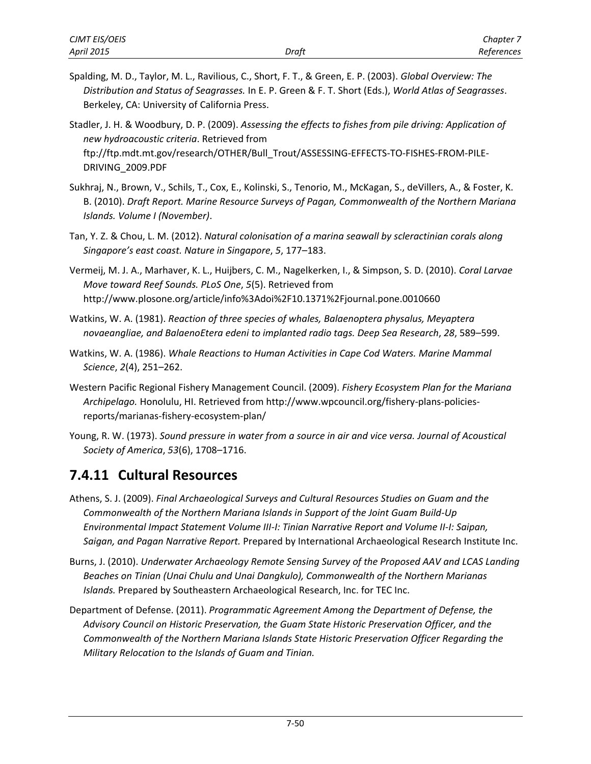Spalding, M. D., Taylor, M. L., Ravilious, C., Short, F. T., & Green, E. P. (2003). *Global Overview: The Distribution and Status of Seagrasses.* In E. P. Green & F. T. Short (Eds.), *World Atlas of Seagrasses*. Berkeley, CA: University of California Press.

Stadler, J. H. & Woodbury, D. P. (2009). *Assessing the effects to fishes from pile driving: Application of new hydroacoustic criteria*. Retrieved from ftp://ftp.mdt.mt.gov/research/OTHER/Bull_Trout/ASSESSING-EFFECTS-TO-FISHES-FROM-PILE-DRIVING_2009.PDF

Sukhraj, N., Brown, V., Schils, T., Cox, E., Kolinski, S., Tenorio, M., McKagan, S., deVillers, A., & Foster, K. B. (2010). *Draft Report. Marine Resource Surveys of Pagan, Commonwealth of the Northern Mariana Islands. Volume I (November)*.

Tan, Y. Z. & Chou, L. M. (2012). *Natural colonisation of a marina seawall by scleractinian corals along Singapore's east coast. Nature in Singapore*, *5*, 177–183.

Vermeij, M. J. A., Marhaver, K. L., Huijbers, C. M., Nagelkerken, I., & Simpson, S. D. (2010). *Coral Larvae Move toward Reef Sounds. PLoS One*, *5*(5). Retrieved from http://www.plosone.org/article/info%3Adoi%2F10.1371%2Fjournal.pone.0010660

Watkins, W. A. (1981). *Reaction of three species of whales, Balaenoptera physalus, Meyaptera novaeangliae, and BalaenoEtera edeni to implanted radio tags. Deep Sea Research*, *28*, 589–599.

Watkins, W. A. (1986). *Whale Reactions to Human Activities in Cape Cod Waters. Marine Mammal Science*, *2*(4), 251–262.

Western Pacific Regional Fishery Management Council. (2009). *Fishery Ecosystem Plan for the Mariana Archipelago.* Honolulu, HI. Retrieved from http://www.wpcouncil.org/fishery-plans-policies-reports/marianas-fishery-ecosystem-plan/

Young, R. W. (1973). *Sound pressure in water from a source in air and vice versa. Journal of Acoustical Society of America*, *53*(6), 1708–1716.

## 7.4.11 Cultural Resources

Athens, S. J. (2009). *Final Archaeological Surveys and Cultural Resources Studies on Guam and the Commonwealth of the Northern Mariana Islands in Support of the Joint Guam Build-Up Environmental Impact Statement Volume III-I: Tinian Narrative Report and Volume II-I: Saipan, Saigan, and Pagan Narrative Report.* Prepared by International Archaeological Research Institute Inc.

Burns, J. (2010). *Underwater Archaeology Remote Sensing Survey of the Proposed AAV and LCAS Landing Beaches on Tinian (Unai Chulu and Unai Dangkulo), Commonwealth of the Northern Marianas Islands.* Prepared by Southeastern Archaeological Research, Inc. for TEC Inc.

Department of Defense. (2011). *Programmatic Agreement Among the Department of Defense, the Advisory Council on Historic Preservation, the Guam State Historic Preservation Officer, and the Commonwealth of the Northern Mariana Islands State Historic Preservation Officer Regarding the Military Relocation to the Islands of Guam and Tinian.*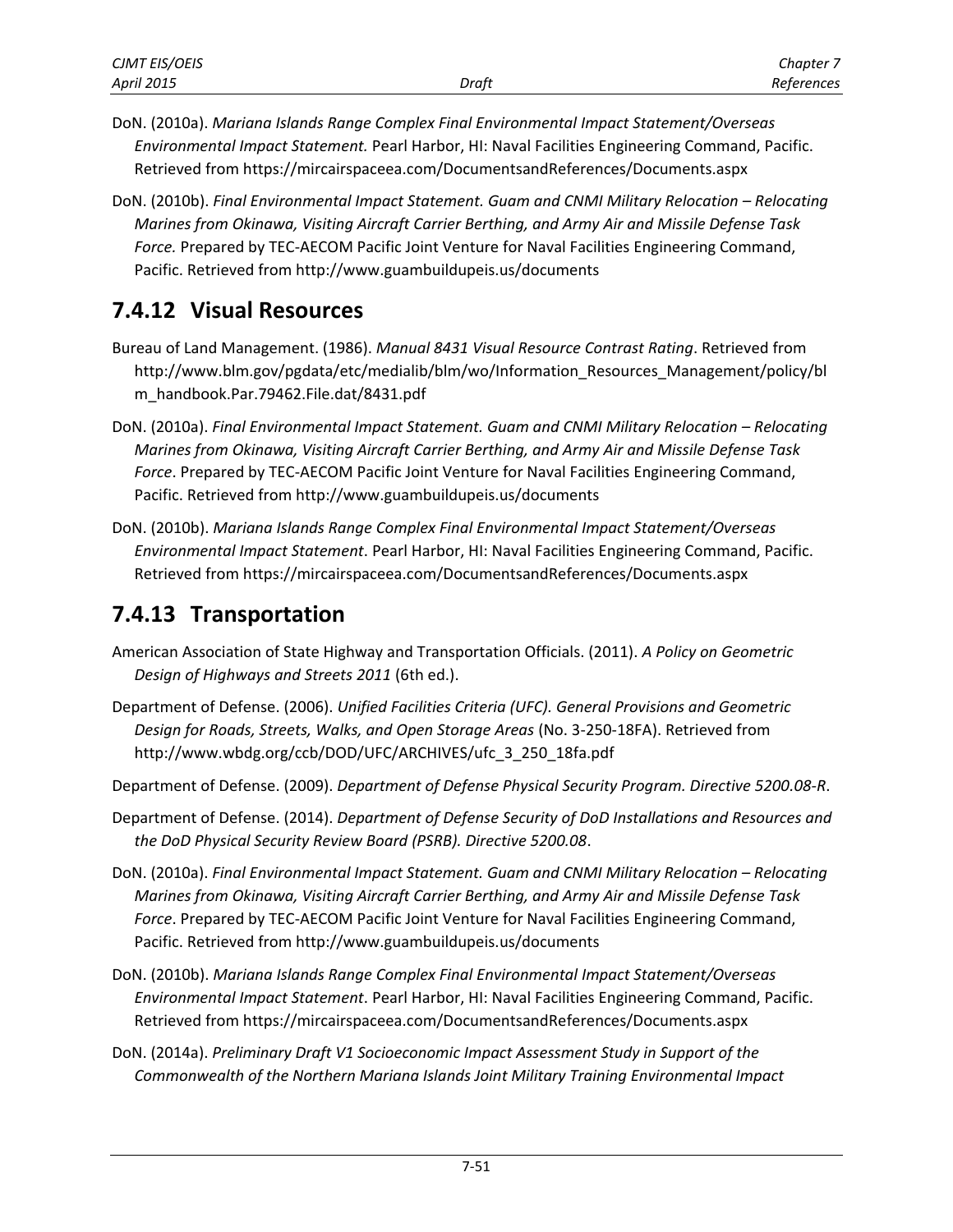DoN. (2010a). *Mariana Islands Range Complex Final Environmental Impact Statement/Overseas Environmental Impact Statement.* Pearl Harbor, HI: Naval Facilities Engineering Command, Pacific. Retrieved from https://mircairspaceea.com/DocumentsandReferences/Documents.aspx

DoN. (2010b). *Final Environmental Impact Statement. Guam and CNMI Military Relocation – Relocating Marines from Okinawa, Visiting Aircraft Carrier Berthing, and Army Air and Missile Defense Task Force.* Prepared by TEC-AECOM Pacific Joint Venture for Naval Facilities Engineering Command, Pacific. Retrieved from http://www.guambuildupeis.us/documents

## 7.4.12 Visual Resources

Bureau of Land Management. (1986). *Manual 8431 Visual Resource Contrast Rating*. Retrieved from http://www.blm.gov/pgdata/etc/medialib/blm/wo/Information_Resources_Management/policy/blm_handbook.Par.79462.File.dat/8431.pdf

DoN. (2010a). *Final Environmental Impact Statement. Guam and CNMI Military Relocation – Relocating Marines from Okinawa, Visiting Aircraft Carrier Berthing, and Army Air and Missile Defense Task Force*. Prepared by TEC-AECOM Pacific Joint Venture for Naval Facilities Engineering Command, Pacific. Retrieved from http://www.guambuildupeis.us/documents

DoN. (2010b). *Mariana Islands Range Complex Final Environmental Impact Statement/Overseas Environmental Impact Statement*. Pearl Harbor, HI: Naval Facilities Engineering Command, Pacific. Retrieved from https://mircairspaceea.com/DocumentsandReferences/Documents.aspx

## 7.4.13 Transportation

American Association of State Highway and Transportation Officials. (2011). *A Policy on Geometric Design of Highways and Streets 2011* (6th ed.).

Department of Defense. (2006). *Unified Facilities Criteria (UFC). General Provisions and Geometric Design for Roads, Streets, Walks, and Open Storage Areas* (No. 3-250-18FA). Retrieved from http://www.wbdg.org/ccb/DOD/UFC/ARCHIVES/ufc_3_250_18fa.pdf

Department of Defense. (2009). *Department of Defense Physical Security Program. Directive 5200.08-R*.

Department of Defense. (2014). *Department of Defense Security of DoD Installations and Resources and the DoD Physical Security Review Board (PSRB). Directive 5200.08*.

DoN. (2010a). *Final Environmental Impact Statement. Guam and CNMI Military Relocation – Relocating Marines from Okinawa, Visiting Aircraft Carrier Berthing, and Army Air and Missile Defense Task Force*. Prepared by TEC-AECOM Pacific Joint Venture for Naval Facilities Engineering Command, Pacific. Retrieved from http://www.guambuildupeis.us/documents

DoN. (2010b). *Mariana Islands Range Complex Final Environmental Impact Statement/Overseas Environmental Impact Statement*. Pearl Harbor, HI: Naval Facilities Engineering Command, Pacific. Retrieved from https://mircairspaceea.com/DocumentsandReferences/Documents.aspx

DoN. (2014a). *Preliminary Draft V1 Socioeconomic Impact Assessment Study in Support of the Commonwealth of the Northern Mariana Islands Joint Military Training Environmental Impact*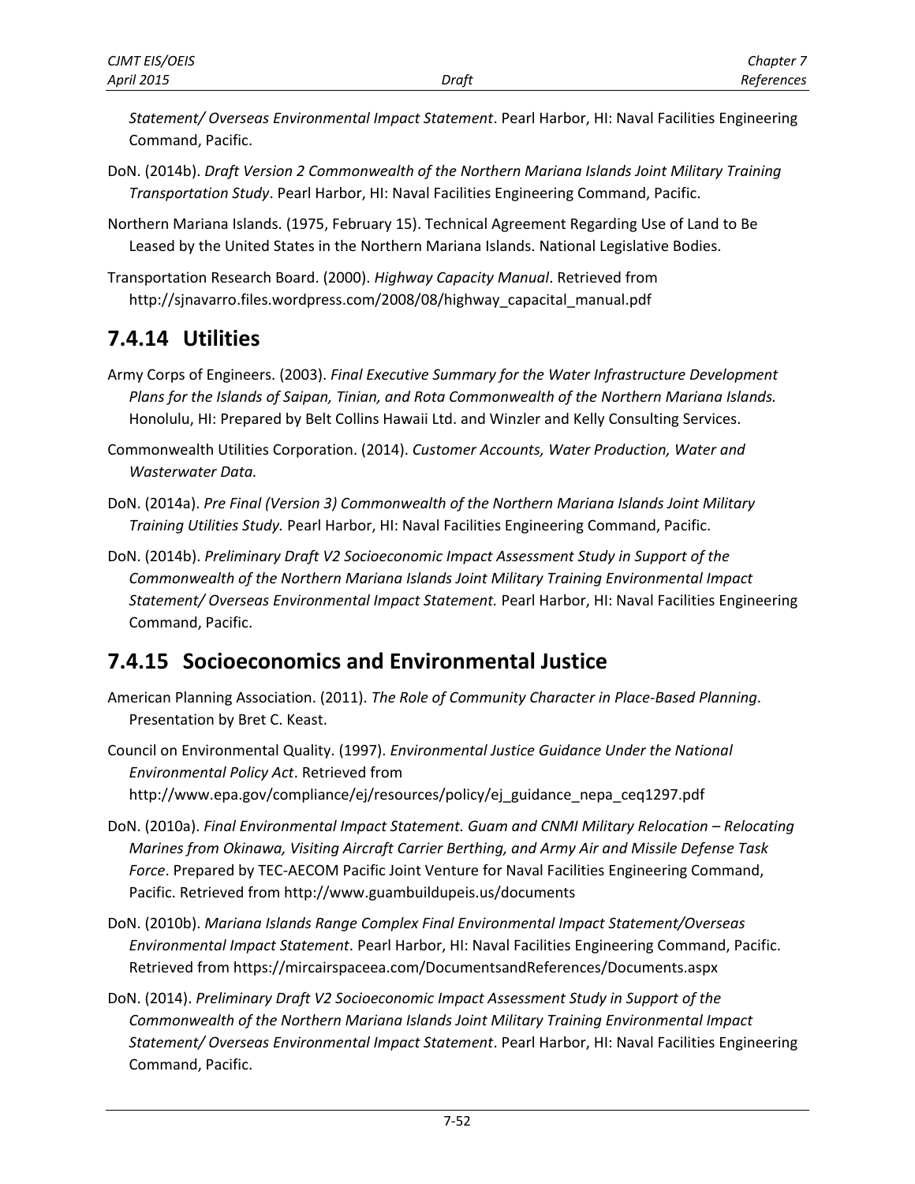*Statement/ Overseas Environmental Impact Statement*. Pearl Harbor, HI: Naval Facilities Engineering Command, Pacific.

DoN. (2014b). *Draft Version 2 Commonwealth of the Northern Mariana Islands Joint Military Training Transportation Study*. Pearl Harbor, HI: Naval Facilities Engineering Command, Pacific.

Northern Mariana Islands. (1975, February 15). Technical Agreement Regarding Use of Land to Be Leased by the United States in the Northern Mariana Islands. National Legislative Bodies.

Transportation Research Board. (2000). *Highway Capacity Manual*. Retrieved from http://sjnavarro.files.wordpress.com/2008/08/highway_capacital_manual.pdf

## 7.4.14 Utilities

Army Corps of Engineers. (2003). *Final Executive Summary for the Water Infrastructure Development Plans for the Islands of Saipan, Tinian, and Rota Commonwealth of the Northern Mariana Islands.* Honolulu, HI: Prepared by Belt Collins Hawaii Ltd. and Winzler and Kelly Consulting Services.

Commonwealth Utilities Corporation. (2014). *Customer Accounts, Water Production, Water and Wasterwater Data.*

DoN. (2014a). *Pre Final (Version 3) Commonwealth of the Northern Mariana Islands Joint Military Training Utilities Study.* Pearl Harbor, HI: Naval Facilities Engineering Command, Pacific.

DoN. (2014b). *Preliminary Draft V2 Socioeconomic Impact Assessment Study in Support of the Commonwealth of the Northern Mariana Islands Joint Military Training Environmental Impact Statement/ Overseas Environmental Impact Statement.* Pearl Harbor, HI: Naval Facilities Engineering Command, Pacific.

## 7.4.15 Socioeconomics and Environmental Justice

American Planning Association. (2011). *The Role of Community Character in Place-Based Planning*. Presentation by Bret C. Keast.

Council on Environmental Quality. (1997). *Environmental Justice Guidance Under the National Environmental Policy Act*. Retrieved from http://www.epa.gov/compliance/ej/resources/policy/ej_guidance_nepa_ceq1297.pdf

DoN. (2010a). *Final Environmental Impact Statement. Guam and CNMI Military Relocation – Relocating Marines from Okinawa, Visiting Aircraft Carrier Berthing, and Army Air and Missile Defense Task Force*. Prepared by TEC-AECOM Pacific Joint Venture for Naval Facilities Engineering Command, Pacific. Retrieved from http://www.guambuildupeis.us/documents

DoN. (2010b). *Mariana Islands Range Complex Final Environmental Impact Statement/Overseas Environmental Impact Statement*. Pearl Harbor, HI: Naval Facilities Engineering Command, Pacific. Retrieved from https://mircairspaceea.com/DocumentsandReferences/Documents.aspx

DoN. (2014). *Preliminary Draft V2 Socioeconomic Impact Assessment Study in Support of the Commonwealth of the Northern Mariana Islands Joint Military Training Environmental Impact Statement/ Overseas Environmental Impact Statement*. Pearl Harbor, HI: Naval Facilities Engineering Command, Pacific.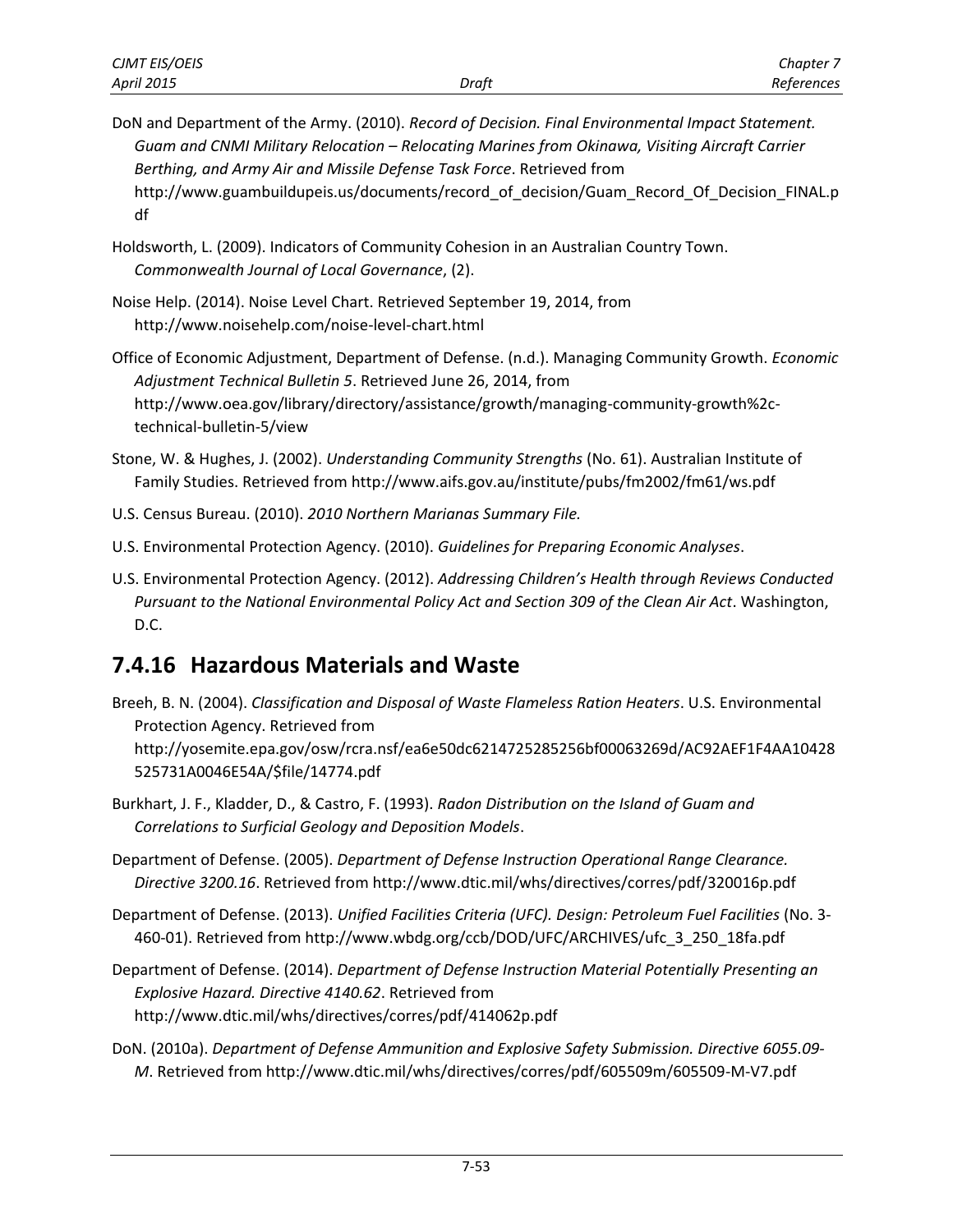DoN and Department of the Army. (2010). *Record of Decision. Final Environmental Impact Statement. Guam and CNMI Military Relocation – Relocating Marines from Okinawa, Visiting Aircraft Carrier Berthing, and Army Air and Missile Defense Task Force*. Retrieved from http://www.guambuildupeis.us/documents/record_of_decision/Guam_Record_Of_Decision_FINAL.pdf

Holdsworth, L. (2009). Indicators of Community Cohesion in an Australian Country Town. *Commonwealth Journal of Local Governance*, (2).

Noise Help. (2014). Noise Level Chart. Retrieved September 19, 2014, from http://www.noisehelp.com/noise-level-chart.html

Office of Economic Adjustment, Department of Defense. (n.d.). Managing Community Growth. *Economic Adjustment Technical Bulletin 5*. Retrieved June 26, 2014, from http://www.oea.gov/library/directory/assistance/growth/managing-community-growth%2c-technical-bulletin-5/view

Stone, W. & Hughes, J. (2002). *Understanding Community Strengths* (No. 61). Australian Institute of Family Studies. Retrieved from http://www.aifs.gov.au/institute/pubs/fm2002/fm61/ws.pdf

U.S. Census Bureau. (2010). *2010 Northern Marianas Summary File.*

U.S. Environmental Protection Agency. (2010). *Guidelines for Preparing Economic Analyses*.

U.S. Environmental Protection Agency. (2012). *Addressing Children's Health through Reviews Conducted Pursuant to the National Environmental Policy Act and Section 309 of the Clean Air Act*. Washington, D.C.

## 7.4.16 Hazardous Materials and Waste

Breeh, B. N. (2004). *Classification and Disposal of Waste Flameless Ration Heaters*. U.S. Environmental Protection Agency. Retrieved from http://yosemite.epa.gov/osw/rcra.nsf/ea6e50dc6214725285256bf00063269d/AC92AEF1F4AA10428525731A0046E54A/$file/14774.pdf

Burkhart, J. F., Kladder, D., & Castro, F. (1993). *Radon Distribution on the Island of Guam and Correlations to Surficial Geology and Deposition Models*.

Department of Defense. (2005). *Department of Defense Instruction Operational Range Clearance. Directive 3200.16*. Retrieved from http://www.dtic.mil/whs/directives/corres/pdf/320016p.pdf

Department of Defense. (2013). *Unified Facilities Criteria (UFC). Design: Petroleum Fuel Facilities* (No. 3-460-01). Retrieved from http://www.wbdg.org/ccb/DOD/UFC/ARCHIVES/ufc_3_250_18fa.pdf

Department of Defense. (2014). *Department of Defense Instruction Material Potentially Presenting an Explosive Hazard. Directive 4140.62*. Retrieved from http://www.dtic.mil/whs/directives/corres/pdf/414062p.pdf

DoN. (2010a). *Department of Defense Ammunition and Explosive Safety Submission. Directive 6055.09-M*. Retrieved from http://www.dtic.mil/whs/directives/corres/pdf/605509m/605509-M-V7.pdf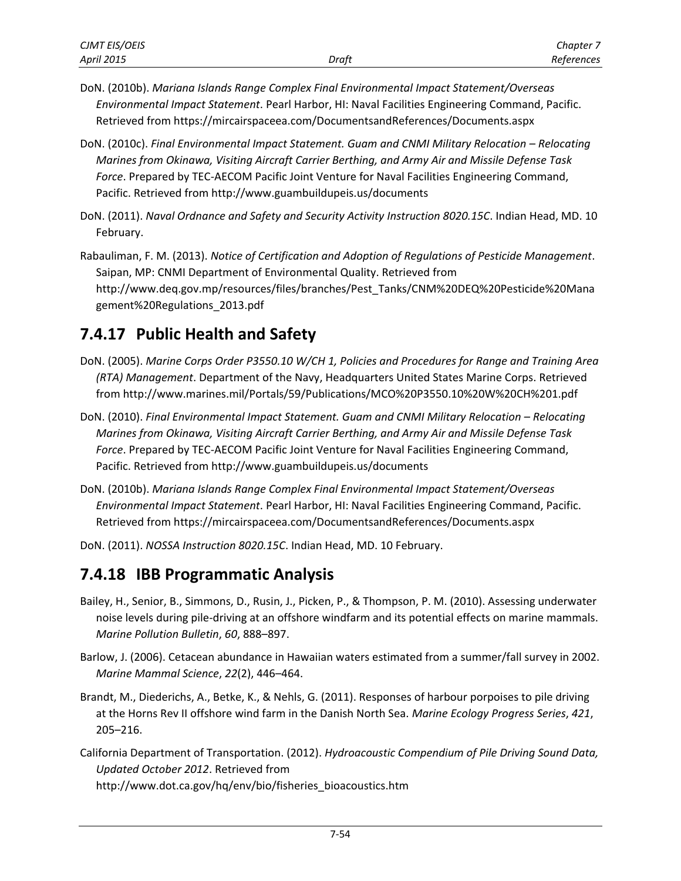DoN. (2010b). *Mariana Islands Range Complex Final Environmental Impact Statement/Overseas Environmental Impact Statement*. Pearl Harbor, HI: Naval Facilities Engineering Command, Pacific. Retrieved from https://mircairspaceea.com/DocumentsandReferences/Documents.aspx

DoN. (2010c). *Final Environmental Impact Statement. Guam and CNMI Military Relocation – Relocating Marines from Okinawa, Visiting Aircraft Carrier Berthing, and Army Air and Missile Defense Task Force*. Prepared by TEC-AECOM Pacific Joint Venture for Naval Facilities Engineering Command, Pacific. Retrieved from http://www.guambuildupeis.us/documents

DoN. (2011). *Naval Ordnance and Safety and Security Activity Instruction 8020.15C*. Indian Head, MD. 10 February.

Rabauliman, F. M. (2013). *Notice of Certification and Adoption of Regulations of Pesticide Management*. Saipan, MP: CNMI Department of Environmental Quality. Retrieved from http://www.deq.gov.mp/resources/files/branches/Pest_Tanks/CNM%20DEQ%20Pesticide%20Management%20Regulations_2013.pdf

## 7.4.17 Public Health and Safety

DoN. (2005). *Marine Corps Order P3550.10 W/CH 1, Policies and Procedures for Range and Training Area (RTA) Management*. Department of the Navy, Headquarters United States Marine Corps. Retrieved from http://www.marines.mil/Portals/59/Publications/MCO%20P3550.10%20W%20CH%201.pdf

DoN. (2010). *Final Environmental Impact Statement. Guam and CNMI Military Relocation – Relocating Marines from Okinawa, Visiting Aircraft Carrier Berthing, and Army Air and Missile Defense Task Force*. Prepared by TEC-AECOM Pacific Joint Venture for Naval Facilities Engineering Command, Pacific. Retrieved from http://www.guambuildupeis.us/documents

DoN. (2010b). *Mariana Islands Range Complex Final Environmental Impact Statement/Overseas Environmental Impact Statement*. Pearl Harbor, HI: Naval Facilities Engineering Command, Pacific. Retrieved from https://mircairspaceea.com/DocumentsandReferences/Documents.aspx

DoN. (2011). *NOSSA Instruction 8020.15C*. Indian Head, MD. 10 February.

## 7.4.18 IBB Programmatic Analysis

Bailey, H., Senior, B., Simmons, D., Rusin, J., Picken, P., & Thompson, P. M. (2010). Assessing underwater noise levels during pile-driving at an offshore windfarm and its potential effects on marine mammals. *Marine Pollution Bulletin*, *60*, 888–897.

Barlow, J. (2006). Cetacean abundance in Hawaiian waters estimated from a summer/fall survey in 2002. *Marine Mammal Science*, *22*(2), 446–464.

Brandt, M., Diederichs, A., Betke, K., & Nehls, G. (2011). Responses of harbour porpoises to pile driving at the Horns Rev II offshore wind farm in the Danish North Sea. *Marine Ecology Progress Series*, *421*, 205–216.

California Department of Transportation. (2012). *Hydroacoustic Compendium of Pile Driving Sound Data, Updated October 2012*. Retrieved from http://www.dot.ca.gov/hq/env/bio/fisheries_bioacoustics.htm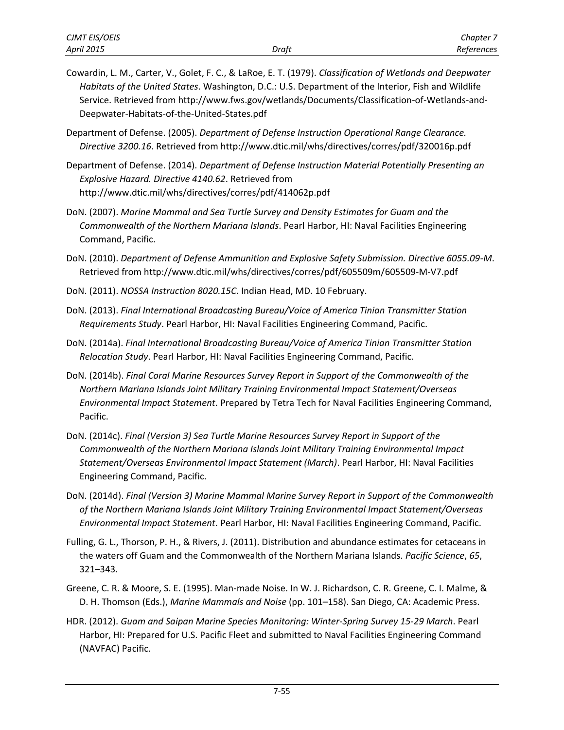Cowardin, L. M., Carter, V., Golet, F. C., & LaRoe, E. T. (1979). *Classification of Wetlands and Deepwater Habitats of the United States*. Washington, D.C.: U.S. Department of the Interior, Fish and Wildlife Service. Retrieved from http://www.fws.gov/wetlands/Documents/Classification-of-Wetlands-and-Deepwater-Habitats-of-the-United-States.pdf

Department of Defense. (2005). *Department of Defense Instruction Operational Range Clearance. Directive 3200.16*. Retrieved from http://www.dtic.mil/whs/directives/corres/pdf/320016p.pdf

Department of Defense. (2014). *Department of Defense Instruction Material Potentially Presenting an Explosive Hazard. Directive 4140.62*. Retrieved from http://www.dtic.mil/whs/directives/corres/pdf/414062p.pdf

DoN. (2007). *Marine Mammal and Sea Turtle Survey and Density Estimates for Guam and the Commonwealth of the Northern Mariana Islands*. Pearl Harbor, HI: Naval Facilities Engineering Command, Pacific.

DoN. (2010). *Department of Defense Ammunition and Explosive Safety Submission. Directive 6055.09-M*. Retrieved from http://www.dtic.mil/whs/directives/corres/pdf/605509m/605509-M-V7.pdf

DoN. (2011). *NOSSA Instruction 8020.15C*. Indian Head, MD. 10 February.

DoN. (2013). *Final International Broadcasting Bureau/Voice of America Tinian Transmitter Station Requirements Study*. Pearl Harbor, HI: Naval Facilities Engineering Command, Pacific.

DoN. (2014a). *Final International Broadcasting Bureau/Voice of America Tinian Transmitter Station Relocation Study*. Pearl Harbor, HI: Naval Facilities Engineering Command, Pacific.

DoN. (2014b). *Final Coral Marine Resources Survey Report in Support of the Commonwealth of the Northern Mariana Islands Joint Military Training Environmental Impact Statement/Overseas Environmental Impact Statement*. Prepared by Tetra Tech for Naval Facilities Engineering Command, Pacific.

DoN. (2014c). *Final (Version 3) Sea Turtle Marine Resources Survey Report in Support of the Commonwealth of the Northern Mariana Islands Joint Military Training Environmental Impact Statement/Overseas Environmental Impact Statement (March)*. Pearl Harbor, HI: Naval Facilities Engineering Command, Pacific.

DoN. (2014d). *Final (Version 3) Marine Mammal Marine Survey Report in Support of the Commonwealth of the Northern Mariana Islands Joint Military Training Environmental Impact Statement/Overseas Environmental Impact Statement*. Pearl Harbor, HI: Naval Facilities Engineering Command, Pacific.

Fulling, G. L., Thorson, P. H., & Rivers, J. (2011). Distribution and abundance estimates for cetaceans in the waters off Guam and the Commonwealth of the Northern Mariana Islands. *Pacific Science*, *65*, 321–343.

Greene, C. R. & Moore, S. E. (1995). Man-made Noise. In W. J. Richardson, C. R. Greene, C. I. Malme, & D. H. Thomson (Eds.), *Marine Mammals and Noise* (pp. 101–158). San Diego, CA: Academic Press.

HDR. (2012). *Guam and Saipan Marine Species Monitoring: Winter-Spring Survey 15-29 March*. Pearl Harbor, HI: Prepared for U.S. Pacific Fleet and submitted to Naval Facilities Engineering Command (NAVFAC) Pacific.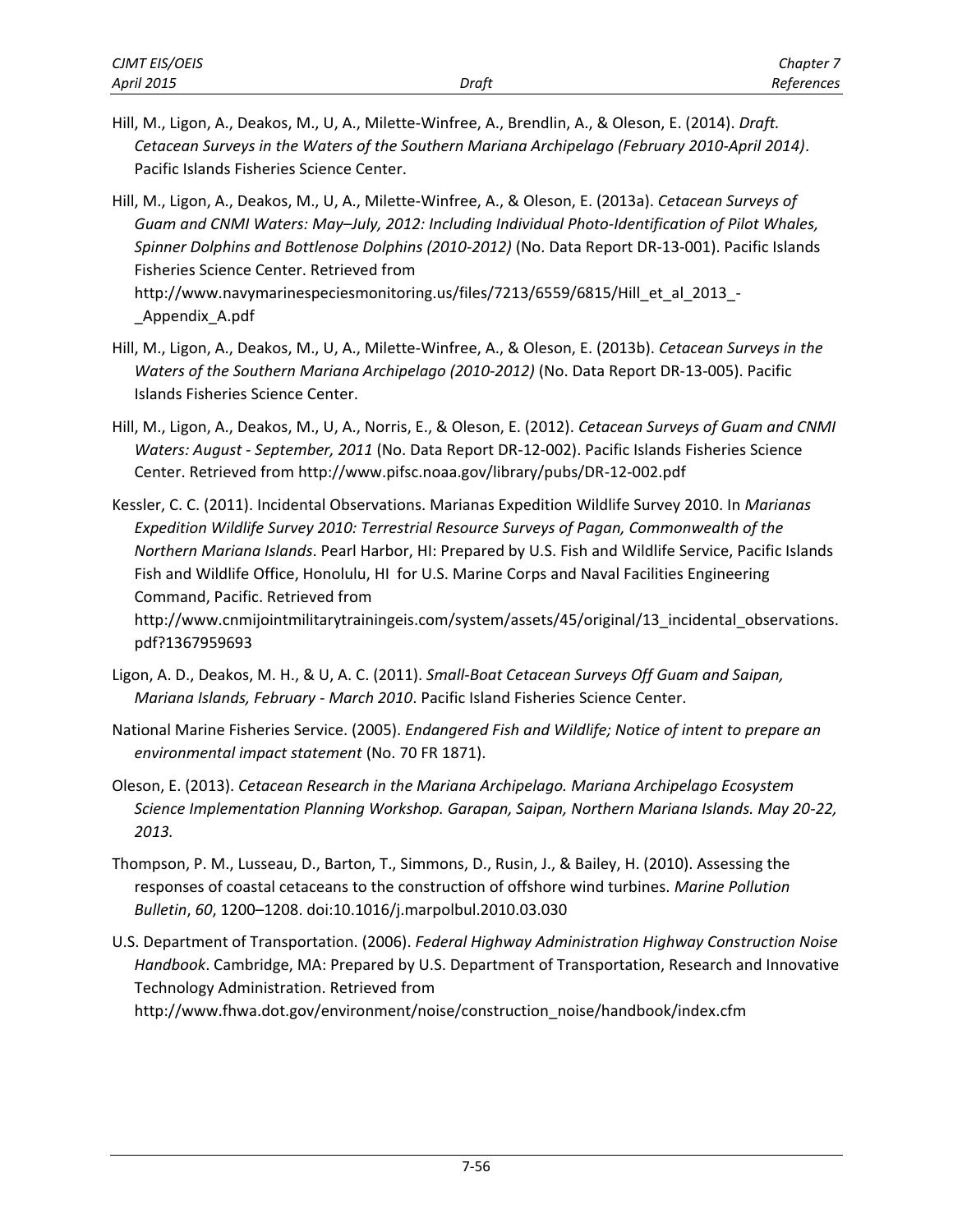Hill, M., Ligon, A., Deakos, M., U, A., Milette-Winfree, A., Brendlin, A., & Oleson, E. (2014). *Draft. Cetacean Surveys in the Waters of the Southern Mariana Archipelago (February 2010-April 2014)*. Pacific Islands Fisheries Science Center.

Hill, M., Ligon, A., Deakos, M., U, A., Milette-Winfree, A., & Oleson, E. (2013a). *Cetacean Surveys of Guam and CNMI Waters: May–July, 2012: Including Individual Photo-Identification of Pilot Whales, Spinner Dolphins and Bottlenose Dolphins (2010-2012)* (No. Data Report DR-13-001). Pacific Islands Fisheries Science Center. Retrieved from http://www.navymarinespeciesmonitoring.us/files/7213/6559/6815/Hill_et_al_2013_-_Appendix_A.pdf

Hill, M., Ligon, A., Deakos, M., U, A., Milette-Winfree, A., & Oleson, E. (2013b). *Cetacean Surveys in the Waters of the Southern Mariana Archipelago (2010-2012)* (No. Data Report DR-13-005). Pacific Islands Fisheries Science Center.

Hill, M., Ligon, A., Deakos, M., U, A., Norris, E., & Oleson, E. (2012). *Cetacean Surveys of Guam and CNMI Waters: August - September, 2011* (No. Data Report DR-12-002). Pacific Islands Fisheries Science Center. Retrieved from http://www.pifsc.noaa.gov/library/pubs/DR-12-002.pdf

Kessler, C. C. (2011). Incidental Observations. Marianas Expedition Wildlife Survey 2010. In *Marianas Expedition Wildlife Survey 2010: Terrestrial Resource Surveys of Pagan, Commonwealth of the Northern Mariana Islands*. Pearl Harbor, HI: Prepared by U.S. Fish and Wildlife Service, Pacific Islands Fish and Wildlife Office, Honolulu, HI for U.S. Marine Corps and Naval Facilities Engineering Command, Pacific. Retrieved from http://www.cnmijointmilitarytrainingeis.com/system/assets/45/original/13_incidental_observations.pdf?1367959693

Ligon, A. D., Deakos, M. H., & U, A. C. (2011). *Small-Boat Cetacean Surveys Off Guam and Saipan, Mariana Islands, February - March 2010*. Pacific Island Fisheries Science Center.

National Marine Fisheries Service. (2005). *Endangered Fish and Wildlife; Notice of intent to prepare an environmental impact statement* (No. 70 FR 1871).

Oleson, E. (2013). *Cetacean Research in the Mariana Archipelago. Mariana Archipelago Ecosystem Science Implementation Planning Workshop. Garapan, Saipan, Northern Mariana Islands. May 20-22, 2013.*

Thompson, P. M., Lusseau, D., Barton, T., Simmons, D., Rusin, J., & Bailey, H. (2010). Assessing the responses of coastal cetaceans to the construction of offshore wind turbines. *Marine Pollution Bulletin*, *60*, 1200–1208. doi:10.1016/j.marpolbul.2010.03.030

U.S. Department of Transportation. (2006). *Federal Highway Administration Highway Construction Noise Handbook*. Cambridge, MA: Prepared by U.S. Department of Transportation, Research and Innovative Technology Administration. Retrieved from http://www.fhwa.dot.gov/environment/noise/construction_noise/handbook/index.cfm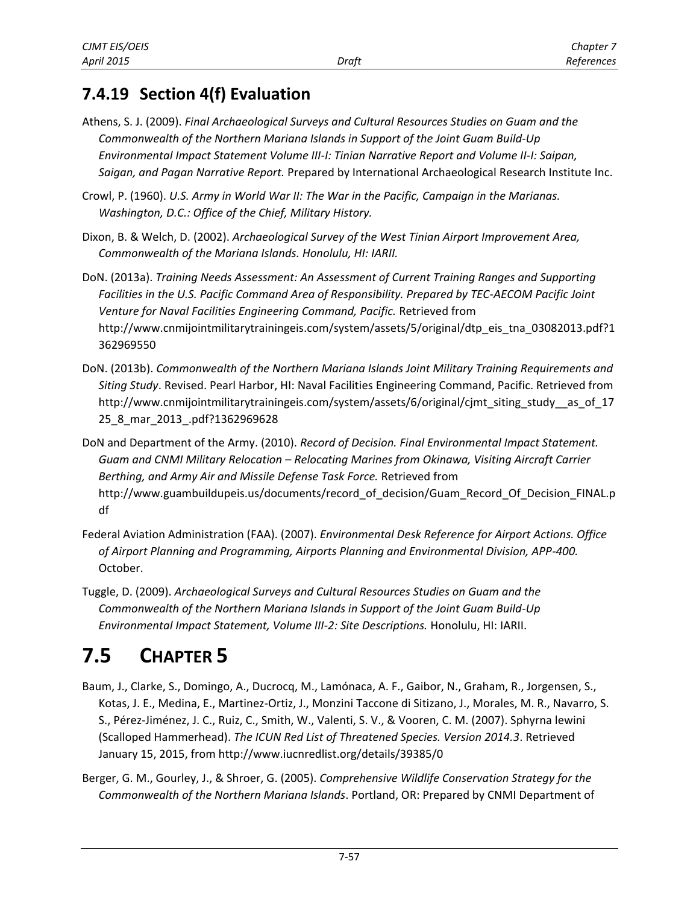### 7.4.19 Section 4(f) Evaluation

Athens, S. J. (2009). *Final Archaeological Surveys and Cultural Resources Studies on Guam and the Commonwealth of the Northern Mariana Islands in Support of the Joint Guam Build-Up Environmental Impact Statement Volume III-I: Tinian Narrative Report and Volume II-I: Saipan, Saigan, and Pagan Narrative Report.* Prepared by International Archaeological Research Institute Inc.

Crowl, P. (1960). *U.S. Army in World War II: The War in the Pacific, Campaign in the Marianas. Washington, D.C.: Office of the Chief, Military History.*

Dixon, B. & Welch, D. (2002). *Archaeological Survey of the West Tinian Airport Improvement Area, Commonwealth of the Mariana Islands. Honolulu, HI: IARII.*

DoN. (2013a). *Training Needs Assessment: An Assessment of Current Training Ranges and Supporting Facilities in the U.S. Pacific Command Area of Responsibility. Prepared by TEC-AECOM Pacific Joint Venture for Naval Facilities Engineering Command, Pacific.* Retrieved from http://www.cnmijointmilitarytrainingeis.com/system/assets/5/original/dtp_eis_tna_03082013.pdf?1362969550

DoN. (2013b). *Commonwealth of the Northern Mariana Islands Joint Military Training Requirements and Siting Study*. Revised. Pearl Harbor, HI: Naval Facilities Engineering Command, Pacific. Retrieved from http://www.cnmijointmilitarytrainingeis.com/system/assets/6/original/cjmt_siting_study__as_of_1725_8_mar_2013_.pdf?1362969628

DoN and Department of the Army. (2010). *Record of Decision. Final Environmental Impact Statement. Guam and CNMI Military Relocation – Relocating Marines from Okinawa, Visiting Aircraft Carrier Berthing, and Army Air and Missile Defense Task Force.* Retrieved from http://www.guambuildupeis.us/documents/record_of_decision/Guam_Record_Of_Decision_FINAL.pdf

Federal Aviation Administration (FAA). (2007). *Environmental Desk Reference for Airport Actions. Office of Airport Planning and Programming, Airports Planning and Environmental Division, APP-400.* October.

Tuggle, D. (2009). *Archaeological Surveys and Cultural Resources Studies on Guam and the Commonwealth of the Northern Mariana Islands in Support of the Joint Guam Build-Up Environmental Impact Statement, Volume III-2: Site Descriptions.* Honolulu, HI: IARII.

## 7.5 CHAPTER 5

Baum, J., Clarke, S., Domingo, A., Ducrocq, M., Lamónaca, A. F., Gaibor, N., Graham, R., Jorgensen, S., Kotas, J. E., Medina, E., Martinez-Ortiz, J., Monzini Taccone di Sitizano, J., Morales, M. R., Navarro, S. S., Pérez-Jiménez, J. C., Ruiz, C., Smith, W., Valenti, S. V., & Vooren, C. M. (2007). Sphyrna lewini (Scalloped Hammerhead). *The ICUN Red List of Threatened Species. Version 2014.3*. Retrieved January 15, 2015, from http://www.iucnredlist.org/details/39385/0

Berger, G. M., Gourley, J., & Shroer, G. (2005). *Comprehensive Wildlife Conservation Strategy for the Commonwealth of the Northern Mariana Islands*. Portland, OR: Prepared by CNMI Department of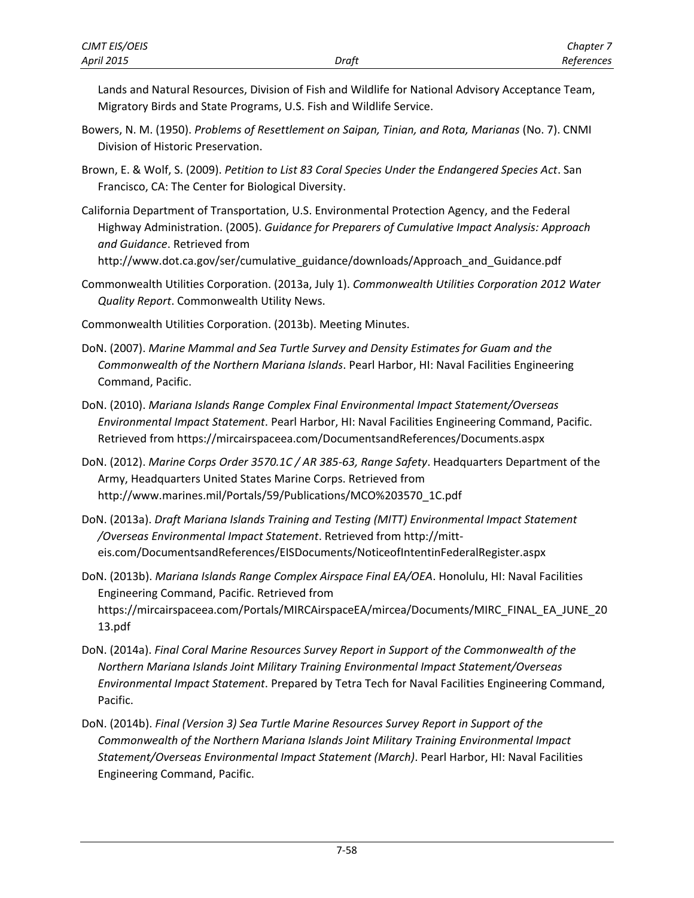Lands and Natural Resources, Division of Fish and Wildlife for National Advisory Acceptance Team, Migratory Birds and State Programs, U.S. Fish and Wildlife Service.

Bowers, N. M. (1950). *Problems of Resettlement on Saipan, Tinian, and Rota, Marianas* (No. 7). CNMI Division of Historic Preservation.

Brown, E. & Wolf, S. (2009). *Petition to List 83 Coral Species Under the Endangered Species Act*. San Francisco, CA: The Center for Biological Diversity.

California Department of Transportation, U.S. Environmental Protection Agency, and the Federal Highway Administration. (2005). *Guidance for Preparers of Cumulative Impact Analysis: Approach and Guidance*. Retrieved from http://www.dot.ca.gov/ser/cumulative_guidance/downloads/Approach_and_Guidance.pdf

Commonwealth Utilities Corporation. (2013a, July 1). *Commonwealth Utilities Corporation 2012 Water Quality Report*. Commonwealth Utility News.

Commonwealth Utilities Corporation. (2013b). Meeting Minutes.

DoN. (2007). *Marine Mammal and Sea Turtle Survey and Density Estimates for Guam and the Commonwealth of the Northern Mariana Islands*. Pearl Harbor, HI: Naval Facilities Engineering Command, Pacific.

DoN. (2010). *Mariana Islands Range Complex Final Environmental Impact Statement/Overseas Environmental Impact Statement*. Pearl Harbor, HI: Naval Facilities Engineering Command, Pacific. Retrieved from https://mircairspaceea.com/DocumentsandReferences/Documents.aspx

DoN. (2012). *Marine Corps Order 3570.1C / AR 385-63, Range Safety*. Headquarters Department of the Army, Headquarters United States Marine Corps. Retrieved from http://www.marines.mil/Portals/59/Publications/MCO%203570_1C.pdf

DoN. (2013a). *Draft Mariana Islands Training and Testing (MITT) Environmental Impact Statement /Overseas Environmental Impact Statement*. Retrieved from http://mitt-eis.com/DocumentsandReferences/EISDocuments/NoticeofIntentinFederalRegister.aspx

DoN. (2013b). *Mariana Islands Range Complex Airspace Final EA/OEA*. Honolulu, HI: Naval Facilities Engineering Command, Pacific. Retrieved from https://mircairspaceea.com/Portals/MIRCAirspaceEA/mircea/Documents/MIRC_FINAL_EA_JUNE_2013.pdf

DoN. (2014a). *Final Coral Marine Resources Survey Report in Support of the Commonwealth of the Northern Mariana Islands Joint Military Training Environmental Impact Statement/Overseas Environmental Impact Statement*. Prepared by Tetra Tech for Naval Facilities Engineering Command, Pacific.

DoN. (2014b). *Final (Version 3) Sea Turtle Marine Resources Survey Report in Support of the Commonwealth of the Northern Mariana Islands Joint Military Training Environmental Impact Statement/Overseas Environmental Impact Statement (March)*. Pearl Harbor, HI: Naval Facilities Engineering Command, Pacific.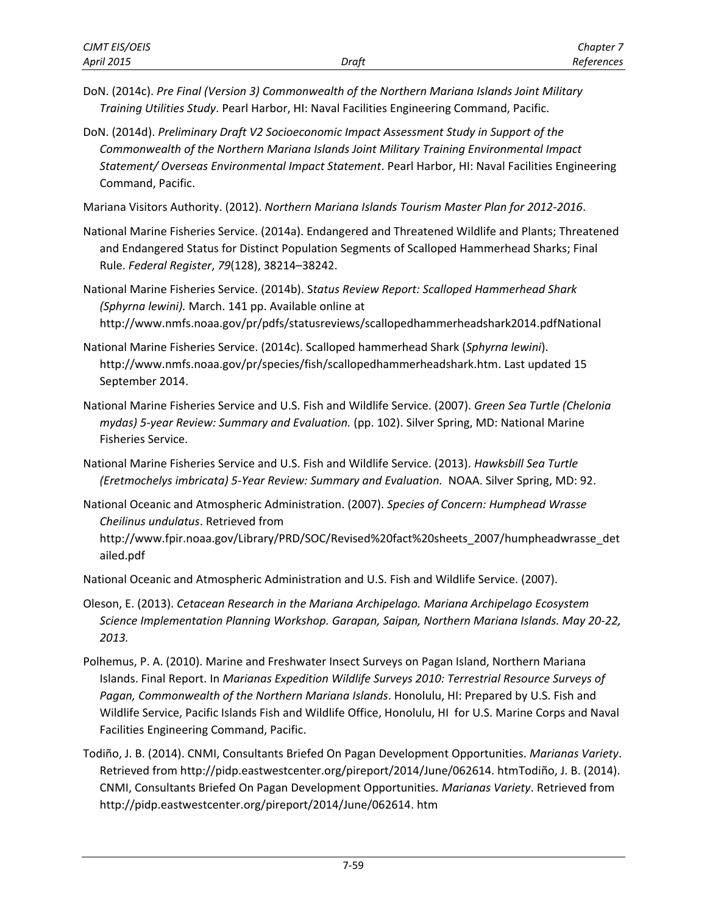DoN. (2014c). *Pre Final (Version 3) Commonwealth of the Northern Mariana Islands Joint Military Training Utilities Study*. Pearl Harbor, HI: Naval Facilities Engineering Command, Pacific.

DoN. (2014d). *Preliminary Draft V2 Socioeconomic Impact Assessment Study in Support of the Commonwealth of the Northern Mariana Islands Joint Military Training Environmental Impact Statement/ Overseas Environmental Impact Statement*. Pearl Harbor, HI: Naval Facilities Engineering Command, Pacific.

Mariana Visitors Authority. (2012). *Northern Mariana Islands Tourism Master Plan for 2012-2016*.

National Marine Fisheries Service. (2014a). Endangered and Threatened Wildlife and Plants; Threatened and Endangered Status for Distinct Population Segments of Scalloped Hammerhead Sharks; Final Rule. *Federal Register*, *79*(128), 38214–38242.

National Marine Fisheries Service. (2014b). S*tatus Review Report: Scalloped Hammerhead Shark (Sphyrna lewini).* March. 141 pp. Available online at http://www.nmfs.noaa.gov/pr/pdfs/statusreviews/scallopedhammerheadshark2014.pdfNational

National Marine Fisheries Service. (2014c). Scalloped hammerhead Shark (*Sphyrna lewini*). http://www.nmfs.noaa.gov/pr/species/fish/scallopedhammerheadshark.htm. Last updated 15 September 2014.

National Marine Fisheries Service and U.S. Fish and Wildlife Service. (2007). *Green Sea Turtle (Chelonia mydas) 5-year Review: Summary and Evaluation.* (pp. 102). Silver Spring, MD: National Marine Fisheries Service.

National Marine Fisheries Service and U.S. Fish and Wildlife Service. (2013). *Hawksbill Sea Turtle (Eretmochelys imbricata) 5-Year Review: Summary and Evaluation.* NOAA. Silver Spring, MD: 92.

National Oceanic and Atmospheric Administration. (2007). *Species of Concern: Humphead Wrasse Cheilinus undulatus*. Retrieved from http://www.fpir.noaa.gov/Library/PRD/SOC/Revised%20fact%20sheets_2007/humpheadwrasse_detailed.pdf

National Oceanic and Atmospheric Administration and U.S. Fish and Wildlife Service. (2007).

Oleson, E. (2013). *Cetacean Research in the Mariana Archipelago. Mariana Archipelago Ecosystem Science Implementation Planning Workshop. Garapan, Saipan, Northern Mariana Islands. May 20-22, 2013.*

Polhemus, P. A. (2010). Marine and Freshwater Insect Surveys on Pagan Island, Northern Mariana Islands. Final Report. In *Marianas Expedition Wildlife Surveys 2010: Terrestrial Resource Surveys of Pagan, Commonwealth of the Northern Mariana Islands*. Honolulu, HI: Prepared by U.S. Fish and Wildlife Service, Pacific Islands Fish and Wildlife Office, Honolulu, HI for U.S. Marine Corps and Naval Facilities Engineering Command, Pacific.

Todiño, J. B. (2014). CNMI, Consultants Briefed On Pagan Development Opportunities. *Marianas Variety*. Retrieved from http://pidp.eastwestcenter.org/pireport/2014/June/062614. htmTodiño, J. B. (2014). CNMI, Consultants Briefed On Pagan Development Opportunities. *Marianas Variety*. Retrieved from http://pidp.eastwestcenter.org/pireport/2014/June/062614. htm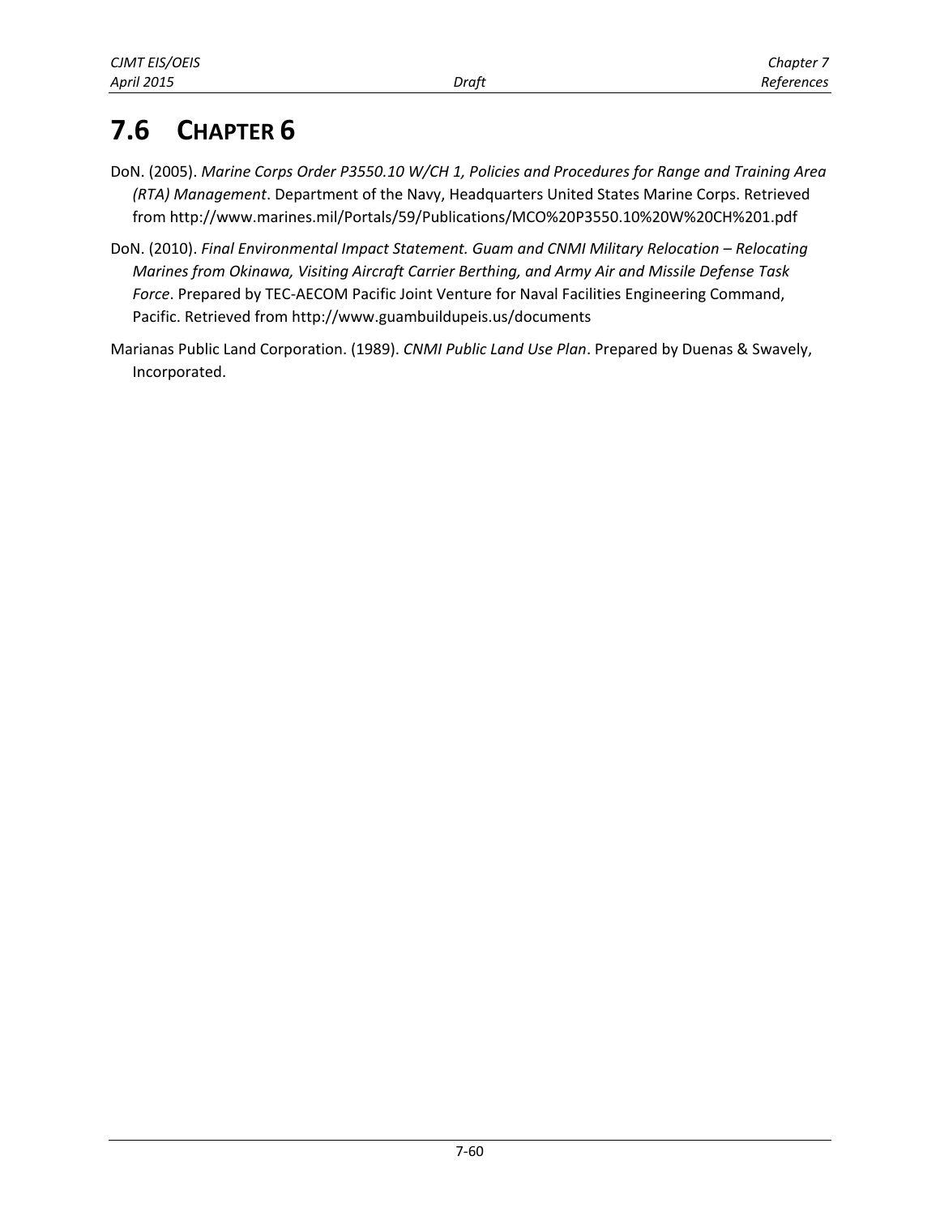## 7.6 CHAPTER 6

DoN. (2005). *Marine Corps Order P3550.10 W/CH 1, Policies and Procedures for Range and Training Area (RTA) Management*. Department of the Navy, Headquarters United States Marine Corps. Retrieved from http://www.marines.mil/Portals/59/Publications/MCO%20P3550.10%20W%20CH%201.pdf

DoN. (2010). *Final Environmental Impact Statement. Guam and CNMI Military Relocation – Relocating Marines from Okinawa, Visiting Aircraft Carrier Berthing, and Army Air and Missile Defense Task Force*. Prepared by TEC-AECOM Pacific Joint Venture for Naval Facilities Engineering Command, Pacific. Retrieved from http://www.guambuildupeis.us/documents

Marianas Public Land Corporation. (1989). *CNMI Public Land Use Plan*. Prepared by Duenas & Swavely, Incorporated.